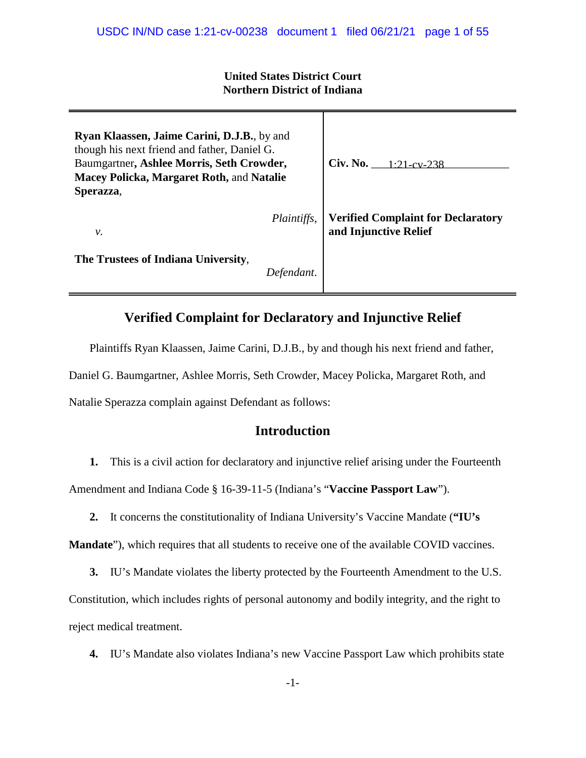**United States District Court**
**Northern District of Indiana**

| | |
|---|---|
| **Ryan Klaassen, Jaime Carini, D.J.B.**, by and though his next friend and father, Daniel G. Baumgartner**, Ashlee Morris, Seth Crowder, Macey Policka, Margaret Roth,** and **Natalie Sperazza**, *Plaintiffs*, | **Civ. No.** 1:21-cv-238 |
| *v.* | **Verified Complaint for Declaratory and Injunctive Relief** |
| **The Trustees of Indiana University**, *Defendant*. | |

# Verified Complaint for Declaratory and Injunctive Relief

Plaintiffs Ryan Klaassen, Jaime Carini, D.J.B., by and though his next friend and father, Daniel G. Baumgartner, Ashlee Morris, Seth Crowder, Macey Policka, Margaret Roth, and Natalie Sperazza complain against Defendant as follows:

## Introduction

**1.** This is a civil action for declaratory and injunctive relief arising under the Fourteenth Amendment and Indiana Code § 16-39-11-5 (Indiana's "**Vaccine Passport Law**").

**2.** It concerns the constitutionality of Indiana University's Vaccine Mandate (**"IU's Mandate**"), which requires that all students to receive one of the available COVID vaccines.

**3.** IU's Mandate violates the liberty protected by the Fourteenth Amendment to the U.S. Constitution, which includes rights of personal autonomy and bodily integrity, and the right to reject medical treatment.

**4.** IU's Mandate also violates Indiana's new Vaccine Passport Law which prohibits state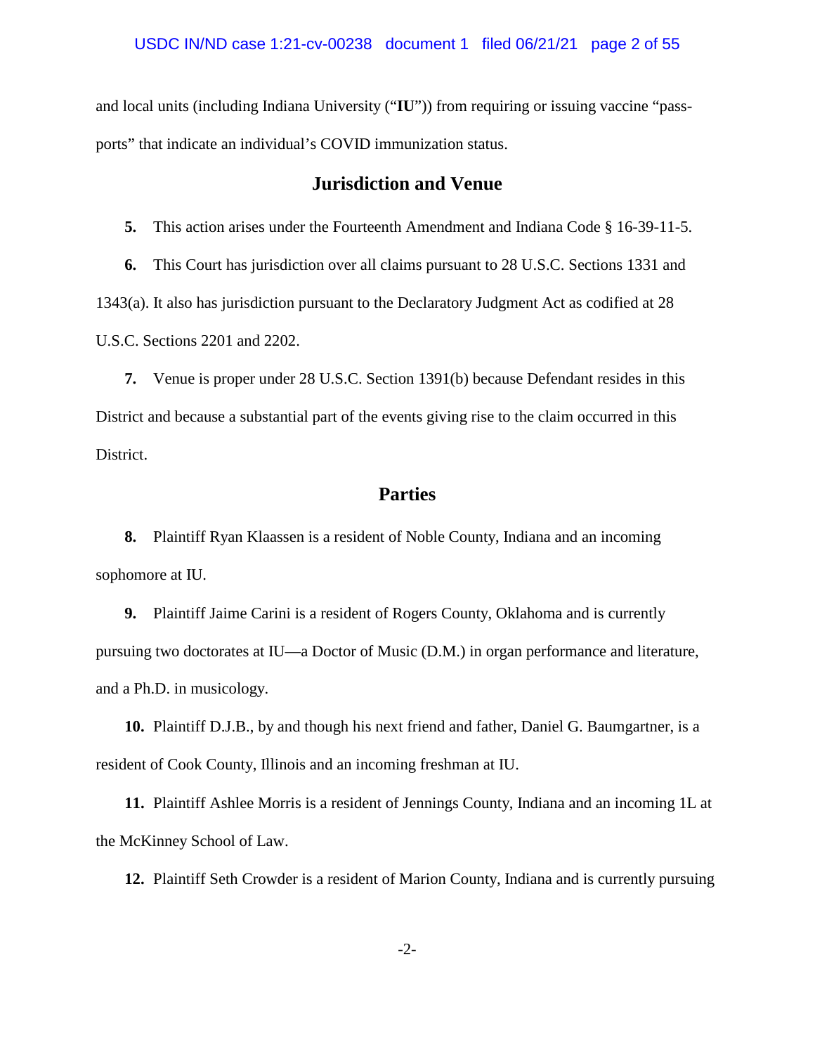and local units (including Indiana University ("**IU**")) from requiring or issuing vaccine "pass-ports" that indicate an individual's COVID immunization status.

## Jurisdiction and Venue

**5.** This action arises under the Fourteenth Amendment and Indiana Code § 16-39-11-5.

**6.** This Court has jurisdiction over all claims pursuant to 28 U.S.C. Sections 1331 and 1343(a). It also has jurisdiction pursuant to the Declaratory Judgment Act as codified at 28 U.S.C. Sections 2201 and 2202.

**7.** Venue is proper under 28 U.S.C. Section 1391(b) because Defendant resides in this District and because a substantial part of the events giving rise to the claim occurred in this District.

## Parties

**8.** Plaintiff Ryan Klaassen is a resident of Noble County, Indiana and an incoming sophomore at IU.

**9.** Plaintiff Jaime Carini is a resident of Rogers County, Oklahoma and is currently pursuing two doctorates at IU—a Doctor of Music (D.M.) in organ performance and literature, and a Ph.D. in musicology.

**10.** Plaintiff D.J.B., by and though his next friend and father, Daniel G. Baumgartner, is a resident of Cook County, Illinois and an incoming freshman at IU.

**11.** Plaintiff Ashlee Morris is a resident of Jennings County, Indiana and an incoming 1L at the McKinney School of Law.

**12.** Plaintiff Seth Crowder is a resident of Marion County, Indiana and is currently pursuing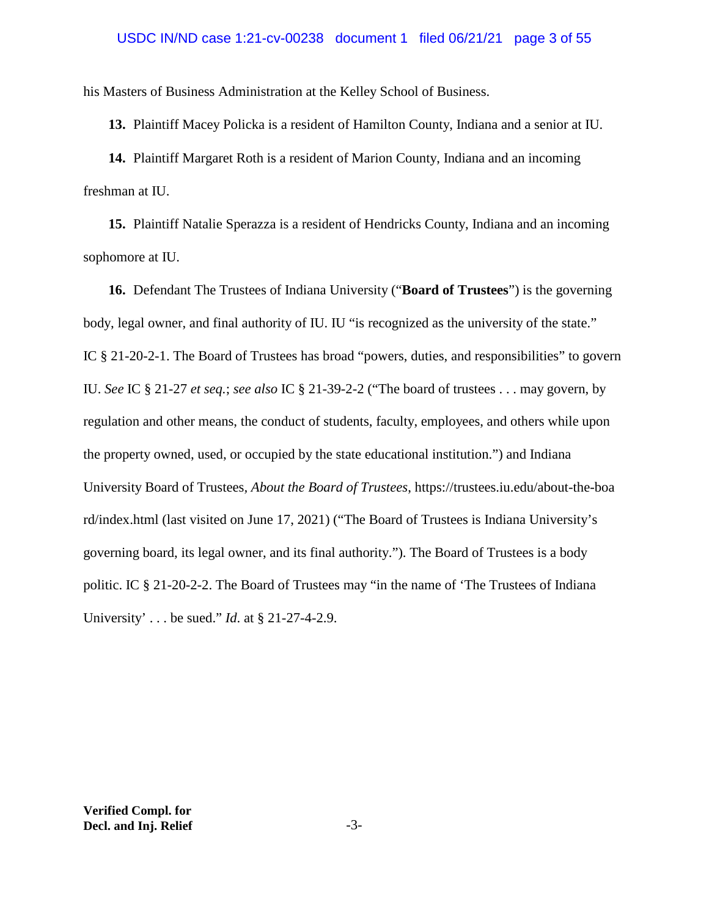his Masters of Business Administration at the Kelley School of Business.

**13.** Plaintiff Macey Policka is a resident of Hamilton County, Indiana and a senior at IU.

**14.** Plaintiff Margaret Roth is a resident of Marion County, Indiana and an incoming freshman at IU.

**15.** Plaintiff Natalie Sperazza is a resident of Hendricks County, Indiana and an incoming sophomore at IU.

**16.** Defendant The Trustees of Indiana University ("**Board of Trustees**") is the governing body, legal owner, and final authority of IU. IU "is recognized as the university of the state." IC § 21-20-2-1. The Board of Trustees has broad "powers, duties, and responsibilities" to govern IU. *See* IC § 21-27 *et seq.*; *see also* IC § 21-39-2-2 ("The board of trustees . . . may govern, by regulation and other means, the conduct of students, faculty, employees, and others while upon the property owned, used, or occupied by the state educational institution.") and Indiana University Board of Trustees, *About the Board of Trustees*, https://trustees.iu.edu/about-the-board/index.html (last visited on June 17, 2021) ("The Board of Trustees is Indiana University's governing board, its legal owner, and its final authority."). The Board of Trustees is a body politic. IC § 21-20-2-2. The Board of Trustees may "in the name of 'The Trustees of Indiana University' . . . be sued." *Id*. at § 21-27-4-2.9.

**Verified Compl. for Decl. and Inj. Relief**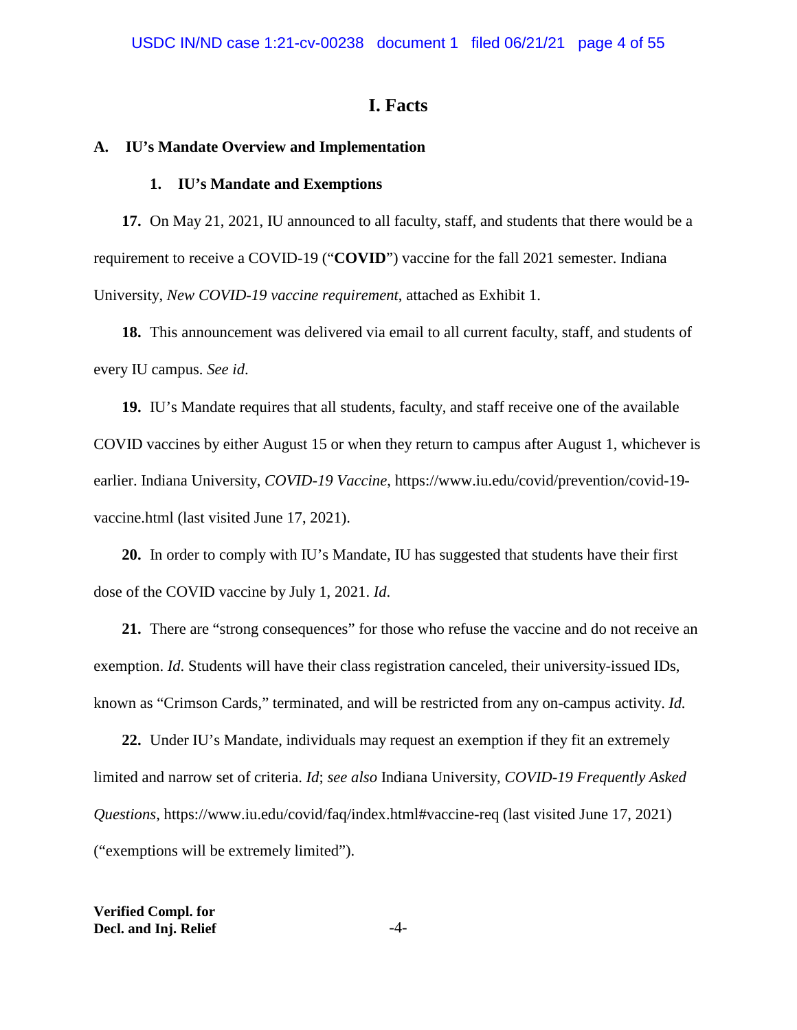# I. Facts

## A. IU's Mandate Overview and Implementation

### 1. IU's Mandate and Exemptions

**17.** On May 21, 2021, IU announced to all faculty, staff, and students that there would be a requirement to receive a COVID-19 ("**COVID**") vaccine for the fall 2021 semester. Indiana University, *New COVID-19 vaccine requirement*, attached as Exhibit 1.

**18.** This announcement was delivered via email to all current faculty, staff, and students of every IU campus. *See id*.

**19.** IU's Mandate requires that all students, faculty, and staff receive one of the available COVID vaccines by either August 15 or when they return to campus after August 1, whichever is earlier. Indiana University, *COVID-19 Vaccine*, https://www.iu.edu/covid/prevention/covid-19-vaccine.html (last visited June 17, 2021).

**20.** In order to comply with IU's Mandate, IU has suggested that students have their first dose of the COVID vaccine by July 1, 2021. *Id.*

**21.** There are "strong consequences" for those who refuse the vaccine and do not receive an exemption. *Id*. Students will have their class registration canceled, their university-issued IDs, known as "Crimson Cards," terminated, and will be restricted from any on-campus activity. *Id.*

**22.** Under IU's Mandate, individuals may request an exemption if they fit an extremely limited and narrow set of criteria. *Id*; *see also* Indiana University, *COVID-19 Frequently Asked Questions*, https://www.iu.edu/covid/faq/index.html#vaccine-req (last visited June 17, 2021) ("exemptions will be extremely limited").

**Verified Compl. for Decl. and Inj. Relief**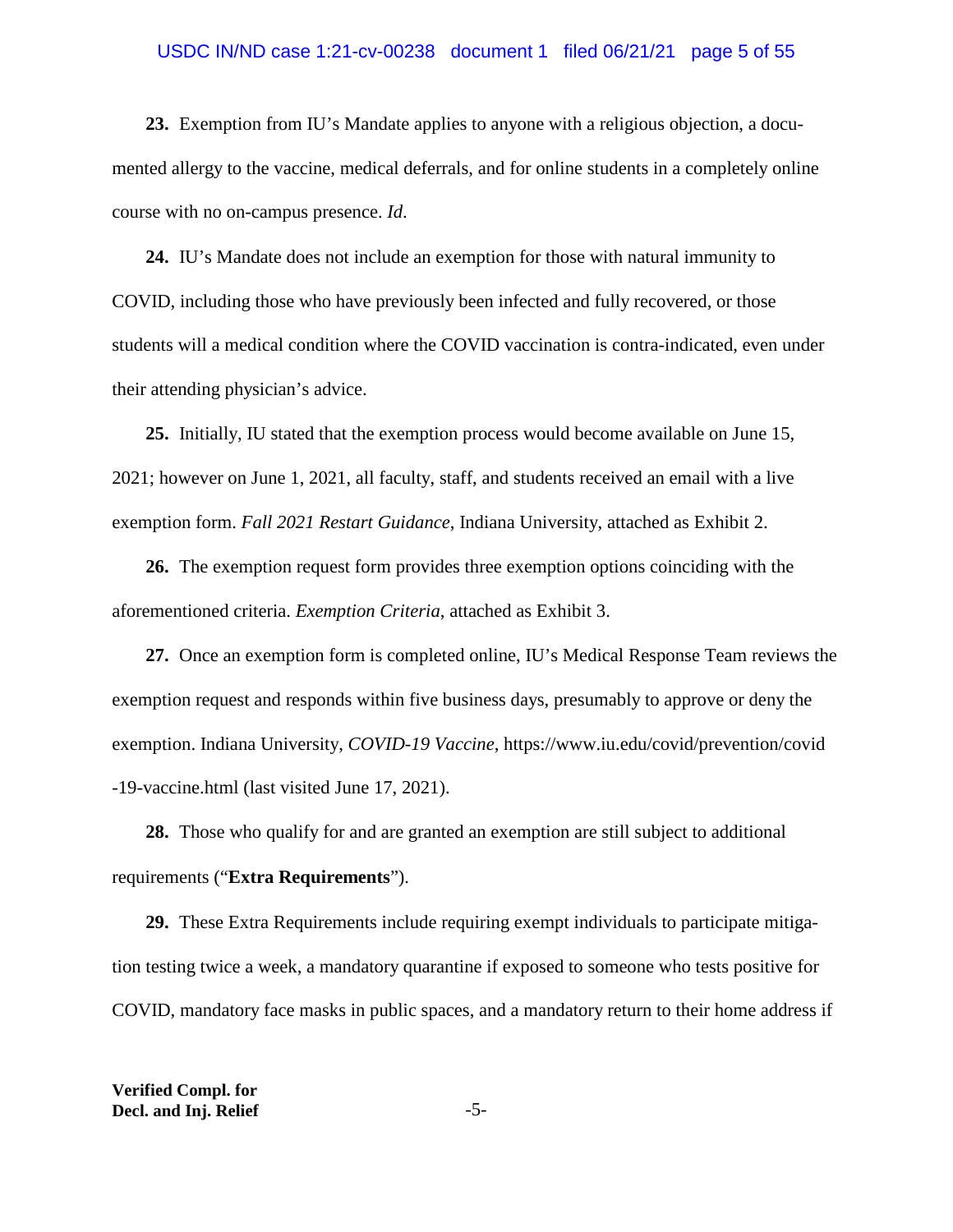**23.** Exemption from IU's Mandate applies to anyone with a religious objection, a documented allergy to the vaccine, medical deferrals, and for online students in a completely online course with no on-campus presence. *Id.*

**24.** IU's Mandate does not include an exemption for those with natural immunity to COVID, including those who have previously been infected and fully recovered, or those students will a medical condition where the COVID vaccination is contra-indicated, even under their attending physician's advice.

**25.** Initially, IU stated that the exemption process would become available on June 15, 2021; however on June 1, 2021, all faculty, staff, and students received an email with a live exemption form. *Fall 2021 Restart Guidance*, Indiana University, attached as Exhibit 2.

**26.** The exemption request form provides three exemption options coinciding with the aforementioned criteria. *Exemption Criteria*, attached as Exhibit 3.

**27.** Once an exemption form is completed online, IU's Medical Response Team reviews the exemption request and responds within five business days, presumably to approve or deny the exemption. Indiana University, *COVID-19 Vaccine*, https://www.iu.edu/covid/prevention/covid-19-vaccine.html (last visited June 17, 2021).

**28.** Those who qualify for and are granted an exemption are still subject to additional requirements ("**Extra Requirements**").

**29.** These Extra Requirements include requiring exempt individuals to participate mitigation testing twice a week, a mandatory quarantine if exposed to someone who tests positive for COVID, mandatory face masks in public spaces, and a mandatory return to their home address if

**Verified Compl. for Decl. and Inj. Relief**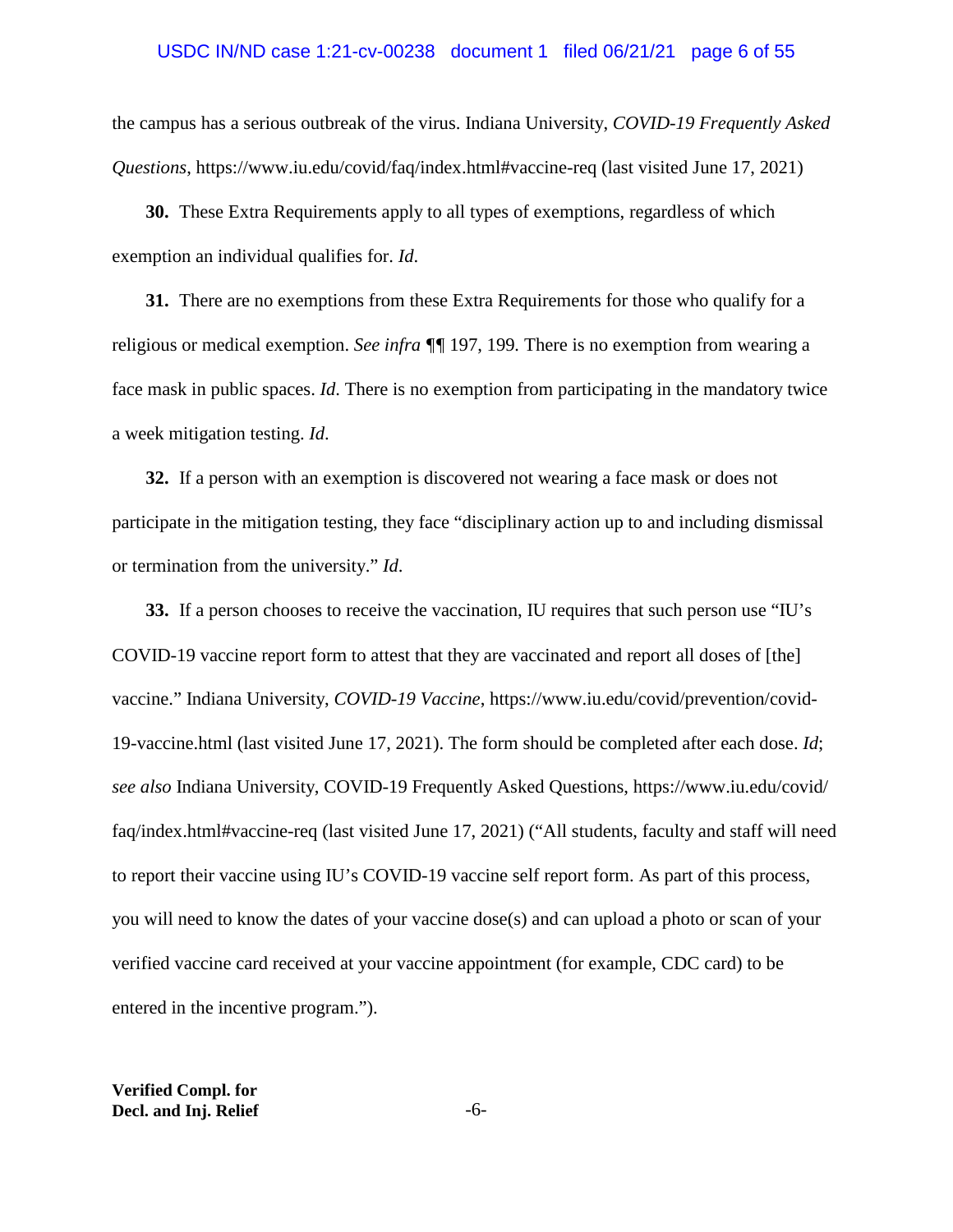the campus has a serious outbreak of the virus. Indiana University, *COVID-19 Frequently Asked Questions*, https://www.iu.edu/covid/faq/index.html#vaccine-req (last visited June 17, 2021)

**30.** These Extra Requirements apply to all types of exemptions, regardless of which exemption an individual qualifies for. *Id*.

**31.** There are no exemptions from these Extra Requirements for those who qualify for a religious or medical exemption. *See infra* ¶¶ 197, 199. There is no exemption from wearing a face mask in public spaces. *Id*. There is no exemption from participating in the mandatory twice a week mitigation testing. *Id*.

**32.** If a person with an exemption is discovered not wearing a face mask or does not participate in the mitigation testing, they face "disciplinary action up to and including dismissal or termination from the university." *Id*.

**33.** If a person chooses to receive the vaccination, IU requires that such person use "IU's COVID-19 vaccine report form to attest that they are vaccinated and report all doses of [the] vaccine." Indiana University, *COVID-19 Vaccine*, https://www.iu.edu/covid/prevention/covid-19-vaccine.html (last visited June 17, 2021). The form should be completed after each dose. *Id*; *see also* Indiana University, COVID-19 Frequently Asked Questions, https://www.iu.edu/covid/faq/index.html#vaccine-req (last visited June 17, 2021) ("All students, faculty and staff will need to report their vaccine using IU's COVID-19 vaccine self report form. As part of this process, you will need to know the dates of your vaccine dose(s) and can upload a photo or scan of your verified vaccine card received at your vaccine appointment (for example, CDC card) to be entered in the incentive program.").

**Verified Compl. for Decl. and Inj. Relief**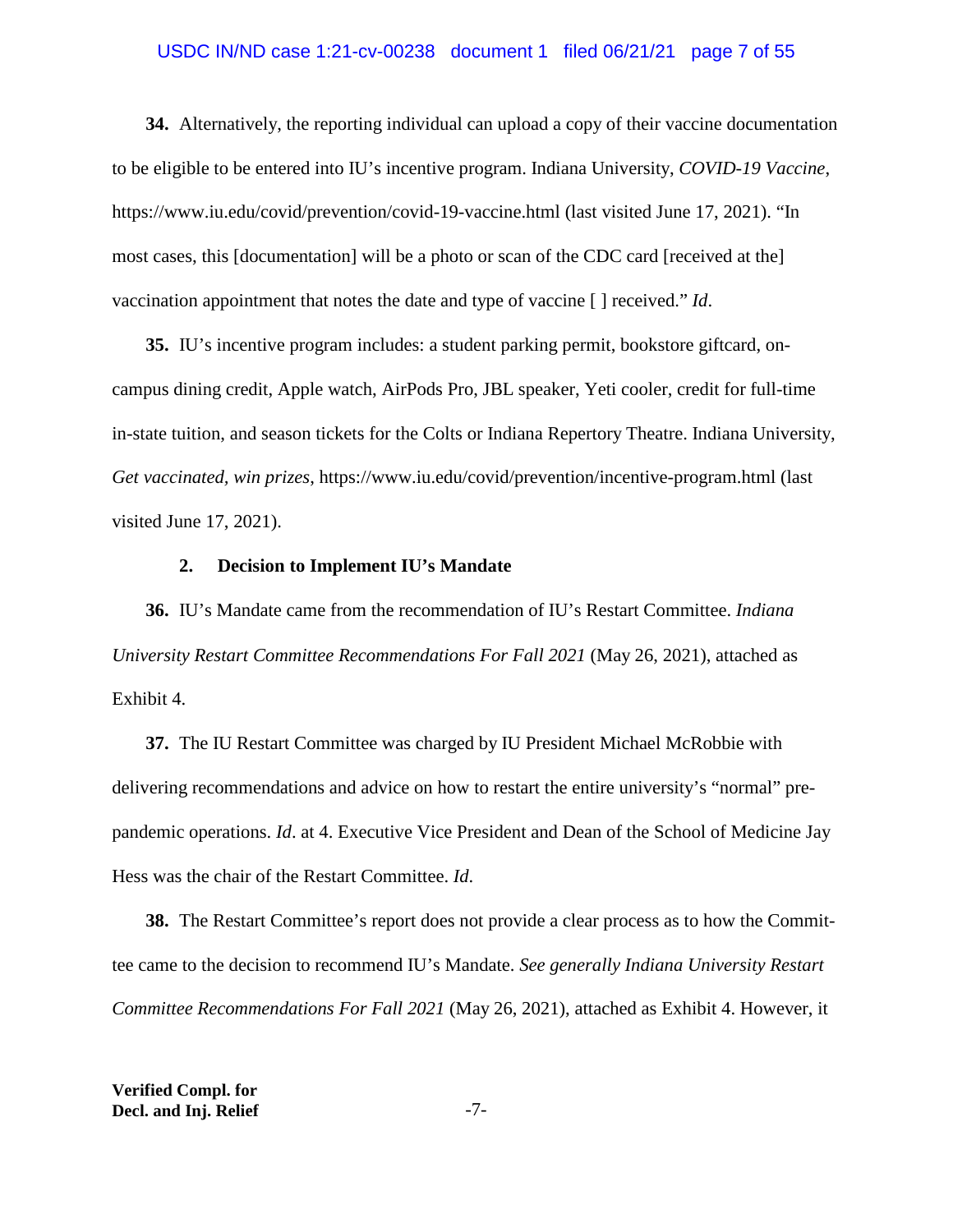**34.** Alternatively, the reporting individual can upload a copy of their vaccine documentation to be eligible to be entered into IU's incentive program. Indiana University, *COVID-19 Vaccine*, https://www.iu.edu/covid/prevention/covid-19-vaccine.html (last visited June 17, 2021). "In most cases, this [documentation] will be a photo or scan of the CDC card [received at the] vaccination appointment that notes the date and type of vaccine [ ] received." *Id*.

**35.** IU's incentive program includes: a student parking permit, bookstore giftcard, on-campus dining credit, Apple watch, AirPods Pro, JBL speaker, Yeti cooler, credit for full-time in-state tuition, and season tickets for the Colts or Indiana Repertory Theatre. Indiana University, *Get vaccinated, win prizes*, https://www.iu.edu/covid/prevention/incentive-program.html (last visited June 17, 2021).

### 2. Decision to Implement IU's Mandate

**36.** IU's Mandate came from the recommendation of IU's Restart Committee. *Indiana University Restart Committee Recommendations For Fall 2021* (May 26, 2021), attached as Exhibit 4.

**37.** The IU Restart Committee was charged by IU President Michael McRobbie with delivering recommendations and advice on how to restart the entire university's "normal" pre-pandemic operations. *Id*. at 4. Executive Vice President and Dean of the School of Medicine Jay Hess was the chair of the Restart Committee. *Id*.

**38.** The Restart Committee's report does not provide a clear process as to how the Committee came to the decision to recommend IU's Mandate. *See generally Indiana University Restart Committee Recommendations For Fall 2021* (May 26, 2021), attached as Exhibit 4. However, it

**Verified Compl. for Decl. and Inj. Relief**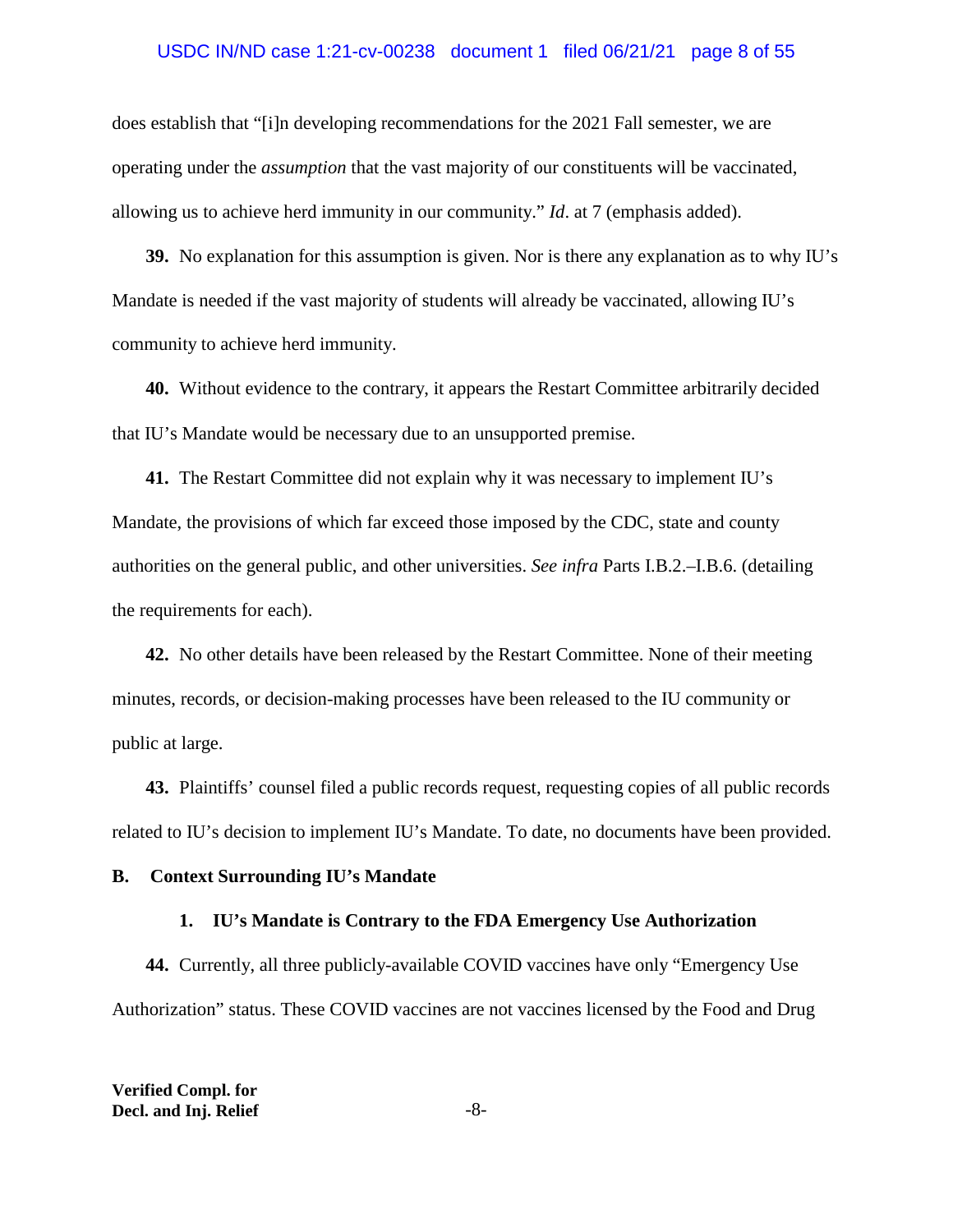does establish that "[i]n developing recommendations for the 2021 Fall semester, we are operating under the *assumption* that the vast majority of our constituents will be vaccinated, allowing us to achieve herd immunity in our community." *Id*. at 7 (emphasis added).

**39.** No explanation for this assumption is given. Nor is there any explanation as to why IU's Mandate is needed if the vast majority of students will already be vaccinated, allowing IU's community to achieve herd immunity.

**40.** Without evidence to the contrary, it appears the Restart Committee arbitrarily decided that IU's Mandate would be necessary due to an unsupported premise.

**41.** The Restart Committee did not explain why it was necessary to implement IU's Mandate, the provisions of which far exceed those imposed by the CDC, state and county authorities on the general public, and other universities. *See infra* Parts I.B.2.–I.B.6. (detailing the requirements for each).

**42.** No other details have been released by the Restart Committee. None of their meeting minutes, records, or decision-making processes have been released to the IU community or public at large.

**43.** Plaintiffs' counsel filed a public records request, requesting copies of all public records related to IU's decision to implement IU's Mandate. To date, no documents have been provided.

## B. Context Surrounding IU's Mandate

### 1. IU's Mandate is Contrary to the FDA Emergency Use Authorization

**44.** Currently, all three publicly-available COVID vaccines have only "Emergency Use Authorization" status. These COVID vaccines are not vaccines licensed by the Food and Drug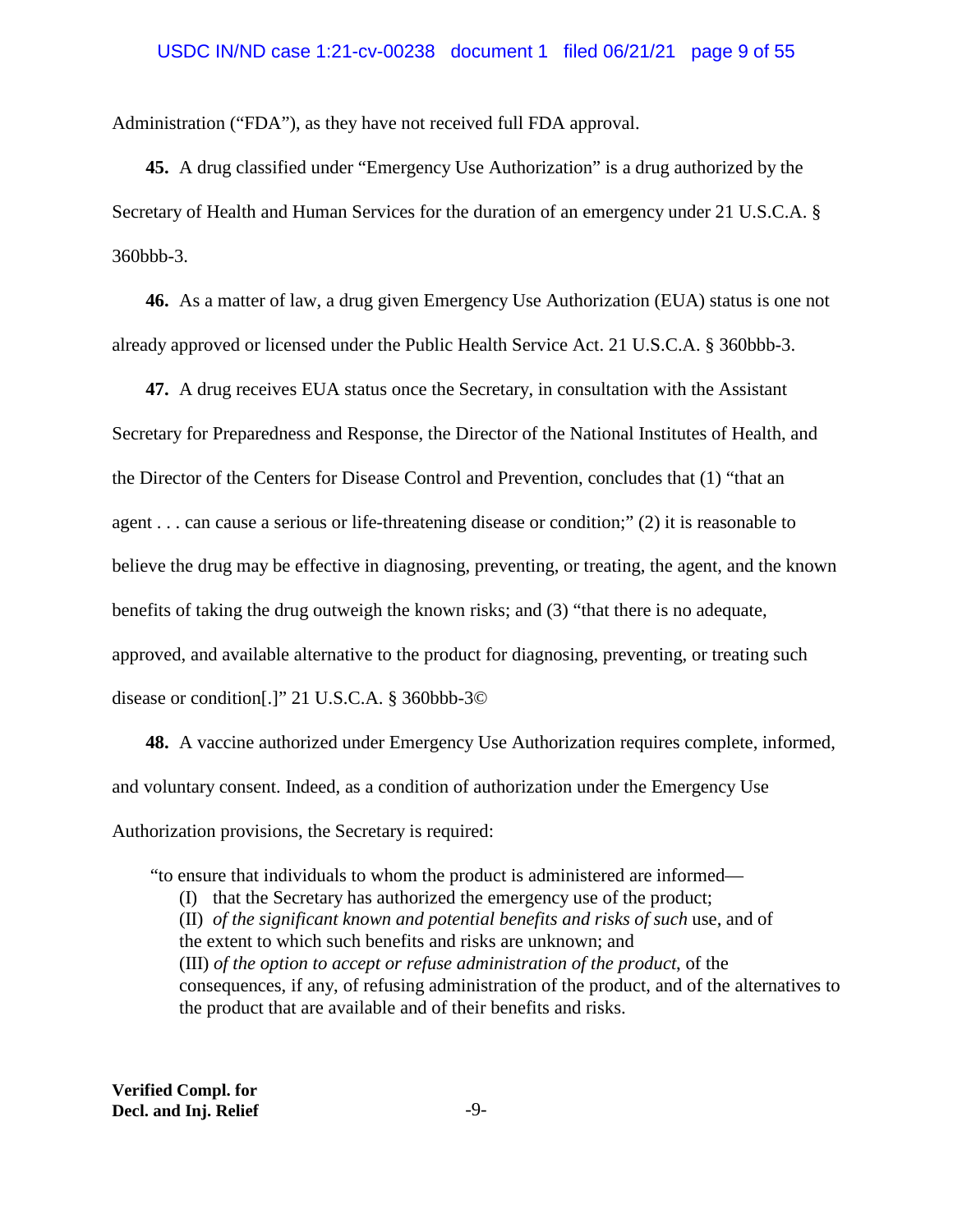Administration ("FDA"), as they have not received full FDA approval.

**45.** A drug classified under "Emergency Use Authorization" is a drug authorized by the Secretary of Health and Human Services for the duration of an emergency under 21 U.S.C.A. § 360bbb-3.

**46.** As a matter of law, a drug given Emergency Use Authorization (EUA) status is one not already approved or licensed under the Public Health Service Act. 21 U.S.C.A. § 360bbb-3.

**47.** A drug receives EUA status once the Secretary, in consultation with the Assistant Secretary for Preparedness and Response, the Director of the National Institutes of Health, and the Director of the Centers for Disease Control and Prevention, concludes that (1) "that an agent . . . can cause a serious or life-threatening disease or condition;" (2) it is reasonable to believe the drug may be effective in diagnosing, preventing, or treating, the agent, and the known benefits of taking the drug outweigh the known risks; and (3) "that there is no adequate, approved, and available alternative to the product for diagnosing, preventing, or treating such disease or condition[.]" 21 U.S.C.A. § 360bbb-3©

**48.** A vaccine authorized under Emergency Use Authorization requires complete, informed, and voluntary consent. Indeed, as a condition of authorization under the Emergency Use Authorization provisions, the Secretary is required:

> "to ensure that individuals to whom the product is administered are informed—
>
> (I) that the Secretary has authorized the emergency use of the product;
>
> (II) *of the significant known and potential benefits and risks of such* use, and of the extent to which such benefits and risks are unknown; and
>
> (III) *of the option to accept or refuse administration of the product*, of the consequences, if any, of refusing administration of the product, and of the alternatives to the product that are available and of their benefits and risks.

**Verified Compl. for Decl. and Inj. Relief**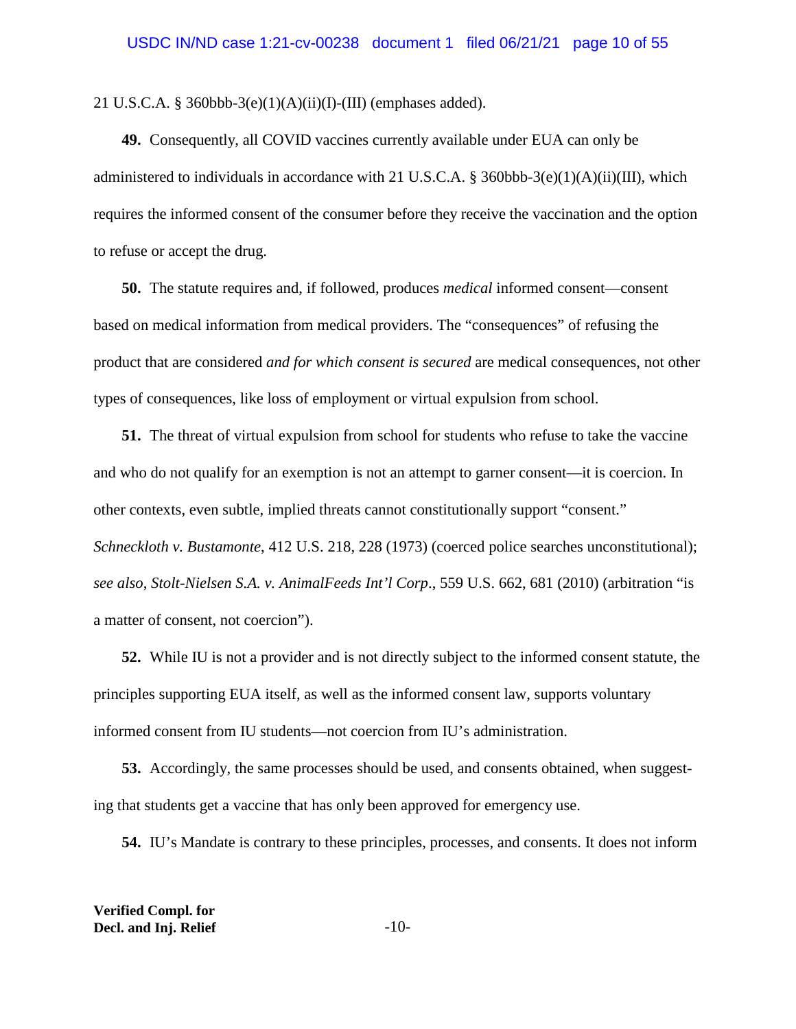21 U.S.C.A. § 360bbb-3(e)(1)(A)(ii)(I)-(III) (emphases added).

**49.** Consequently, all COVID vaccines currently available under EUA can only be administered to individuals in accordance with 21 U.S.C.A. § 360bbb-3(e)(1)(A)(ii)(III), which requires the informed consent of the consumer before they receive the vaccination and the option to refuse or accept the drug.

**50.** The statute requires and, if followed, produces *medical* informed consent—consent based on medical information from medical providers. The "consequences" of refusing the product that are considered *and for which consent is secured* are medical consequences, not other types of consequences, like loss of employment or virtual expulsion from school.

**51.** The threat of virtual expulsion from school for students who refuse to take the vaccine and who do not qualify for an exemption is not an attempt to garner consent—it is coercion. In other contexts, even subtle, implied threats cannot constitutionally support "consent." *Schneckloth v. Bustamonte*, 412 U.S. 218, 228 (1973) (coerced police searches unconstitutional); *see also*, *Stolt-Nielsen S.A. v. AnimalFeeds Int'l Corp*., 559 U.S. 662, 681 (2010) (arbitration "is a matter of consent, not coercion").

**52.** While IU is not a provider and is not directly subject to the informed consent statute, the principles supporting EUA itself, as well as the informed consent law, supports voluntary informed consent from IU students—not coercion from IU's administration.

**53.** Accordingly, the same processes should be used, and consents obtained, when suggesting that students get a vaccine that has only been approved for emergency use.

**54.** IU's Mandate is contrary to these principles, processes, and consents. It does not inform

**Verified Compl. for Decl. and Inj. Relief**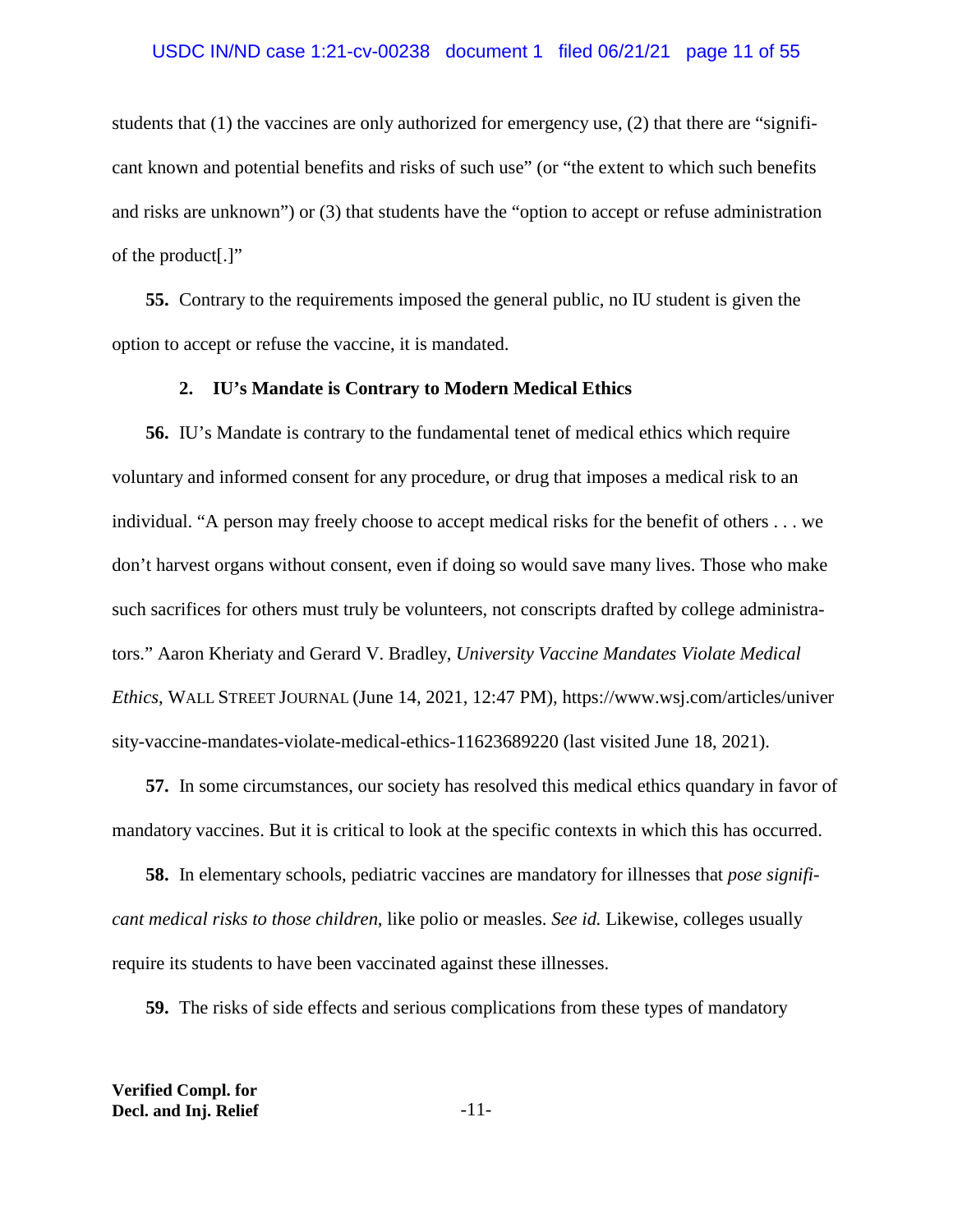students that (1) the vaccines are only authorized for emergency use, (2) that there are "significant known and potential benefits and risks of such use" (or "the extent to which such benefits and risks are unknown") or (3) that students have the "option to accept or refuse administration of the product[.]"

**55.** Contrary to the requirements imposed the general public, no IU student is given the option to accept or refuse the vaccine, it is mandated.

### 2. IU's Mandate is Contrary to Modern Medical Ethics

**56.** IU's Mandate is contrary to the fundamental tenet of medical ethics which require voluntary and informed consent for any procedure, or drug that imposes a medical risk to an individual. "A person may freely choose to accept medical risks for the benefit of others . . . we don't harvest organs without consent, even if doing so would save many lives. Those who make such sacrifices for others must truly be volunteers, not conscripts drafted by college administrators." Aaron Kheriaty and Gerard V. Bradley, *University Vaccine Mandates Violate Medical Ethics*, WALL STREET JOURNAL (June 14, 2021, 12:47 PM), https://www.wsj.com/articles/university-vaccine-mandates-violate-medical-ethics-11623689220 (last visited June 18, 2021).

**57.** In some circumstances, our society has resolved this medical ethics quandary in favor of mandatory vaccines. But it is critical to look at the specific contexts in which this has occurred.

**58.** In elementary schools, pediatric vaccines are mandatory for illnesses that *pose significant medical risks to those children*, like polio or measles. *See id.* Likewise, colleges usually require its students to have been vaccinated against these illnesses.

**59.** The risks of side effects and serious complications from these types of mandatory

**Verified Compl. for Decl. and Inj. Relief**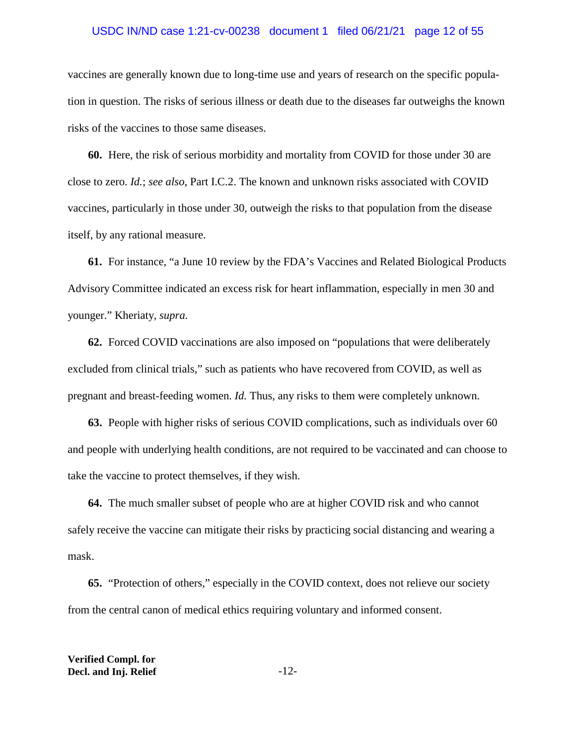vaccines are generally known due to long-time use and years of research on the specific population in question. The risks of serious illness or death due to the diseases far outweighs the known risks of the vaccines to those same diseases.

**60.** Here, the risk of serious morbidity and mortality from COVID for those under 30 are close to zero. *Id.*; *see also*, Part I.C.2. The known and unknown risks associated with COVID vaccines, particularly in those under 30, outweigh the risks to that population from the disease itself, by any rational measure.

**61.** For instance, "a June 10 review by the FDA's Vaccines and Related Biological Products Advisory Committee indicated an excess risk for heart inflammation, especially in men 30 and younger." Kheriaty, *supra.*

**62.** Forced COVID vaccinations are also imposed on "populations that were deliberately excluded from clinical trials," such as patients who have recovered from COVID, as well as pregnant and breast-feeding women. *Id.* Thus, any risks to them were completely unknown.

**63.** People with higher risks of serious COVID complications, such as individuals over 60 and people with underlying health conditions, are not required to be vaccinated and can choose to take the vaccine to protect themselves, if they wish.

**64.** The much smaller subset of people who are at higher COVID risk and who cannot safely receive the vaccine can mitigate their risks by practicing social distancing and wearing a mask.

**65.** "Protection of others," especially in the COVID context, does not relieve our society from the central canon of medical ethics requiring voluntary and informed consent.

**Verified Compl. for Decl. and Inj. Relief**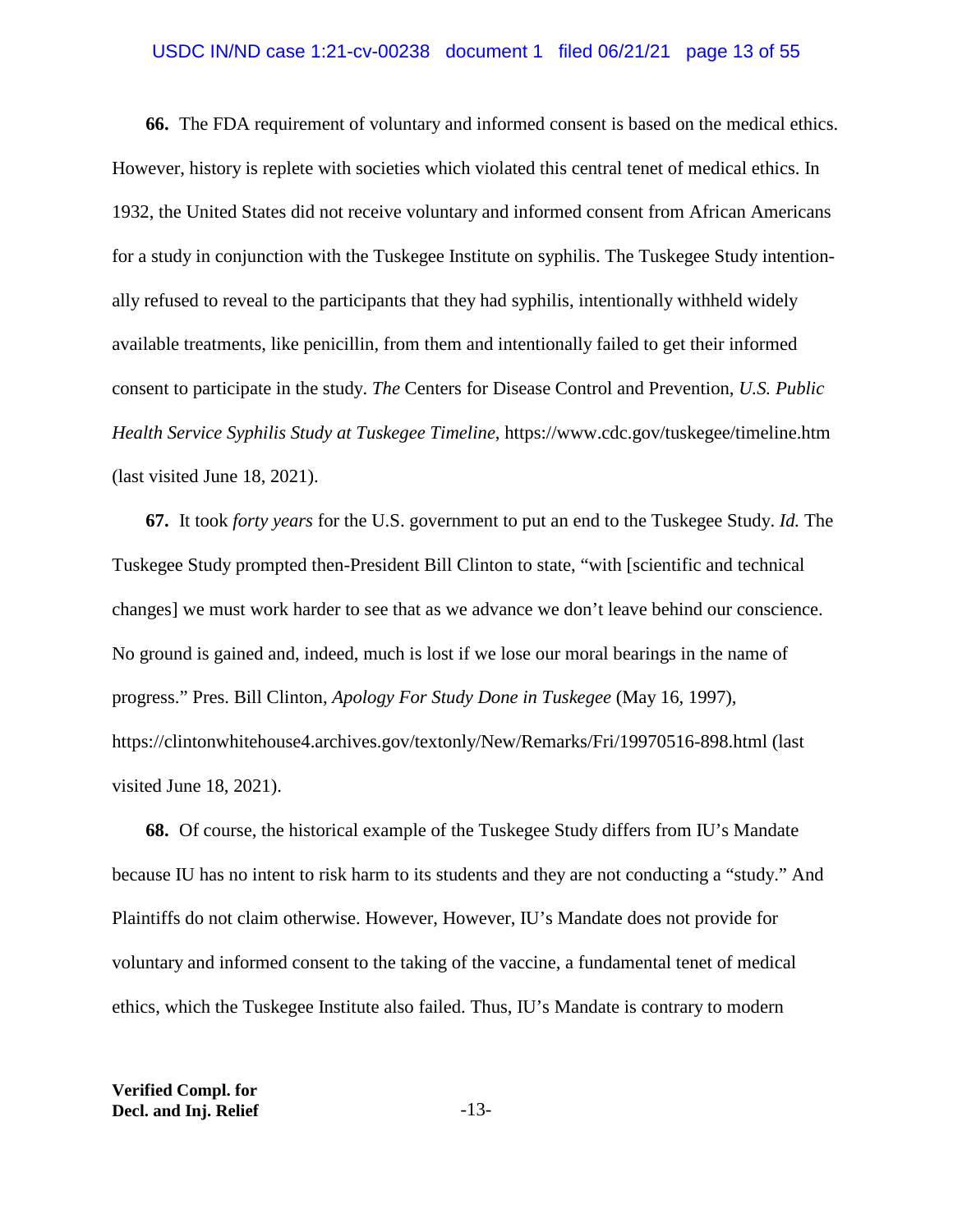**66.** The FDA requirement of voluntary and informed consent is based on the medical ethics. However, history is replete with societies which violated this central tenet of medical ethics. In 1932, the United States did not receive voluntary and informed consent from African Americans for a study in conjunction with the Tuskegee Institute on syphilis. The Tuskegee Study intentionally refused to reveal to the participants that they had syphilis, intentionally withheld widely available treatments, like penicillin, from them and intentionally failed to get their informed consent to participate in the study. *The* Centers for Disease Control and Prevention, *U.S. Public Health Service Syphilis Study at Tuskegee Timeline*, https://www.cdc.gov/tuskegee/timeline.htm (last visited June 18, 2021).

**67.** It took *forty years* for the U.S. government to put an end to the Tuskegee Study. *Id.* The Tuskegee Study prompted then-President Bill Clinton to state, "with [scientific and technical changes] we must work harder to see that as we advance we don't leave behind our conscience. No ground is gained and, indeed, much is lost if we lose our moral bearings in the name of progress." Pres. Bill Clinton, *Apology For Study Done in Tuskegee* (May 16, 1997), https://clintonwhitehouse4.archives.gov/textonly/New/Remarks/Fri/19970516-898.html (last visited June 18, 2021).

**68.** Of course, the historical example of the Tuskegee Study differs from IU's Mandate because IU has no intent to risk harm to its students and they are not conducting a "study." And Plaintiffs do not claim otherwise. However, However, IU's Mandate does not provide for voluntary and informed consent to the taking of the vaccine, a fundamental tenet of medical ethics, which the Tuskegee Institute also failed. Thus, IU's Mandate is contrary to modern

**Verified Compl. for Decl. and Inj. Relief**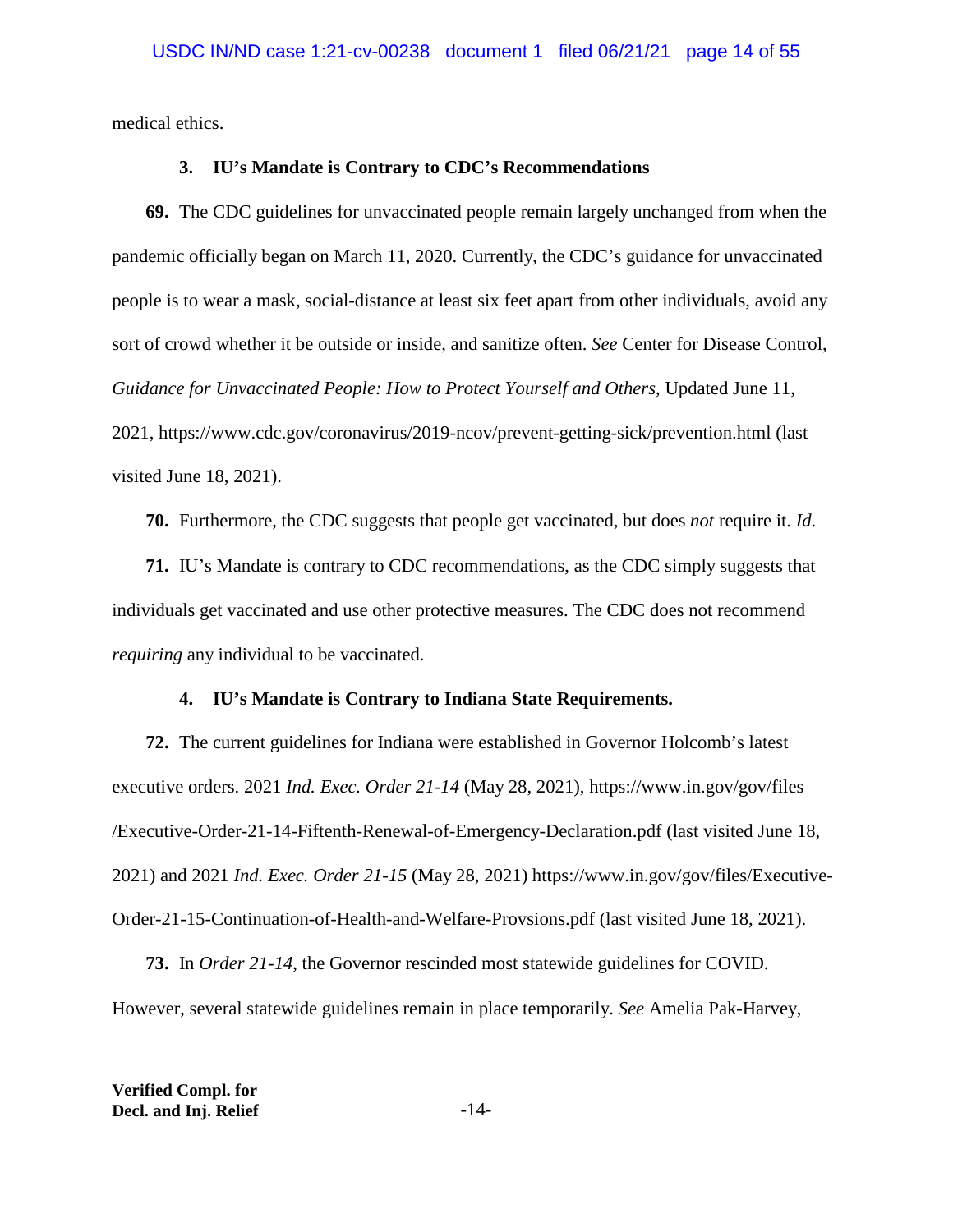medical ethics.

### 3. IU's Mandate is Contrary to CDC's Recommendations

**69.** The CDC guidelines for unvaccinated people remain largely unchanged from when the pandemic officially began on March 11, 2020. Currently, the CDC's guidance for unvaccinated people is to wear a mask, social-distance at least six feet apart from other individuals, avoid any sort of crowd whether it be outside or inside, and sanitize often. *See* Center for Disease Control, *Guidance for Unvaccinated People: How to Protect Yourself and Others*, Updated June 11, 2021, https://www.cdc.gov/coronavirus/2019-ncov/prevent-getting-sick/prevention.html (last visited June 18, 2021).

**70.** Furthermore, the CDC suggests that people get vaccinated, but does *not* require it. *Id*.

**71.** IU's Mandate is contrary to CDC recommendations, as the CDC simply suggests that individuals get vaccinated and use other protective measures. The CDC does not recommend *requiring* any individual to be vaccinated.

### 4. IU's Mandate is Contrary to Indiana State Requirements.

**72.** The current guidelines for Indiana were established in Governor Holcomb's latest executive orders. 2021 *Ind. Exec. Order 21-14* (May 28, 2021), https://www.in.gov/gov/files/Executive-Order-21-14-Fifteenth-Renewal-of-Emergency-Declaration.pdf (last visited June 18, 2021) and 2021 *Ind. Exec. Order 21-15* (May 28, 2021) https://www.in.gov/gov/files/Executive-Order-21-15-Continuation-of-Health-and-Welfare-Provsions.pdf (last visited June 18, 2021).

**73.** In *Order 21-14*, the Governor rescinded most statewide guidelines for COVID. However, several statewide guidelines remain in place temporarily. *See* Amelia Pak-Harvey,

**Verified Compl. for Decl. and Inj. Relief**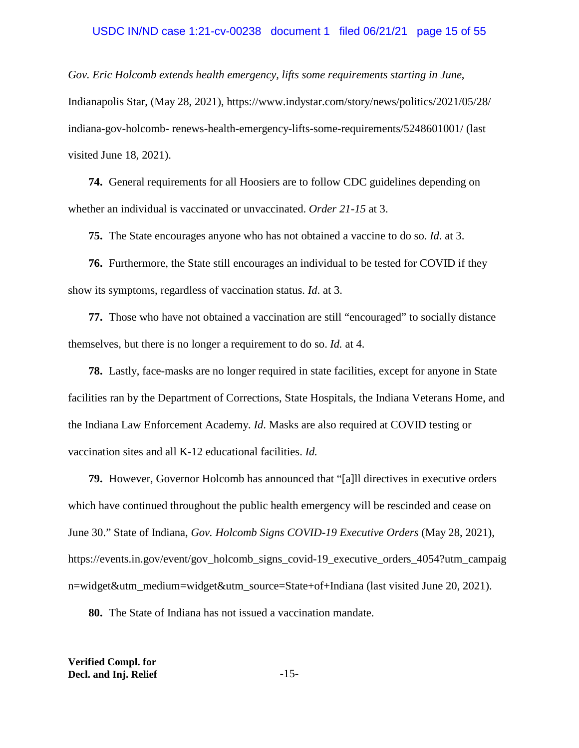*Gov. Eric Holcomb extends health emergency, lifts some requirements starting in June*, Indianapolis Star, (May 28, 2021), https://www.indystar.com/story/news/politics/2021/05/28/indiana-gov-holcomb- renews-health-emergency-lifts-some-requirements/5248601001/ (last visited June 18, 2021).

**74.** General requirements for all Hoosiers are to follow CDC guidelines depending on whether an individual is vaccinated or unvaccinated. *Order 21-15* at 3.

**75.** The State encourages anyone who has not obtained a vaccine to do so. *Id.* at 3.

**76.** Furthermore, the State still encourages an individual to be tested for COVID if they show its symptoms, regardless of vaccination status. *Id*. at 3.

**77.** Those who have not obtained a vaccination are still "encouraged" to socially distance themselves, but there is no longer a requirement to do so. *Id.* at 4.

**78.** Lastly, face-masks are no longer required in state facilities, except for anyone in State facilities ran by the Department of Corrections, State Hospitals, the Indiana Veterans Home, and the Indiana Law Enforcement Academy. *Id*. Masks are also required at COVID testing or vaccination sites and all K-12 educational facilities. *Id.*

**79.** However, Governor Holcomb has announced that "[a]ll directives in executive orders which have continued throughout the public health emergency will be rescinded and cease on June 30." State of Indiana, *Gov. Holcomb Signs COVID-19 Executive Orders* (May 28, 2021), https://events.in.gov/event/gov_holcomb_signs_covid-19_executive_orders_4054?utm_campaign=widget&utm_medium=widget&utm_source=State+of+Indiana (last visited June 20, 2021).

**80.** The State of Indiana has not issued a vaccination mandate.

**Verified Compl. for Decl. and Inj. Relief**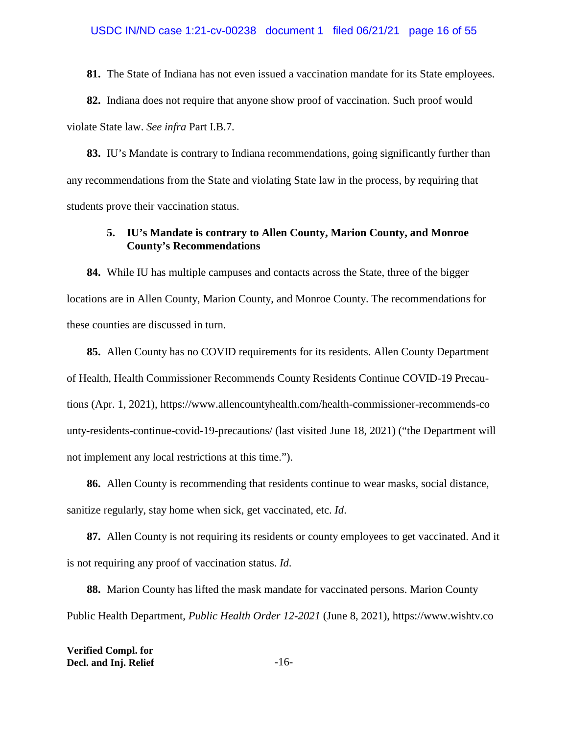**81.** The State of Indiana has not even issued a vaccination mandate for its State employees.

**82.** Indiana does not require that anyone show proof of vaccination. Such proof would violate State law. *See infra* Part I.B.7.

**83.** IU's Mandate is contrary to Indiana recommendations, going significantly further than any recommendations from the State and violating State law in the process, by requiring that students prove their vaccination status.

### 5. IU's Mandate is contrary to Allen County, Marion County, and Monroe County's Recommendations

**84.** While IU has multiple campuses and contacts across the State, three of the bigger locations are in Allen County, Marion County, and Monroe County. The recommendations for these counties are discussed in turn.

**85.** Allen County has no COVID requirements for its residents. Allen County Department of Health, Health Commissioner Recommends County Residents Continue COVID-19 Precautions (Apr. 1, 2021), https://www.allencountyhealth.com/health-commissioner-recommends-county-residents-continue-covid-19-precautions/ (last visited June 18, 2021) ("the Department will not implement any local restrictions at this time.").

**86.** Allen County is recommending that residents continue to wear masks, social distance, sanitize regularly, stay home when sick, get vaccinated, etc. *Id*.

**87.** Allen County is not requiring its residents or county employees to get vaccinated. And it is not requiring any proof of vaccination status. *Id*.

**88.** Marion County has lifted the mask mandate for vaccinated persons. Marion County Public Health Department, *Public Health Order 12-2021* (June 8, 2021), https://www.wishtv.co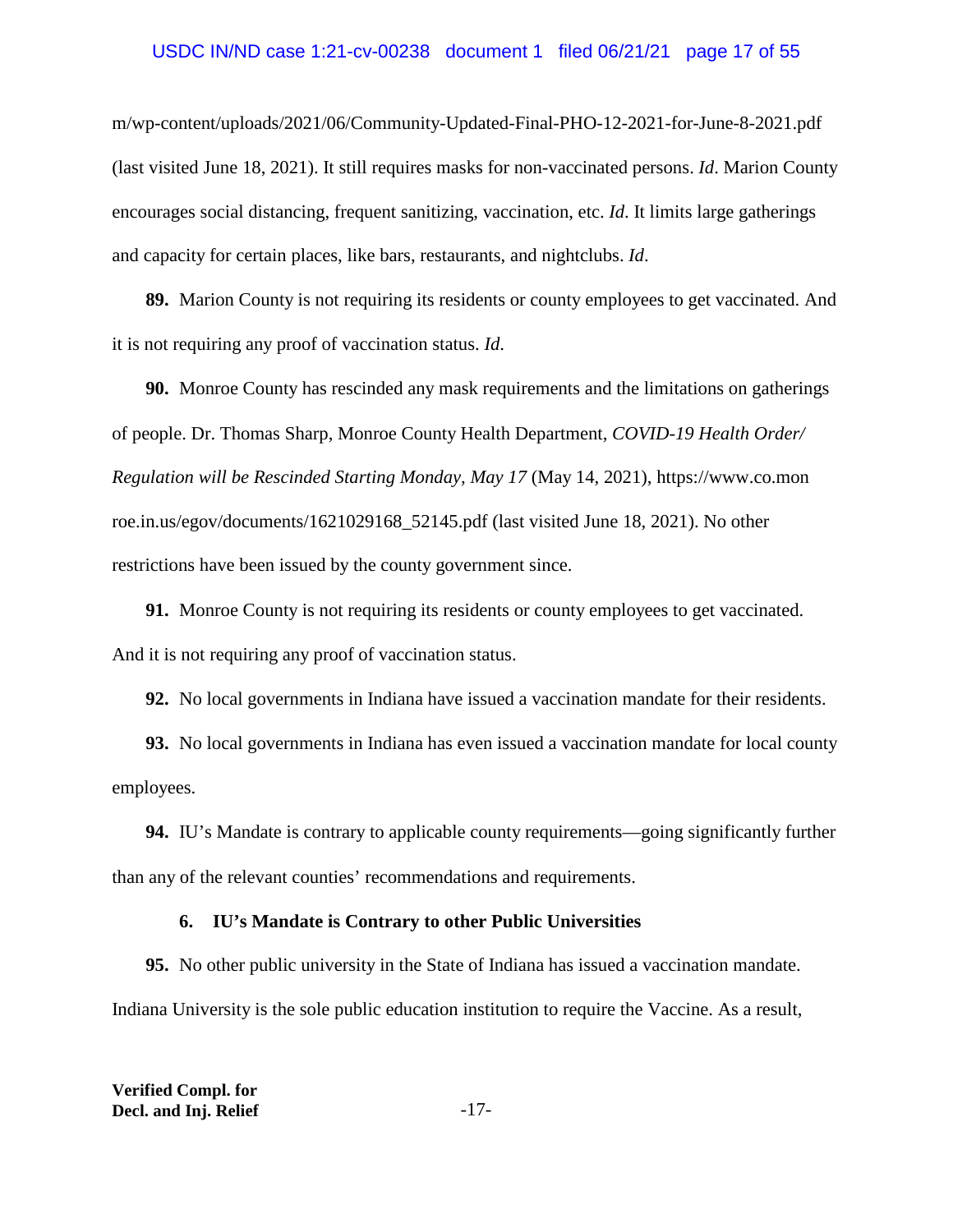m/wp-content/uploads/2021/06/Community-Updated-Final-PHO-12-2021-for-June-8-2021.pdf (last visited June 18, 2021). It still requires masks for non-vaccinated persons. *Id*. Marion County encourages social distancing, frequent sanitizing, vaccination, etc. *Id*. It limits large gatherings and capacity for certain places, like bars, restaurants, and nightclubs. *Id*.

**89.** Marion County is not requiring its residents or county employees to get vaccinated. And it is not requiring any proof of vaccination status. *Id*.

**90.** Monroe County has rescinded any mask requirements and the limitations on gatherings of people. Dr. Thomas Sharp, Monroe County Health Department, *COVID-19 Health Order/ Regulation will be Rescinded Starting Monday, May 17* (May 14, 2021), https://www.co.monroe.in.us/egov/documents/1621029168_52145.pdf (last visited June 18, 2021). No other restrictions have been issued by the county government since.

**91.** Monroe County is not requiring its residents or county employees to get vaccinated. And it is not requiring any proof of vaccination status.

**92.** No local governments in Indiana have issued a vaccination mandate for their residents.

**93.** No local governments in Indiana has even issued a vaccination mandate for local county employees.

**94.** IU's Mandate is contrary to applicable county requirements—going significantly further than any of the relevant counties' recommendations and requirements.

### 6. IU's Mandate is Contrary to other Public Universities

**95.** No other public university in the State of Indiana has issued a vaccination mandate. Indiana University is the sole public education institution to require the Vaccine. As a result,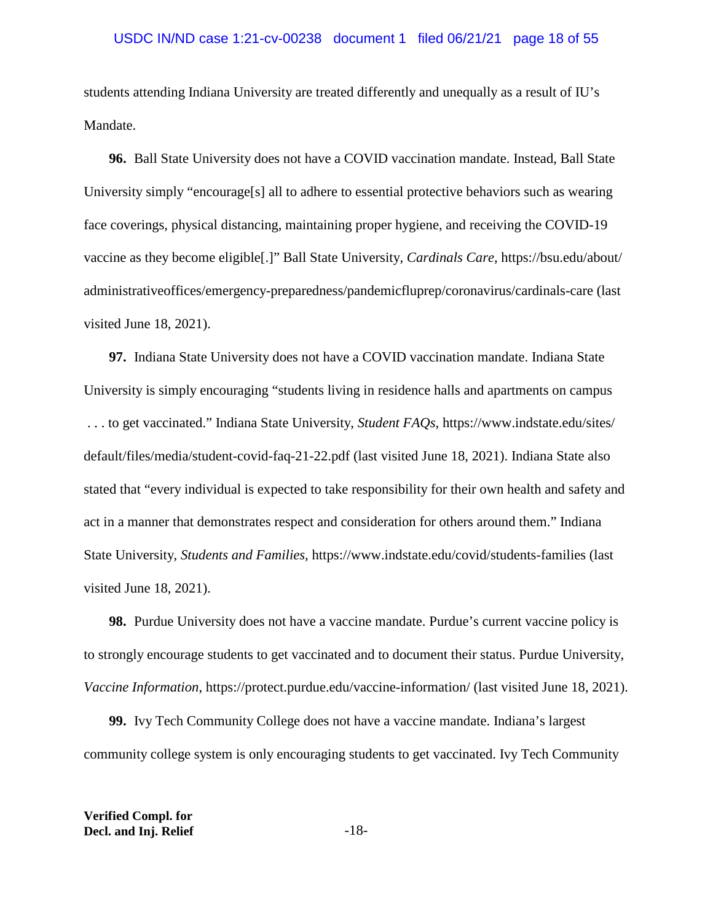students attending Indiana University are treated differently and unequally as a result of IU's Mandate.

**96.** Ball State University does not have a COVID vaccination mandate. Instead, Ball State University simply "encourage[s] all to adhere to essential protective behaviors such as wearing face coverings, physical distancing, maintaining proper hygiene, and receiving the COVID-19 vaccine as they become eligible[.]" Ball State University, *Cardinals Care*, https://bsu.edu/about/administrativeoffices/emergency-preparedness/pandemicfluprep/coronavirus/cardinals-care (last visited June 18, 2021).

**97.** Indiana State University does not have a COVID vaccination mandate. Indiana State University is simply encouraging "students living in residence halls and apartments on campus . . . to get vaccinated." Indiana State University, *Student FAQs*, https://www.indstate.edu/sites/default/files/media/student-covid-faq-21-22.pdf (last visited June 18, 2021). Indiana State also stated that "every individual is expected to take responsibility for their own health and safety and act in a manner that demonstrates respect and consideration for others around them." Indiana State University, *Students and Families*, https://www.indstate.edu/covid/students-families (last visited June 18, 2021).

**98.** Purdue University does not have a vaccine mandate. Purdue's current vaccine policy is to strongly encourage students to get vaccinated and to document their status. Purdue University, *Vaccine Information*, https://protect.purdue.edu/vaccine-information/ (last visited June 18, 2021).

**99.** Ivy Tech Community College does not have a vaccine mandate. Indiana's largest community college system is only encouraging students to get vaccinated. Ivy Tech Community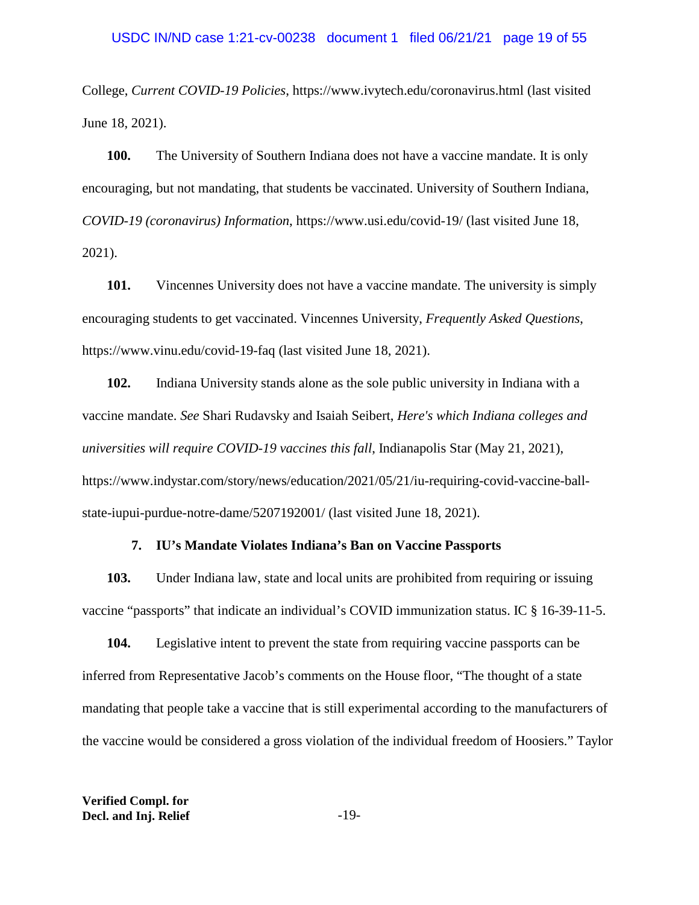College, *Current COVID-19 Policies*, https://www.ivytech.edu/coronavirus.html (last visited June 18, 2021).

**100.** The University of Southern Indiana does not have a vaccine mandate. It is only encouraging, but not mandating, that students be vaccinated. University of Southern Indiana, *COVID-19 (coronavirus) Information*, https://www.usi.edu/covid-19/ (last visited June 18, 2021).

**101.** Vincennes University does not have a vaccine mandate. The university is simply encouraging students to get vaccinated. Vincennes University, *Frequently Asked Questions*, https://www.vinu.edu/covid-19-faq (last visited June 18, 2021).

**102.** Indiana University stands alone as the sole public university in Indiana with a vaccine mandate. *See* Shari Rudavsky and Isaiah Seibert, *Here's which Indiana colleges and universities will require COVID-19 vaccines this fall*, Indianapolis Star (May 21, 2021), https://www.indystar.com/story/news/education/2021/05/21/iu-requiring-covid-vaccine-ball-state-iupui-purdue-notre-dame/5207192001/ (last visited June 18, 2021).

### 7. IU's Mandate Violates Indiana's Ban on Vaccine Passports

**103.** Under Indiana law, state and local units are prohibited from requiring or issuing vaccine "passports" that indicate an individual's COVID immunization status. IC § 16-39-11-5.

**104.** Legislative intent to prevent the state from requiring vaccine passports can be inferred from Representative Jacob's comments on the House floor, "The thought of a state mandating that people take a vaccine that is still experimental according to the manufacturers of the vaccine would be considered a gross violation of the individual freedom of Hoosiers." Taylor

**Verified Compl. for Decl. and Inj. Relief**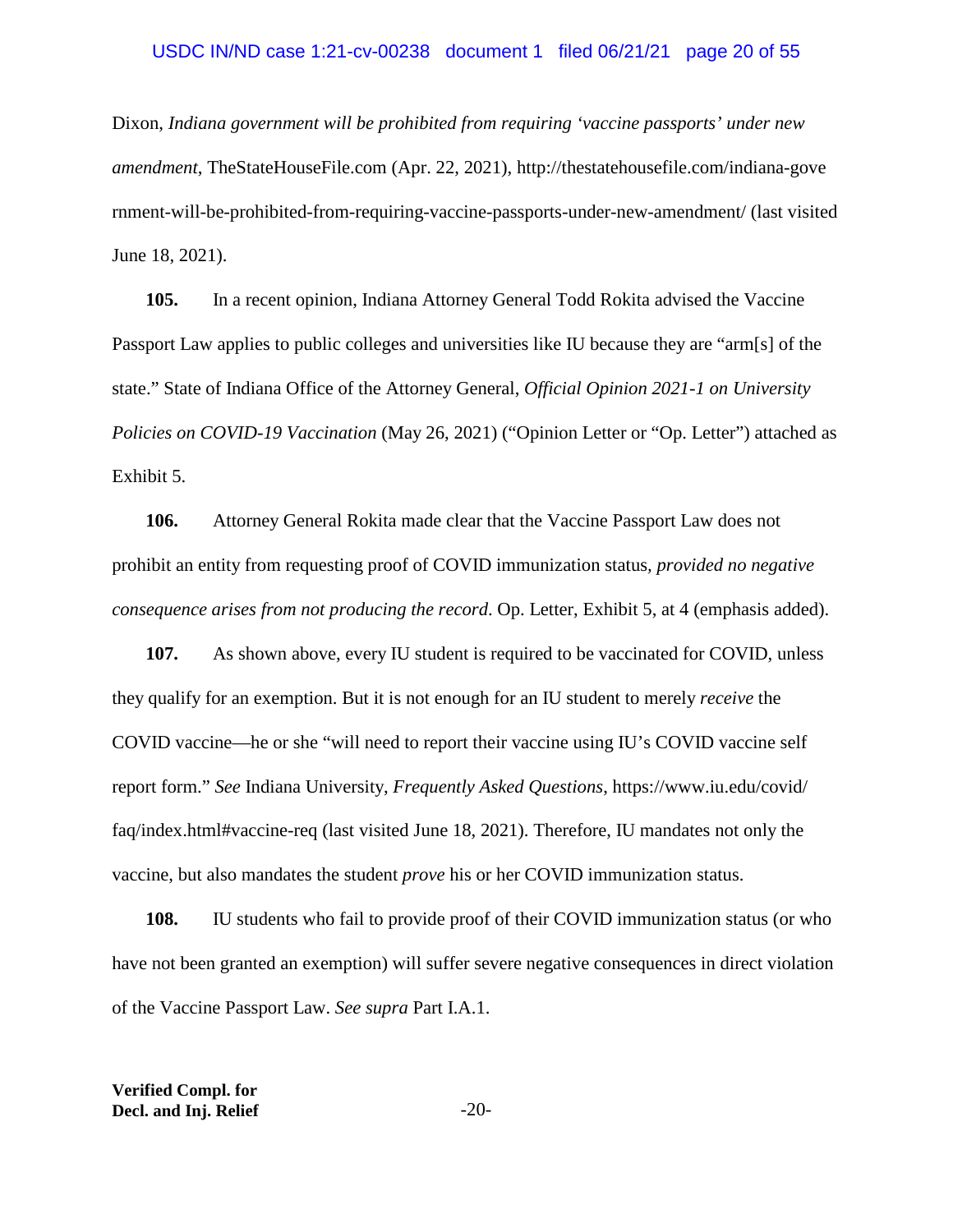Dixon, *Indiana government will be prohibited from requiring 'vaccine passports' under new amendment*, TheStateHouseFile.com (Apr. 22, 2021), http://thestatehousefile.com/indiana-government-will-be-prohibited-from-requiring-vaccine-passports-under-new-amendment/ (last visited June 18, 2021).

**105.** In a recent opinion, Indiana Attorney General Todd Rokita advised the Vaccine Passport Law applies to public colleges and universities like IU because they are "arm[s] of the state." State of Indiana Office of the Attorney General, *Official Opinion 2021-1 on University Policies on COVID-19 Vaccination* (May 26, 2021) ("Opinion Letter or "Op. Letter") attached as Exhibit 5.

**106.** Attorney General Rokita made clear that the Vaccine Passport Law does not prohibit an entity from requesting proof of COVID immunization status, *provided no negative consequence arises from not producing the record*. Op. Letter, Exhibit 5, at 4 (emphasis added).

**107.** As shown above, every IU student is required to be vaccinated for COVID, unless they qualify for an exemption. But it is not enough for an IU student to merely *receive* the COVID vaccine—he or she "will need to report their vaccine using IU's COVID vaccine self report form." *See* Indiana University, *Frequently Asked Questions*, https://www.iu.edu/covid/faq/index.html#vaccine-req (last visited June 18, 2021). Therefore, IU mandates not only the vaccine, but also mandates the student *prove* his or her COVID immunization status.

**108.** IU students who fail to provide proof of their COVID immunization status (or who have not been granted an exemption) will suffer severe negative consequences in direct violation of the Vaccine Passport Law. *See supra* Part I.A.1.

**Verified Compl. for Decl. and Inj. Relief**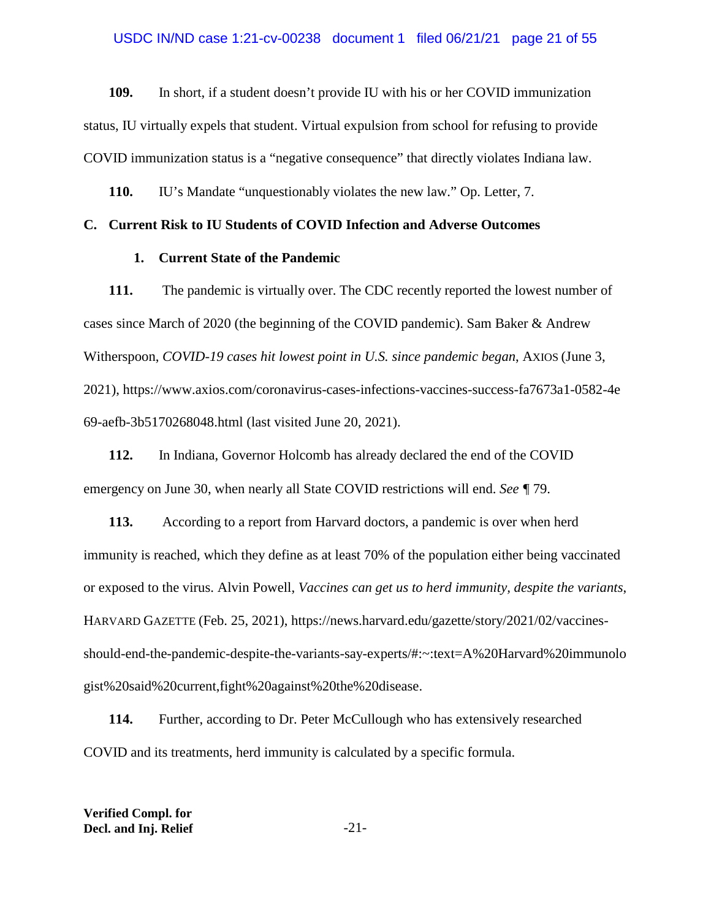**109.** In short, if a student doesn't provide IU with his or her COVID immunization status, IU virtually expels that student. Virtual expulsion from school for refusing to provide COVID immunization status is a "negative consequence" that directly violates Indiana law.

**110.** IU's Mandate "unquestionably violates the new law." Op. Letter, 7.

## C. Current Risk to IU Students of COVID Infection and Adverse Outcomes

### 1. Current State of the Pandemic

**111.** The pandemic is virtually over. The CDC recently reported the lowest number of cases since March of 2020 (the beginning of the COVID pandemic). Sam Baker & Andrew Witherspoon, *COVID-19 cases hit lowest point in U.S. since pandemic began*, AXIOS (June 3, 2021), https://www.axios.com/coronavirus-cases-infections-vaccines-success-fa7673a1-0582-4e69-aefb-3b5170268048.html (last visited June 20, 2021).

**112.** In Indiana, Governor Holcomb has already declared the end of the COVID emergency on June 30, when nearly all State COVID restrictions will end. *See* ¶ 79.

**113.** According to a report from Harvard doctors, a pandemic is over when herd immunity is reached, which they define as at least 70% of the population either being vaccinated or exposed to the virus. Alvin Powell, *Vaccines can get us to herd immunity, despite the variants*, HARVARD GAZETTE (Feb. 25, 2021), https://news.harvard.edu/gazette/story/2021/02/vaccines-should-end-the-pandemic-despite-the-variants-say-experts/#:~:text=A%20Harvard%20immunologist%20said%20current,fight%20against%20the%20disease.

**114.** Further, according to Dr. Peter McCullough who has extensively researched COVID and its treatments, herd immunity is calculated by a specific formula.

**Verified Compl. for Decl. and Inj. Relief**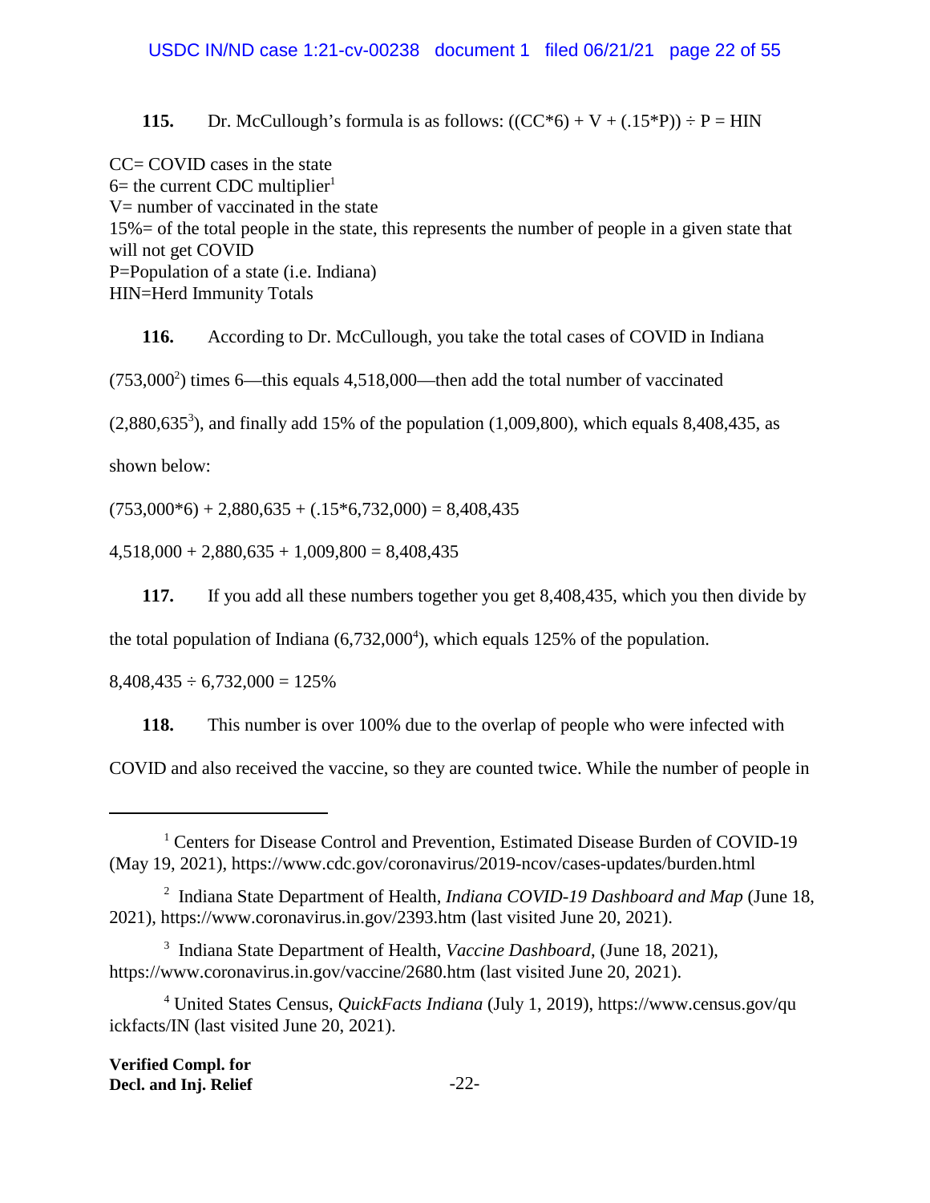**115.** Dr. McCullough's formula is as follows: $((CC*6) + V + (.15*P)) \div P = HIN$

CC= COVID cases in the state
6= the current CDC multiplier[1]
V= number of vaccinated in the state
15%= of the total people in the state, this represents the number of people in a given state that will not get COVID
P=Population of a state (i.e. Indiana)
HIN=Herd Immunity Totals

**116.** According to Dr. McCullough, you take the total cases of COVID in Indiana (753,000[2]) times 6—this equals 4,518,000—then add the total number of vaccinated (2,880,635[3]), and finally add 15% of the population (1,009,800), which equals 8,408,435, as shown below:

$(753{,}000*6) + 2{,}880{,}635 + (.15*6{,}732{,}000) = 8{,}408{,}435$

$4{,}518{,}000 + 2{,}880{,}635 + 1{,}009{,}800 = 8{,}408{,}435$

**117.** If you add all these numbers together you get 8,408,435, which you then divide by the total population of Indiana (6,732,000[4]), which equals 125% of the population.

$8{,}408{,}435 \div 6{,}732{,}000 = 125\%$

**118.** This number is over 100% due to the overlap of people who were infected with COVID and also received the vaccine, so they are counted twice. While the number of people in

---

[1] Centers for Disease Control and Prevention, Estimated Disease Burden of COVID-19 (May 19, 2021), https://www.cdc.gov/coronavirus/2019-ncov/cases-updates/burden.html

[2] Indiana State Department of Health, *Indiana COVID-19 Dashboard and Map* (June 18, 2021), https://www.coronavirus.in.gov/2393.htm (last visited June 20, 2021).

[3] Indiana State Department of Health, *Vaccine Dashboard*, (June 18, 2021), https://www.coronavirus.in.gov/vaccine/2680.htm (last visited June 20, 2021).

[4] United States Census, *QuickFacts Indiana* (July 1, 2019), https://www.census.gov/quickfacts/IN (last visited June 20, 2021).

**Verified Compl. for Decl. and Inj. Relief**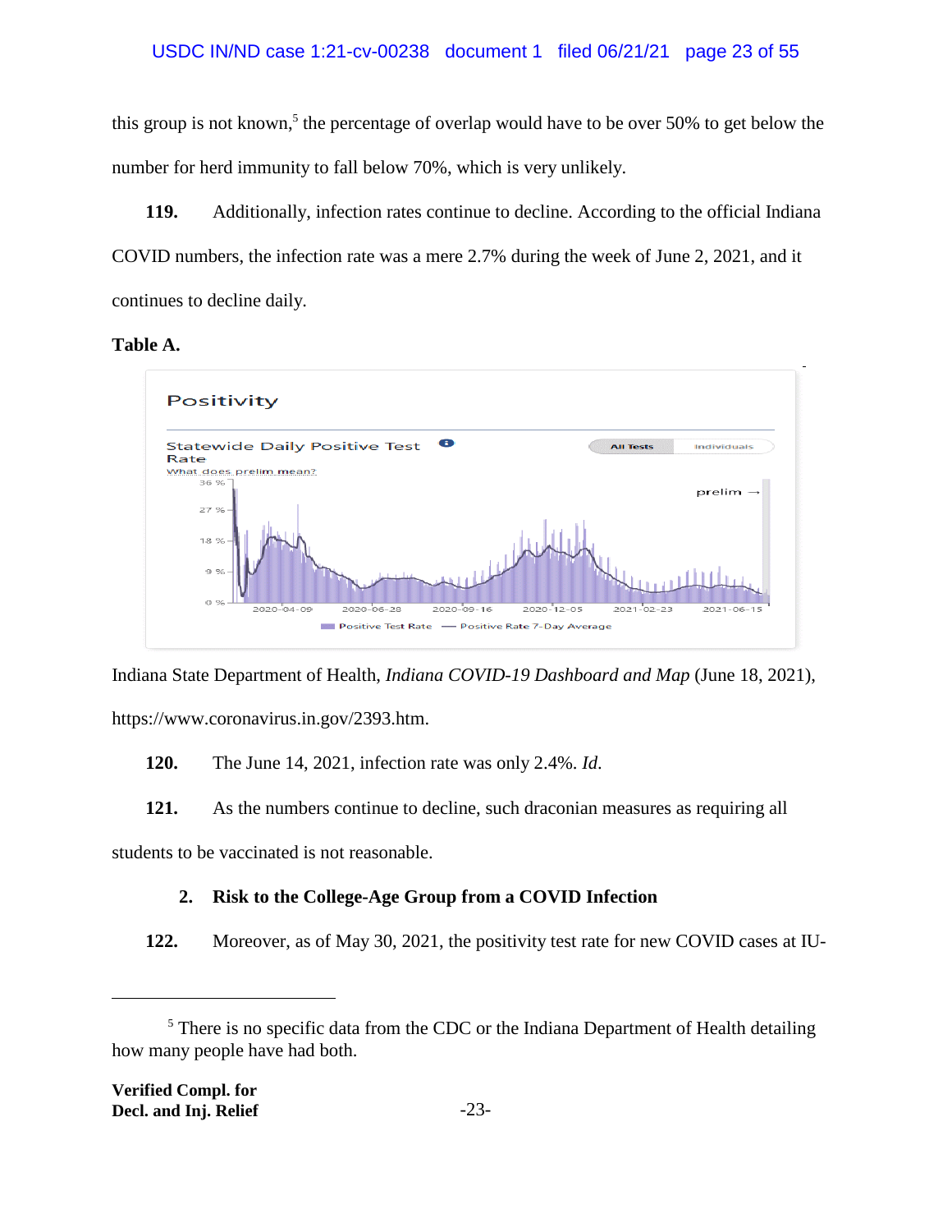this group is not known,[5] the percentage of overlap would have to be over 50% to get below the number for herd immunity to fall below 70%, which is very unlikely.

**119.** Additionally, infection rates continue to decline. According to the official Indiana COVID numbers, the infection rate was a mere 2.7% during the week of June 2, 2021, and it continues to decline daily.

**Table A.**

Positivity

Statewide Daily Positive Test Rate

What does prelim mean?

Indiana State Department of Health, *Indiana COVID-19 Dashboard and Map* (June 18, 2021), https://www.coronavirus.in.gov/2393.htm.

**120.** The June 14, 2021, infection rate was only 2.4%. *Id.*

**121.** As the numbers continue to decline, such draconian measures as requiring all students to be vaccinated is not reasonable.

### 2. Risk to the College-Age Group from a COVID Infection

**122.** Moreover, as of May 30, 2021, the positivity test rate for new COVID cases at IU-

---

[5] There is no specific data from the CDC or the Indiana Department of Health detailing how many people have had both.

**Verified Compl. for Decl. and Inj. Relief**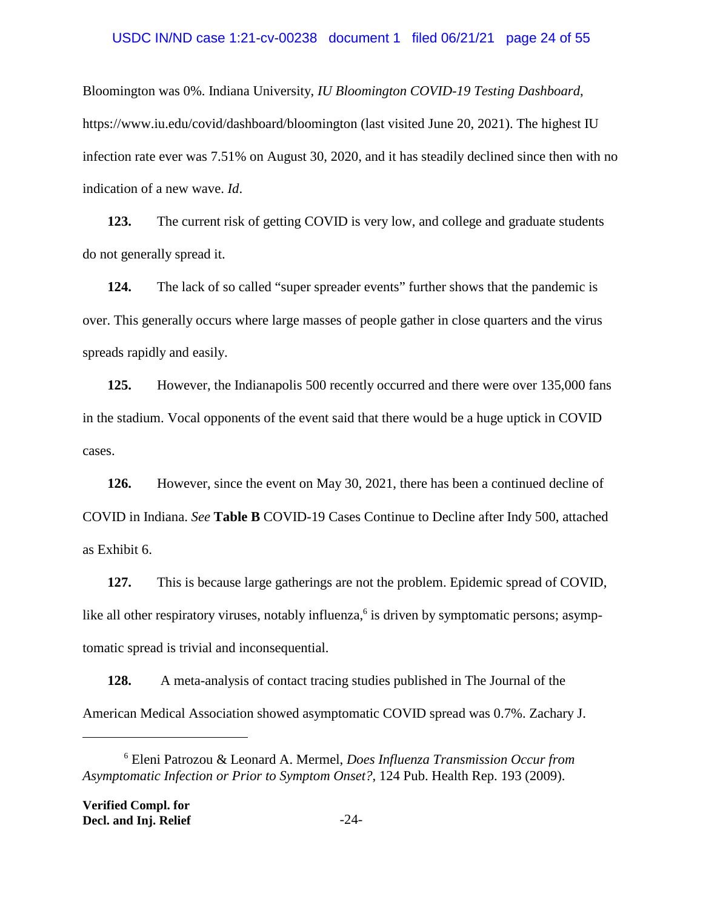Bloomington was 0%. Indiana University, *IU Bloomington COVID-19 Testing Dashboard*, https://www.iu.edu/covid/dashboard/bloomington (last visited June 20, 2021). The highest IU infection rate ever was 7.51% on August 30, 2020, and it has steadily declined since then with no indication of a new wave. *Id*.

**123.** The current risk of getting COVID is very low, and college and graduate students do not generally spread it.

**124.** The lack of so called "super spreader events" further shows that the pandemic is over. This generally occurs where large masses of people gather in close quarters and the virus spreads rapidly and easily.

**125.** However, the Indianapolis 500 recently occurred and there were over 135,000 fans in the stadium. Vocal opponents of the event said that there would be a huge uptick in COVID cases.

**126.** However, since the event on May 30, 2021, there has been a continued decline of COVID in Indiana. *See* **Table B** COVID-19 Cases Continue to Decline after Indy 500, attached as Exhibit 6.

**127.** This is because large gatherings are not the problem. Epidemic spread of COVID, like all other respiratory viruses, notably influenza,[6] is driven by symptomatic persons; asymptomatic spread is trivial and inconsequential.

**128.** A meta-analysis of contact tracing studies published in The Journal of the American Medical Association showed asymptomatic COVID spread was 0.7%. Zachary J.

---

[6] Eleni Patrozou & Leonard A. Mermel, *Does Influenza Transmission Occur from Asymptomatic Infection or Prior to Symptom Onset?*, 124 Pub. Health Rep. 193 (2009).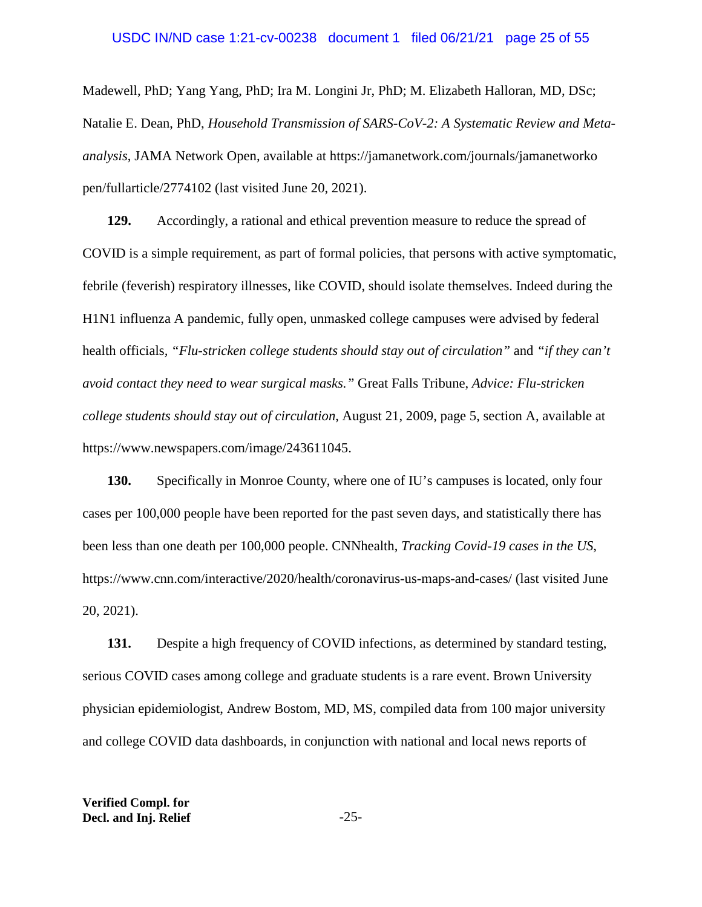Madewell, PhD; Yang Yang, PhD; Ira M. Longini Jr, PhD; M. Elizabeth Halloran, MD, DSc; Natalie E. Dean, PhD, *Household Transmission of SARS-CoV-2: A Systematic Review and Meta-analysis*, JAMA Network Open, available at https://jamanetwork.com/journals/jamanetworkopen/fullarticle/2774102 (last visited June 20, 2021).

**129.** Accordingly, a rational and ethical prevention measure to reduce the spread of COVID is a simple requirement, as part of formal policies, that persons with active symptomatic, febrile (feverish) respiratory illnesses, like COVID, should isolate themselves. Indeed during the H1N1 influenza A pandemic, fully open, unmasked college campuses were advised by federal health officials, *"Flu-stricken college students should stay out of circulation"* and *"if they can't avoid contact they need to wear surgical masks."* Great Falls Tribune, *Advice: Flu-stricken college students should stay out of circulation*, August 21, 2009, page 5, section A, available at https://www.newspapers.com/image/243611045.

**130.** Specifically in Monroe County, where one of IU's campuses is located, only four cases per 100,000 people have been reported for the past seven days, and statistically there has been less than one death per 100,000 people. CNNhealth, *Tracking Covid-19 cases in the US*, https://www.cnn.com/interactive/2020/health/coronavirus-us-maps-and-cases/ (last visited June 20, 2021).

**131.** Despite a high frequency of COVID infections, as determined by standard testing, serious COVID cases among college and graduate students is a rare event. Brown University physician epidemiologist, Andrew Bostom, MD, MS, compiled data from 100 major university and college COVID data dashboards, in conjunction with national and local news reports of

**Verified Compl. for Decl. and Inj. Relief**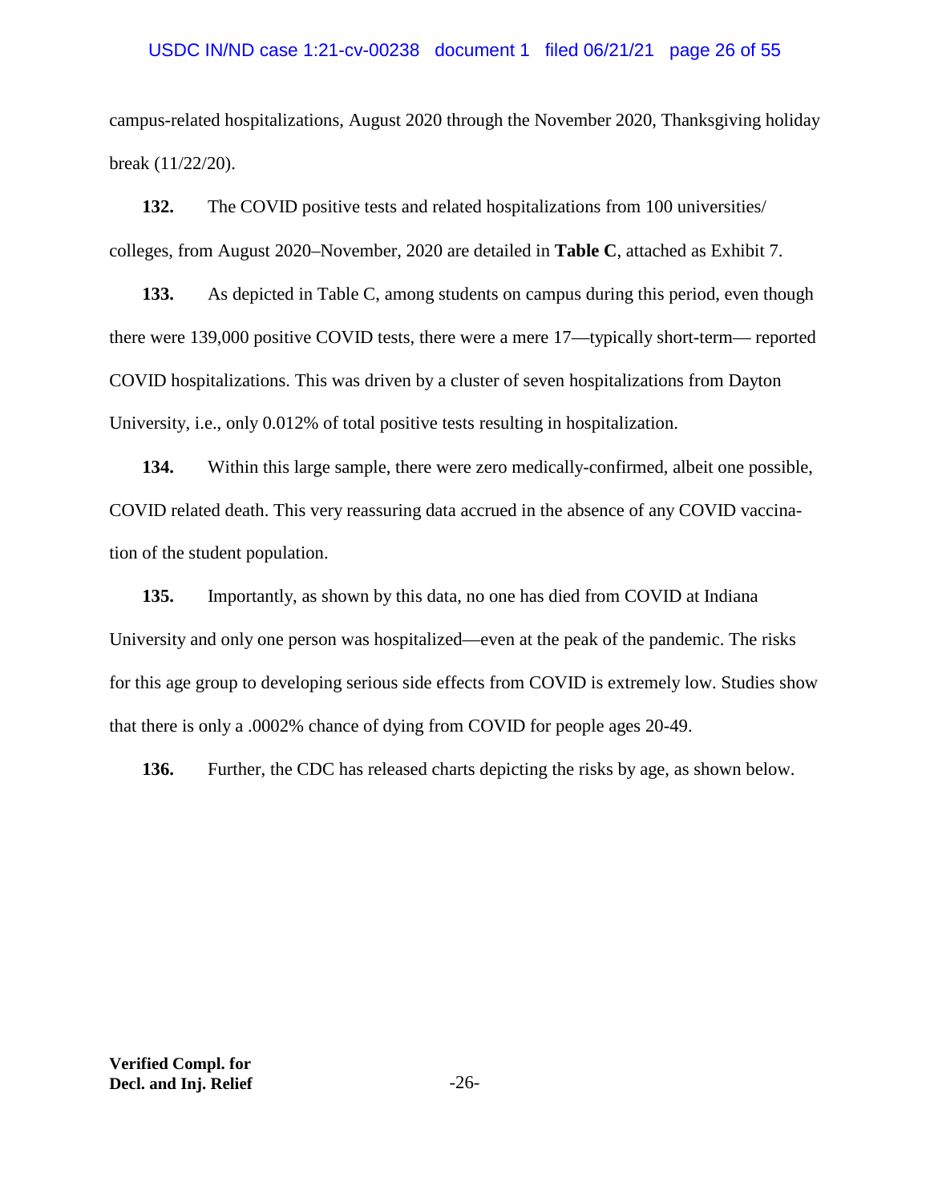campus-related hospitalizations, August 2020 through the November 2020, Thanksgiving holiday break (11/22/20).

**132.** The COVID positive tests and related hospitalizations from 100 universities/ colleges, from August 2020–November, 2020 are detailed in **Table C**, attached as Exhibit 7.

**133.** As depicted in Table C, among students on campus during this period, even though there were 139,000 positive COVID tests, there were a mere 17—typically short-term— reported COVID hospitalizations. This was driven by a cluster of seven hospitalizations from Dayton University, i.e., only 0.012% of total positive tests resulting in hospitalization.

**134.** Within this large sample, there were zero medically-confirmed, albeit one possible, COVID related death. This very reassuring data accrued in the absence of any COVID vaccination of the student population.

**135.** Importantly, as shown by this data, no one has died from COVID at Indiana University and only one person was hospitalized—even at the peak of the pandemic. The risks for this age group to developing serious side effects from COVID is extremely low. Studies show that there is only a .0002% chance of dying from COVID for people ages 20-49.

**136.** Further, the CDC has released charts depicting the risks by age, as shown below.

**Verified Compl. for**
**Decl. and Inj. Relief**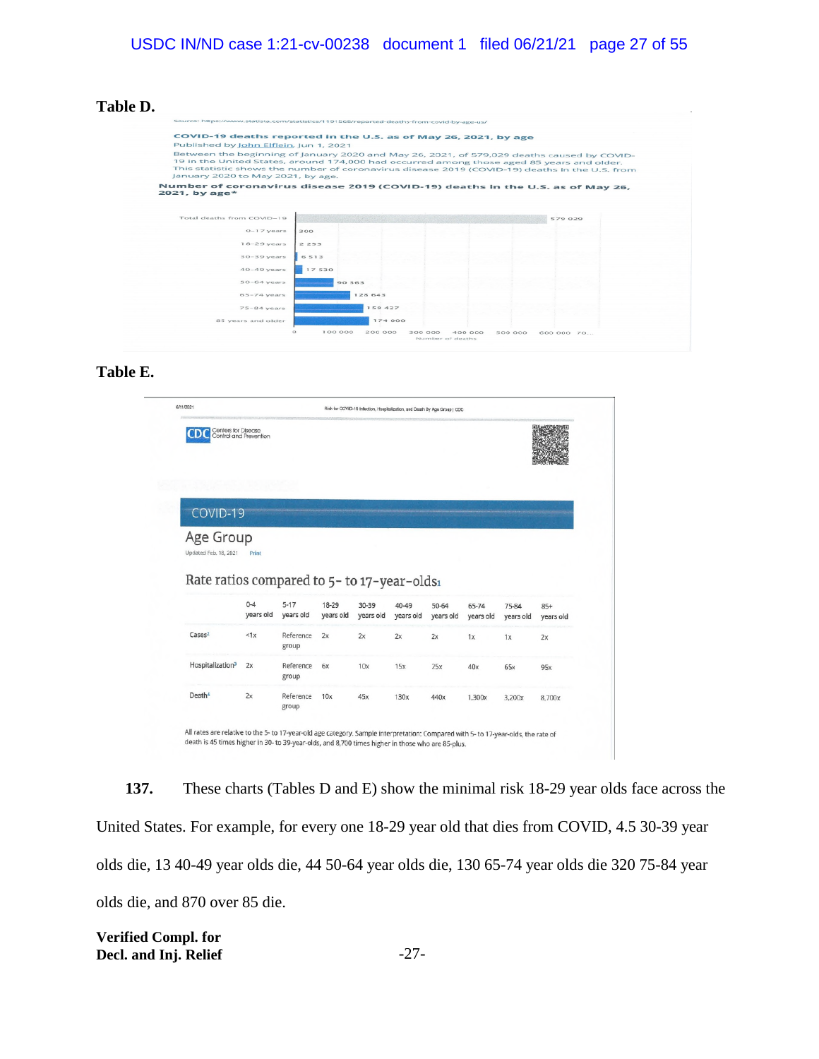**Table D.**

Source: https://www.statista.com/statistics/1191568/reported-deaths-from-covid-by-age-us/

**COVID-19 deaths reported in the U.S. as of May 26, 2021, by age**

Published by John Elflein, Jun 1, 2021

Between the beginning of January 2020 and May 26, 2021, of 579,029 deaths caused by COVID-19 in the United States, around 174,000 had occurred among those aged 85 years and older. This statistic shows the number of coronavirus disease 2019 (COVID-19) deaths in the U.S. from January 2020 to May 2021, by age.

**Number of coronavirus disease 2019 (COVID-19) deaths in the U.S. as of May 26, 2021, by age***

| Age | Number of deaths |
| --- | --- |
| Total deaths from COVID-19 | 579 029 |
| 0-17 years | 300 |
| 18-29 years | 2 253 |
| 30-39 years | 6 513 |
| 40-49 years | 17 530 |
| 50-64 years | 90 363 |
| 65-74 years | 125 643 |
| 75-84 years | 159 427 |
| 85 years and older | 174 000 |

**Table E.**

6/11/2021 Risk for COVID-19 Infection, Hospitalization, and Death By Age Group | CDC

CDC Centers for Disease Control and Prevention

COVID-19

Age Group

Updated Feb. 18, 2021 Print

Rate ratios compared to 5- to 17-year-olds[1]

| | 0-4 years old | 5-17 years old | 18-29 years old | 30-39 years old | 40-49 years old | 50-64 years old | 65-74 years old | 75-84 years old | 85+ years old |
| --- | --- | --- | --- | --- | --- | --- | --- | --- | --- |
| Cases[2] | <1x | Reference group | 2x | 2x | 2x | 2x | 1x | 1x | 2x |
| Hospitalization[3] | 2x | Reference group | 6x | 10x | 15x | 25x | 40x | 65x | 95x |
| Death[4] | 2x | Reference group | 10x | 45x | 130x | 440x | 1,300x | 3,200x | 8,700x |

All rates are relative to the 5- to 17-year-old age category. Sample interpretation: Compared with 5- to 17-year-olds, the rate of death is 45 times higher in 30- to 39-year-olds, and 8,700 times higher in those who are 85-plus.

**137.** These charts (Tables D and E) show the minimal risk 18-29 year olds face across the United States. For example, for every one 18-29 year old that dies from COVID, 4.5 30-39 year olds die, 13 40-49 year olds die, 44 50-64 year olds die, 130 65-74 year olds die 320 75-84 year olds die, and 870 over 85 die.

**Verified Compl. for Decl. and Inj. Relief**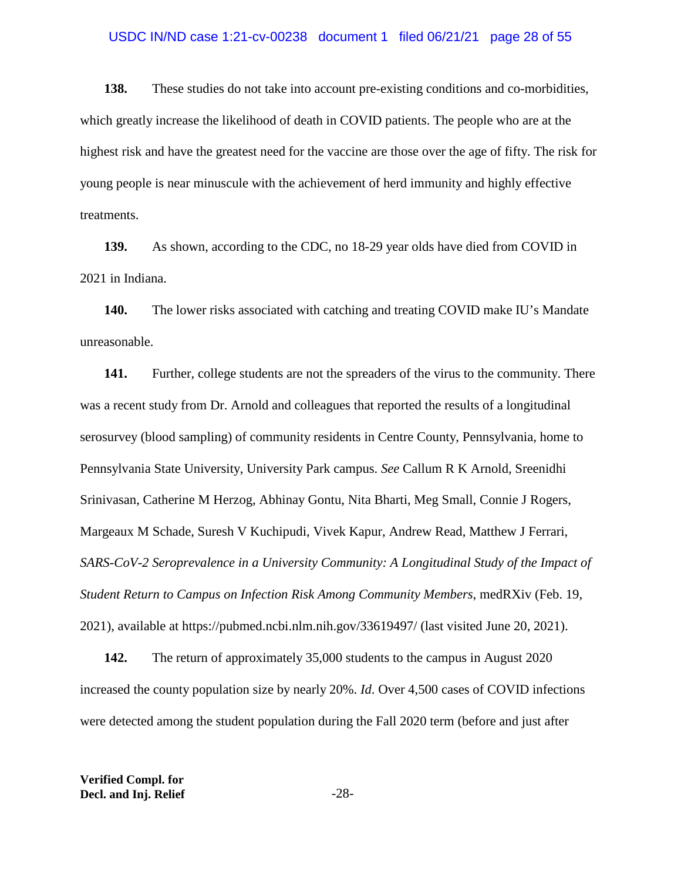**138.** These studies do not take into account pre-existing conditions and co-morbidities, which greatly increase the likelihood of death in COVID patients. The people who are at the highest risk and have the greatest need for the vaccine are those over the age of fifty. The risk for young people is near minuscule with the achievement of herd immunity and highly effective treatments.

**139.** As shown, according to the CDC, no 18-29 year olds have died from COVID in 2021 in Indiana.

**140.** The lower risks associated with catching and treating COVID make IU's Mandate unreasonable.

**141.** Further, college students are not the spreaders of the virus to the community. There was a recent study from Dr. Arnold and colleagues that reported the results of a longitudinal serosurvey (blood sampling) of community residents in Centre County, Pennsylvania, home to Pennsylvania State University, University Park campus. *See* Callum R K Arnold, Sreenidhi Srinivasan, Catherine M Herzog, Abhinay Gontu, Nita Bharti, Meg Small, Connie J Rogers, Margeaux M Schade, Suresh V Kuchipudi, Vivek Kapur, Andrew Read, Matthew J Ferrari, *SARS-CoV-2 Seroprevalence in a University Community: A Longitudinal Study of the Impact of Student Return to Campus on Infection Risk Among Community Members*, medRXiv (Feb. 19, 2021), available at https://pubmed.ncbi.nlm.nih.gov/33619497/ (last visited June 20, 2021).

**142.** The return of approximately 35,000 students to the campus in August 2020 increased the county population size by nearly 20%. *Id*. Over 4,500 cases of COVID infections were detected among the student population during the Fall 2020 term (before and just after

**Verified Compl. for**
**Decl. and Inj. Relief**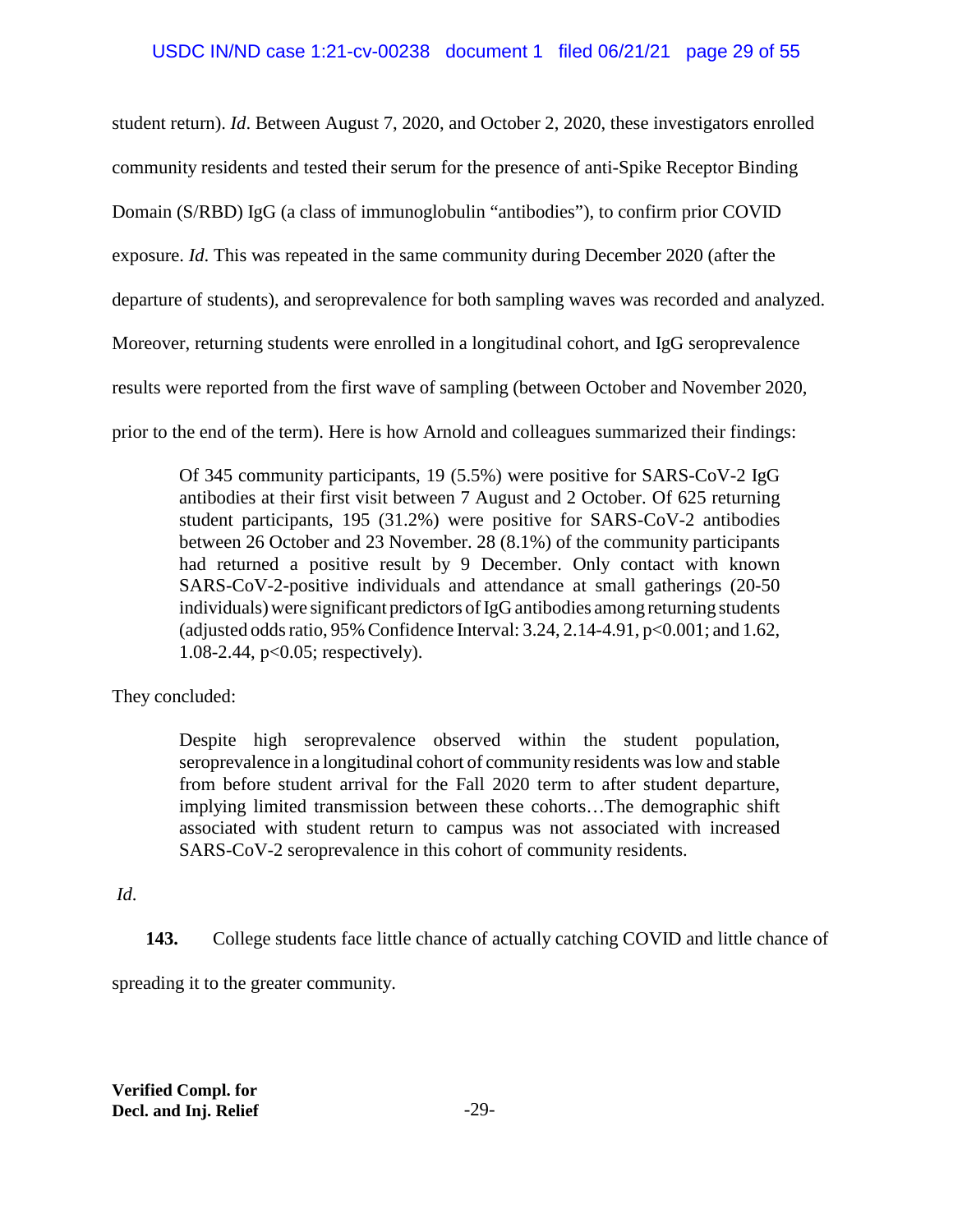student return). *Id*. Between August 7, 2020, and October 2, 2020, these investigators enrolled community residents and tested their serum for the presence of anti-Spike Receptor Binding Domain (S/RBD) IgG (a class of immunoglobulin "antibodies"), to confirm prior COVID exposure. *Id*. This was repeated in the same community during December 2020 (after the departure of students), and seroprevalence for both sampling waves was recorded and analyzed. Moreover, returning students were enrolled in a longitudinal cohort, and IgG seroprevalence results were reported from the first wave of sampling (between October and November 2020, prior to the end of the term). Here is how Arnold and colleagues summarized their findings:

> Of 345 community participants, 19 (5.5%) were positive for SARS-CoV-2 IgG antibodies at their first visit between 7 August and 2 October. Of 625 returning student participants, 195 (31.2%) were positive for SARS-CoV-2 antibodies between 26 October and 23 November. 28 (8.1%) of the community participants had returned a positive result by 9 December. Only contact with known SARS-CoV-2-positive individuals and attendance at small gatherings (20-50 individuals) were significant predictors of IgG antibodies among returning students (adjusted odds ratio, 95% Confidence Interval: 3.24, 2.14-4.91, $p<0.001$; and 1.62, 1.08-2.44, $p<0.05$; respectively).

They concluded:

> Despite high seroprevalence observed within the student population, seroprevalence in a longitudinal cohort of community residents was low and stable from before student arrival for the Fall 2020 term to after student departure, implying limited transmission between these cohorts…The demographic shift associated with student return to campus was not associated with increased SARS-CoV-2 seroprevalence in this cohort of community residents.

*Id*.

**143.** College students face little chance of actually catching COVID and little chance of spreading it to the greater community.

**Verified Compl. for Decl. and Inj. Relief**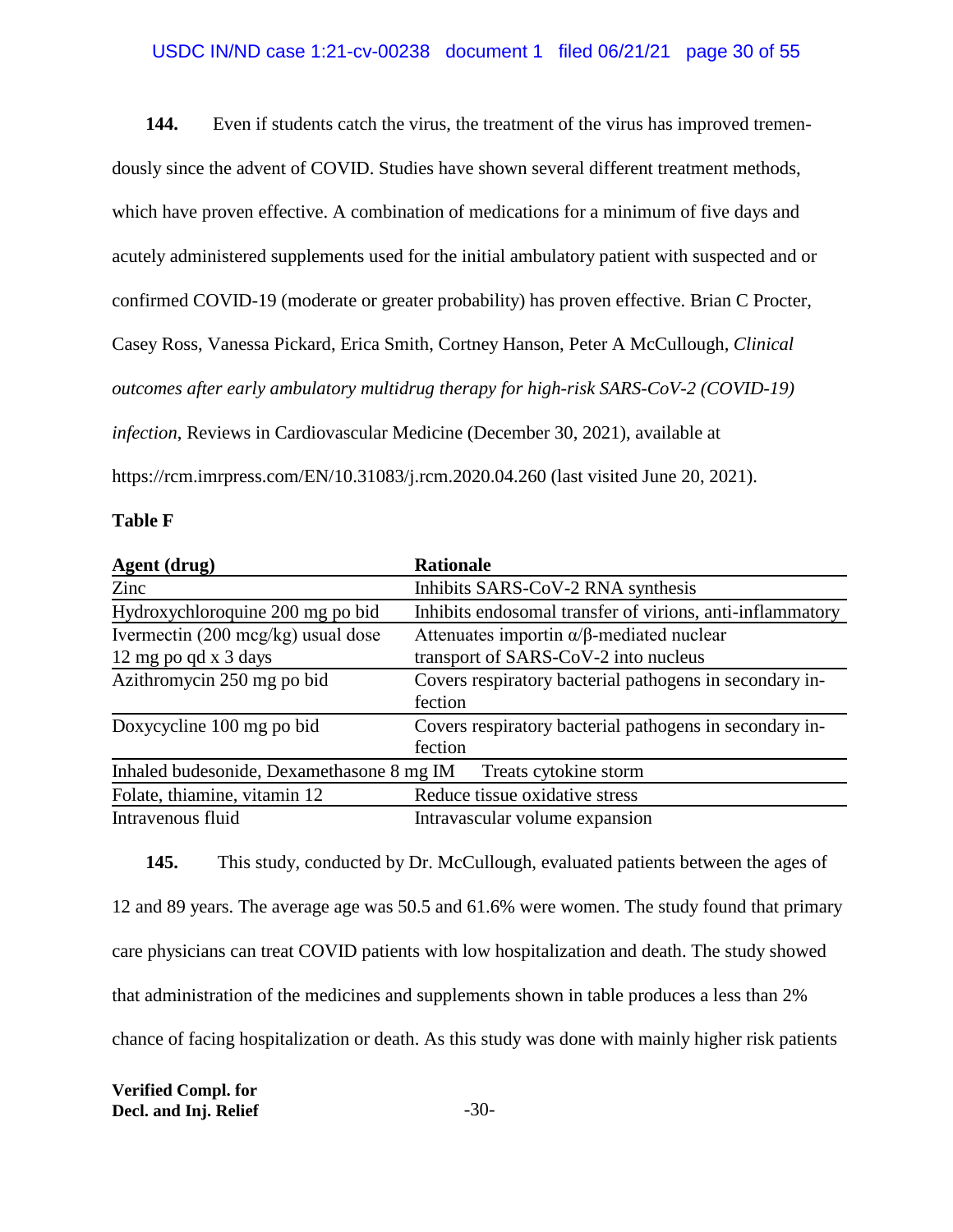**144.** Even if students catch the virus, the treatment of the virus has improved tremendously since the advent of COVID. Studies have shown several different treatment methods, which have proven effective. A combination of medications for a minimum of five days and acutely administered supplements used for the initial ambulatory patient with suspected and or confirmed COVID-19 (moderate or greater probability) has proven effective. Brian C Procter, Casey Ross, Vanessa Pickard, Erica Smith, Cortney Hanson, Peter A McCullough, *Clinical outcomes after early ambulatory multidrug therapy for high-risk SARS-CoV-2 (COVID-19) infection*, Reviews in Cardiovascular Medicine (December 30, 2021), available at https://rcm.imrpress.com/EN/10.31083/j.rcm.2020.04.260 (last visited June 20, 2021).

**Table F**

| Agent (drug) | Rationale |
|---|---|
| Zinc | Inhibits SARS-CoV-2 RNA synthesis |
| Hydroxychloroquine 200 mg po bid | Inhibits endosomal transfer of virions, anti-inflammatory |
| Ivermectin (200 mcg/kg) usual dose 12 mg po qd x 3 days | Attenuates importin α/β-mediated nuclear transport of SARS-CoV-2 into nucleus |
| Azithromycin 250 mg po bid | Covers respiratory bacterial pathogens in secondary infection |
| Doxycycline 100 mg po bid | Covers respiratory bacterial pathogens in secondary infection |
| Inhaled budesonide, Dexamethasone 8 mg IM | Treats cytokine storm |
| Folate, thiamine, vitamin 12 | Reduce tissue oxidative stress |
| Intravenous fluid | Intravascular volume expansion |

**145.** This study, conducted by Dr. McCullough, evaluated patients between the ages of 12 and 89 years. The average age was 50.5 and 61.6% were women. The study found that primary care physicians can treat COVID patients with low hospitalization and death. The study showed that administration of the medicines and supplements shown in table produces a less than 2% chance of facing hospitalization or death. As this study was done with mainly higher risk patients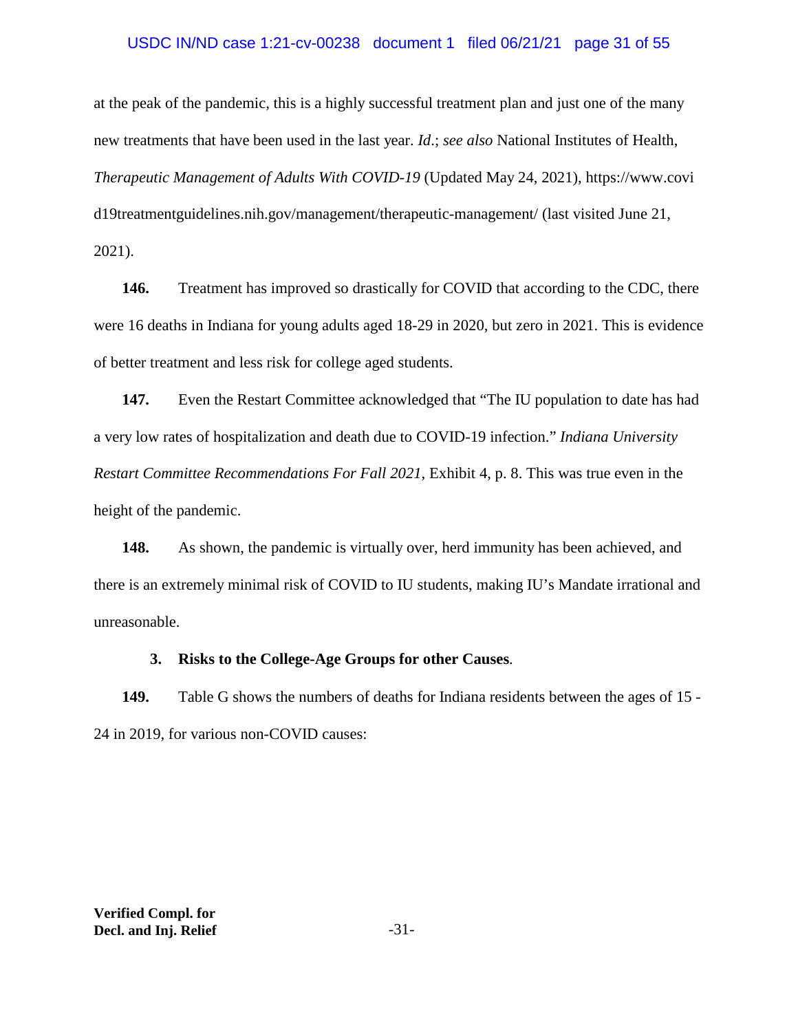at the peak of the pandemic, this is a highly successful treatment plan and just one of the many new treatments that have been used in the last year. *Id*.; *see also* National Institutes of Health, *Therapeutic Management of Adults With COVID-19* (Updated May 24, 2021), https://www.covid19treatmentguidelines.nih.gov/management/therapeutic-management/ (last visited June 21, 2021).

**146.** Treatment has improved so drastically for COVID that according to the CDC, there were 16 deaths in Indiana for young adults aged 18-29 in 2020, but zero in 2021. This is evidence of better treatment and less risk for college aged students.

**147.** Even the Restart Committee acknowledged that "The IU population to date has had a very low rates of hospitalization and death due to COVID-19 infection." *Indiana University Restart Committee Recommendations For Fall 2021*, Exhibit 4, p. 8. This was true even in the height of the pandemic.

**148.** As shown, the pandemic is virtually over, herd immunity has been achieved, and there is an extremely minimal risk of COVID to IU students, making IU's Mandate irrational and unreasonable.

### 3. Risks to the College-Age Groups for other Causes.

**149.** Table G shows the numbers of deaths for Indiana residents between the ages of 15 - 24 in 2019, for various non-COVID causes:

**Verified Compl. for Decl. and Inj. Relief**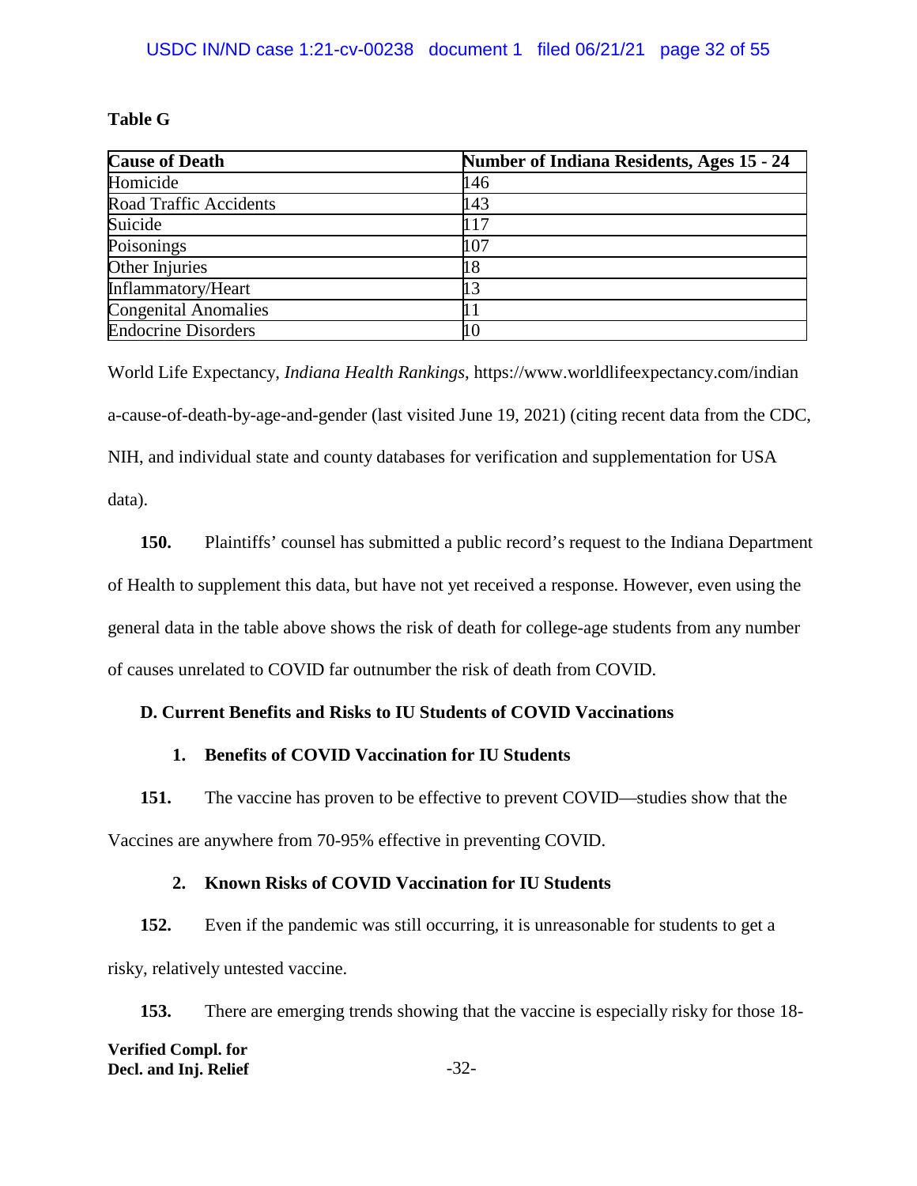**Table G**

| Cause of Death | Number of Indiana Residents, Ages 15 - 24 |
|---|---|
| Homicide | 146 |
| Road Traffic Accidents | 143 |
| Suicide | 117 |
| Poisonings | 107 |
| Other Injuries | 18 |
| Inflammatory/Heart | 13 |
| Congenital Anomalies | 11 |
| Endocrine Disorders | 10 |

World Life Expectancy, *Indiana Health Rankings*, https://www.worldlifeexpectancy.com/indiana-cause-of-death-by-age-and-gender (last visited June 19, 2021) (citing recent data from the CDC, NIH, and individual state and county databases for verification and supplementation for USA data).

**150.** Plaintiffs' counsel has submitted a public record's request to the Indiana Department of Health to supplement this data, but have not yet received a response. However, even using the general data in the table above shows the risk of death for college-age students from any number of causes unrelated to COVID far outnumber the risk of death from COVID.

### D. Current Benefits and Risks to IU Students of COVID Vaccinations

#### 1. Benefits of COVID Vaccination for IU Students

**151.** The vaccine has proven to be effective to prevent COVID—studies show that the Vaccines are anywhere from 70-95% effective in preventing COVID.

#### 2. Known Risks of COVID Vaccination for IU Students

**152.** Even if the pandemic was still occurring, it is unreasonable for students to get a risky, relatively untested vaccine.

**153.** There are emerging trends showing that the vaccine is especially risky for those 18-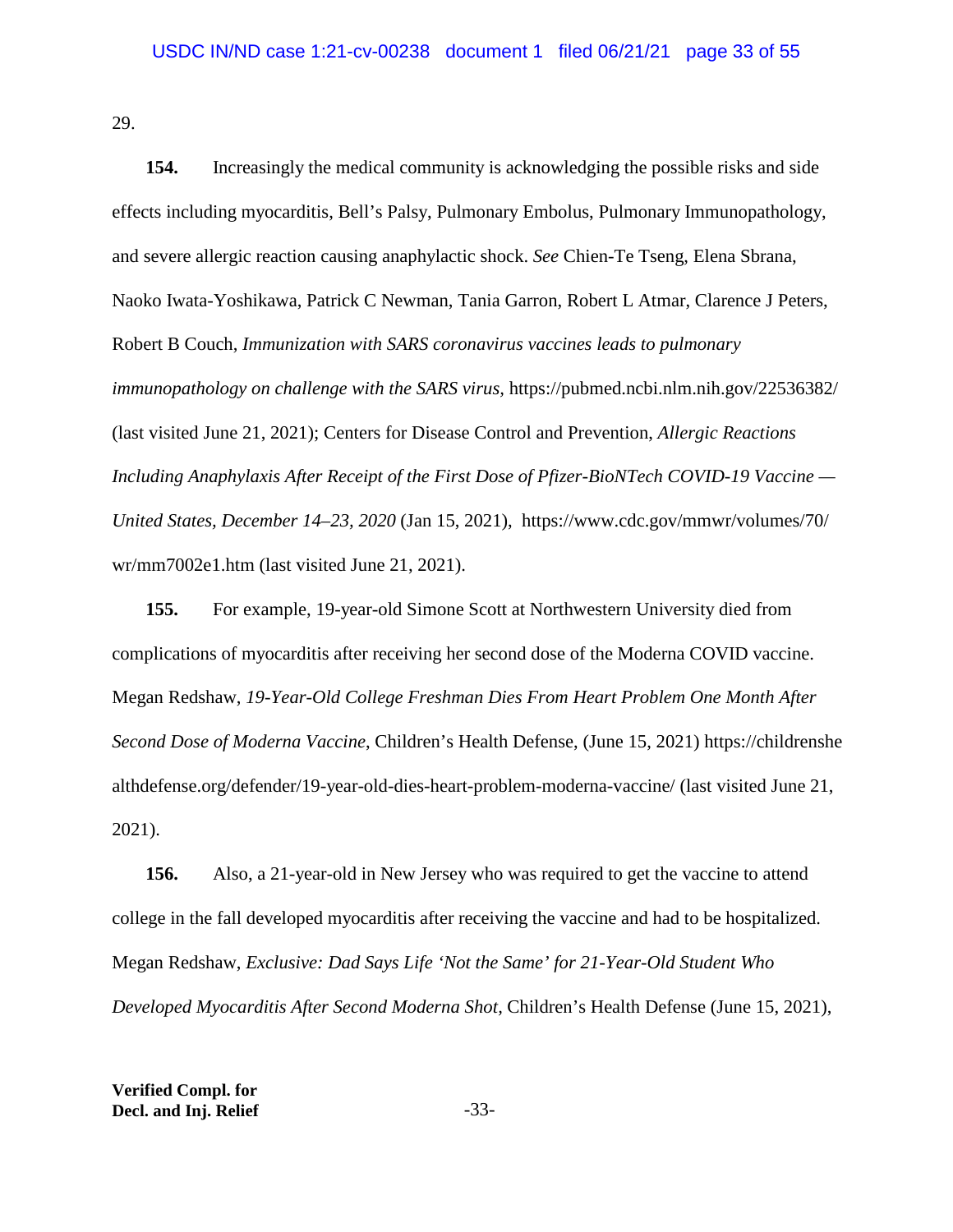29.

**154.** Increasingly the medical community is acknowledging the possible risks and side effects including myocarditis, Bell's Palsy, Pulmonary Embolus, Pulmonary Immunopathology, and severe allergic reaction causing anaphylactic shock. *See* Chien-Te Tseng, Elena Sbrana, Naoko Iwata-Yoshikawa, Patrick C Newman, Tania Garron, Robert L Atmar, Clarence J Peters, Robert B Couch, *Immunization with SARS coronavirus vaccines leads to pulmonary immunopathology on challenge with the SARS virus,* https://pubmed.ncbi.nlm.nih.gov/22536382/ (last visited June 21, 2021); Centers for Disease Control and Prevention, *Allergic Reactions Including Anaphylaxis After Receipt of the First Dose of Pfizer-BioNTech COVID-19 Vaccine — United States, December 14–23, 2020* (Jan 15, 2021), https://www.cdc.gov/mmwr/volumes/70/wr/mm7002e1.htm (last visited June 21, 2021).

**155.** For example, 19-year-old Simone Scott at Northwestern University died from complications of myocarditis after receiving her second dose of the Moderna COVID vaccine. Megan Redshaw, *19-Year-Old College Freshman Dies From Heart Problem One Month After Second Dose of Moderna Vaccine*, Children's Health Defense, (June 15, 2021) https://childrenshealthdefense.org/defender/19-year-old-dies-heart-problem-moderna-vaccine/ (last visited June 21, 2021).

**156.** Also, a 21-year-old in New Jersey who was required to get the vaccine to attend college in the fall developed myocarditis after receiving the vaccine and had to be hospitalized. Megan Redshaw, *Exclusive: Dad Says Life 'Not the Same' for 21-Year-Old Student Who Developed Myocarditis After Second Moderna Shot,* Children's Health Defense (June 15, 2021),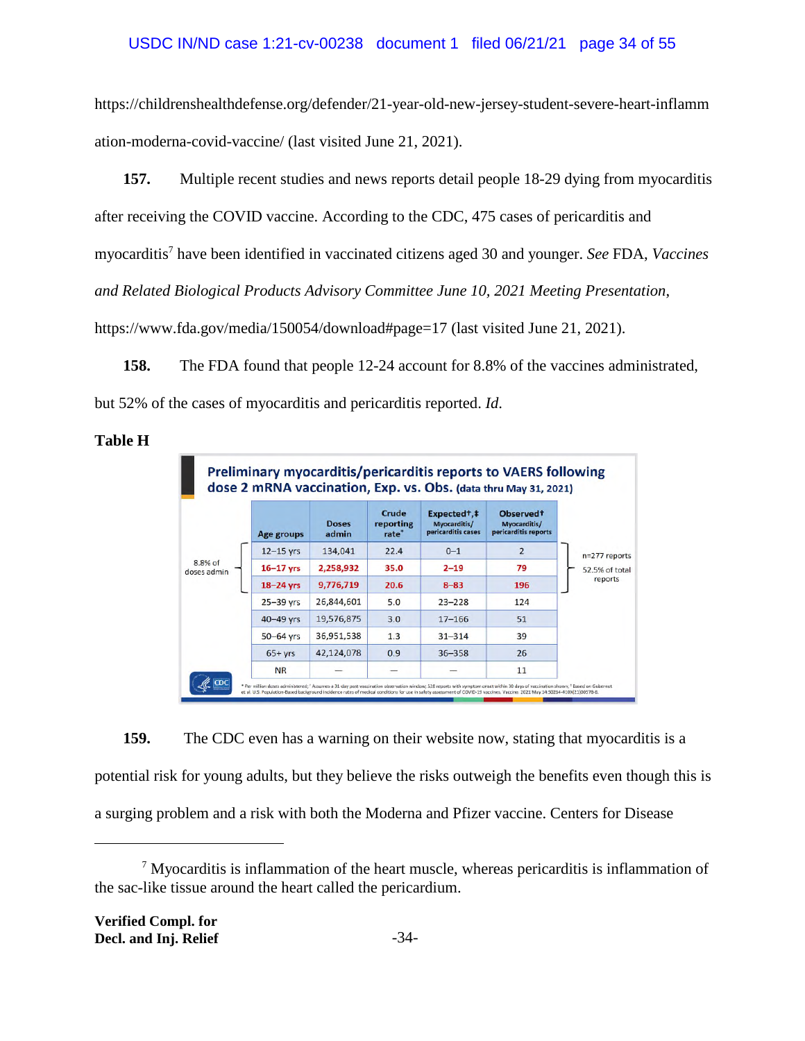https://childrenshealthdefense.org/defender/21-year-old-new-jersey-student-severe-heart-inflammation-moderna-covid-vaccine/ (last visited June 21, 2021).

**157.** Multiple recent studies and news reports detail people 18-29 dying from myocarditis after receiving the COVID vaccine. According to the CDC, 475 cases of pericarditis and myocarditis[7] have been identified in vaccinated citizens aged 30 and younger. *See* FDA, *Vaccines and Related Biological Products Advisory Committee June 10, 2021 Meeting Presentation*, https://www.fda.gov/media/150054/download#page=17 (last visited June 21, 2021).

**158.** The FDA found that people 12-24 account for 8.8% of the vaccines administrated, but 52% of the cases of myocarditis and pericarditis reported. *Id.*

**Table H**

**Preliminary myocarditis/pericarditis reports to VAERS following dose 2 mRNA vaccination, Exp. vs. Obs. (data thru May 31, 2021)**

| Age groups | Doses admin | Crude reporting rate* | Expected†,‡ Myocarditis/ pericarditis cases | Observed† Myocarditis/ pericarditis reports |
|---|---|---|---|---|
| 12–15 yrs | 134,041 | 22.4 | 0–1 | 2 |
| 16–17 yrs | 2,258,932 | 35.0 | 2–19 | 79 |
| 18–24 yrs | 9,776,719 | 20.6 | 8–83 | 196 |
| 25–39 yrs | 26,844,601 | 5.0 | 23–228 | 124 |
| 40–49 yrs | 19,576,875 | 3.0 | 17–166 | 51 |
| 50–64 yrs | 36,951,538 | 1.3 | 31–314 | 39 |
| 65+ yrs | 42,124,078 | 0.9 | 36–358 | 26 |
| NR | — | — | — | 11 |

8.8% of doses admin (12–24 yrs); n=277 reports, 52.5% of total reports

\* Per million doses administered; † Assumes a 31-day post-vaccination observation window; 528 reports with symptom onset within 30 days of vaccination shown; ‡ Based on Gubernot et al. U.S. Population-Based background incidence rates of medical conditions for use in safety assessment of COVID-19 vaccines. Vaccine. 2021 May 14:S0264-410X(21)00578-8.

**159.** The CDC even has a warning on their website now, stating that myocarditis is a potential risk for young adults, but they believe the risks outweigh the benefits even though this is a surging problem and a risk with both the Moderna and Pfizer vaccine. Centers for Disease

---

[7] Myocarditis is inflammation of the heart muscle, whereas pericarditis is inflammation of the sac-like tissue around the heart called the pericardium.

**Verified Compl. for Decl. and Inj. Relief**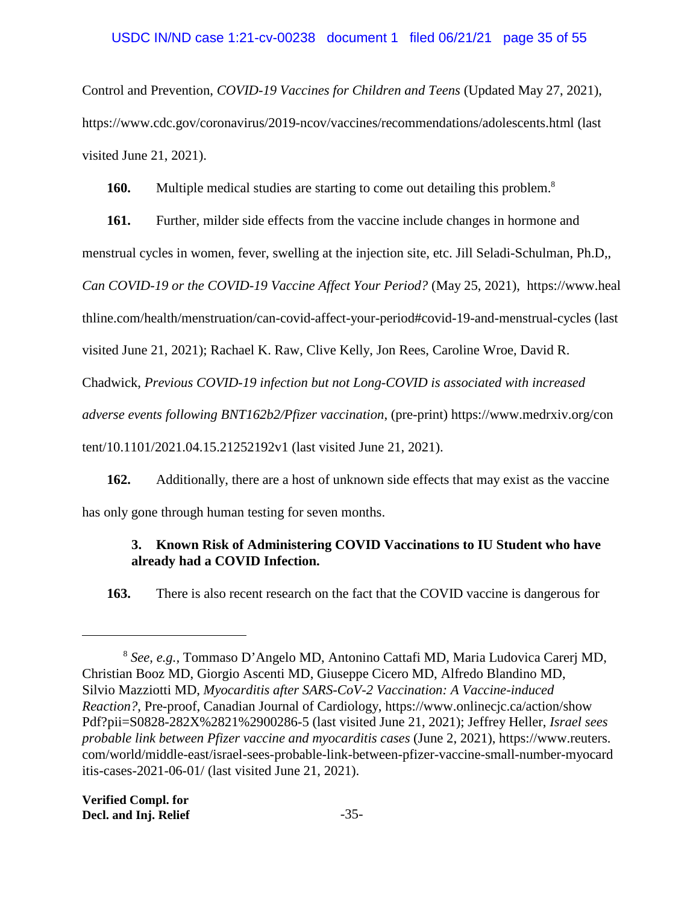Control and Prevention, *COVID-19 Vaccines for Children and Teens* (Updated May 27, 2021), https://www.cdc.gov/coronavirus/2019-ncov/vaccines/recommendations/adolescents.html (last visited June 21, 2021).

**160.** Multiple medical studies are starting to come out detailing this problem.[8]

**161.** Further, milder side effects from the vaccine include changes in hormone and menstrual cycles in women, fever, swelling at the injection site, etc. Jill Seladi-Schulman, Ph.D,, *Can COVID-19 or the COVID-19 Vaccine Affect Your Period?* (May 25, 2021), https://www.healthline.com/health/menstruation/can-covid-affect-your-period#covid-19-and-menstrual-cycles (last visited June 21, 2021); Rachael K. Raw, Clive Kelly, Jon Rees, Caroline Wroe, David R. Chadwick, *Previous COVID-19 infection but not Long-COVID is associated with increased adverse events following BNT162b2/Pfizer vaccination*, (pre-print) https://www.medrxiv.org/content/10.1101/2021.04.15.21252192v1 (last visited June 21, 2021).

**162.** Additionally, there are a host of unknown side effects that may exist as the vaccine has only gone through human testing for seven months.

### 3. Known Risk of Administering COVID Vaccinations to IU Student who have already had a COVID Infection.

**163.** There is also recent research on the fact that the COVID vaccine is dangerous for

---

[8] *See, e.g.*, Tommaso D'Angelo MD, Antonino Cattafi MD, Maria Ludovica Carerj MD, Christian Booz MD, Giorgio Ascenti MD, Giuseppe Cicero MD, Alfredo Blandino MD, Silvio Mazziotti MD, *Myocarditis after SARS-CoV-2 Vaccination: A Vaccine-induced Reaction?*, Pre-proof, Canadian Journal of Cardiology, https://www.onlinecjc.ca/action/showPdf?pii=S0828-282X%2821%2900286-5 (last visited June 21, 2021); Jeffrey Heller, *Israel sees probable link between Pfizer vaccine and myocarditis cases* (June 2, 2021), https://www.reuters.com/world/middle-east/israel-sees-probable-link-between-pfizer-vaccine-small-number-myocarditis-cases-2021-06-01/ (last visited June 21, 2021).

**Verified Compl. for Decl. and Inj. Relief**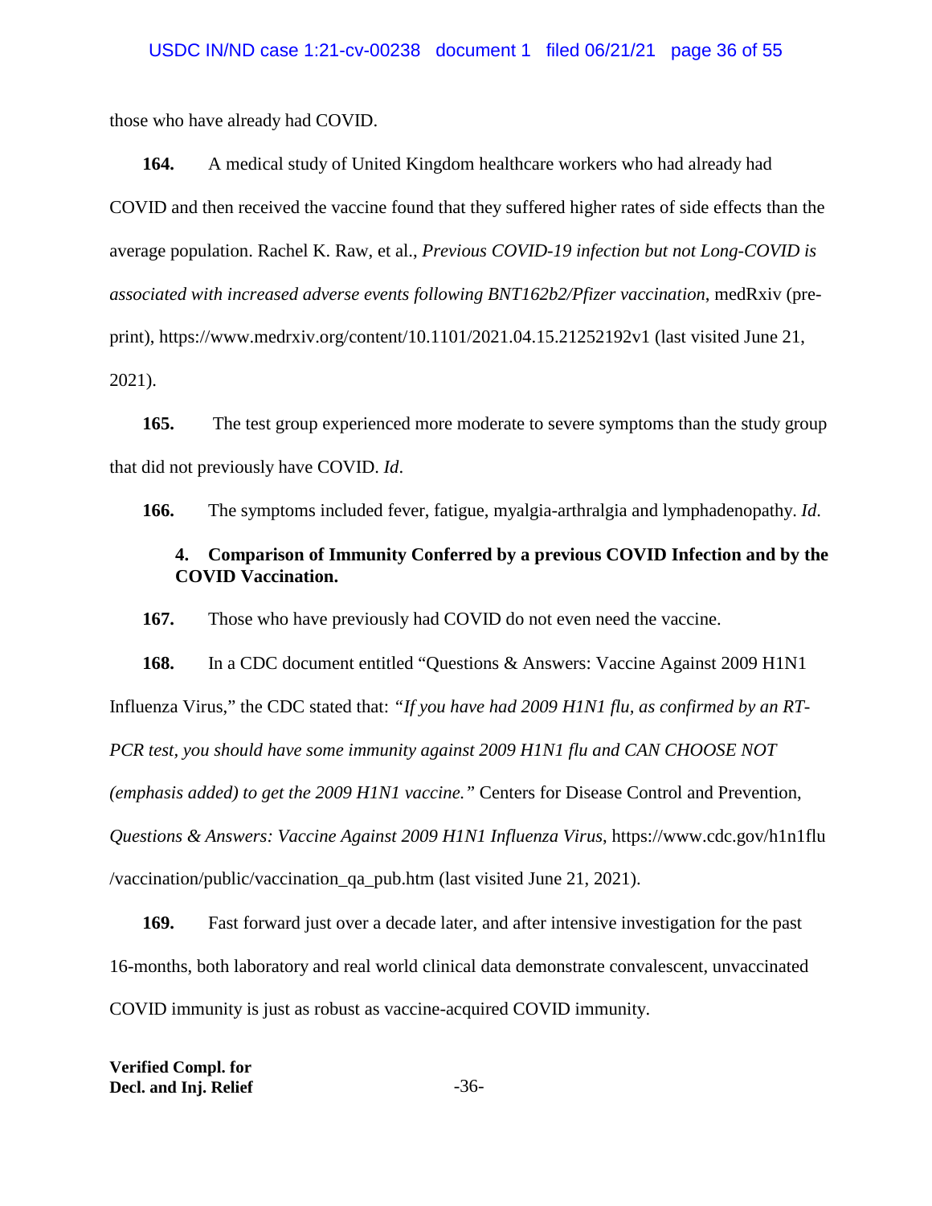those who have already had COVID.

**164.** A medical study of United Kingdom healthcare workers who had already had COVID and then received the vaccine found that they suffered higher rates of side effects than the average population. Rachel K. Raw, et al., *Previous COVID-19 infection but not Long-COVID is associated with increased adverse events following BNT162b2/Pfizer vaccination*, medRxiv (pre-print), https://www.medrxiv.org/content/10.1101/2021.04.15.21252192v1 (last visited June 21, 2021).

**165.** The test group experienced more moderate to severe symptoms than the study group that did not previously have COVID. *Id*.

**166.** The symptoms included fever, fatigue, myalgia-arthralgia and lymphadenopathy. *Id*.

**4. Comparison of Immunity Conferred by a previous COVID Infection and by the COVID Vaccination.**

**167.** Those who have previously had COVID do not even need the vaccine.

**168.** In a CDC document entitled "Questions & Answers: Vaccine Against 2009 H1N1 Influenza Virus," the CDC stated that: *"If you have had 2009 H1N1 flu, as confirmed by an RT-PCR test, you should have some immunity against 2009 H1N1 flu and CAN CHOOSE NOT (emphasis added) to get the 2009 H1N1 vaccine."* Centers for Disease Control and Prevention, *Questions & Answers: Vaccine Against 2009 H1N1 Influenza Virus*, https://www.cdc.gov/h1n1flu/vaccination/public/vaccination_qa_pub.htm (last visited June 21, 2021).

**169.** Fast forward just over a decade later, and after intensive investigation for the past 16-months, both laboratory and real world clinical data demonstrate convalescent, unvaccinated COVID immunity is just as robust as vaccine-acquired COVID immunity.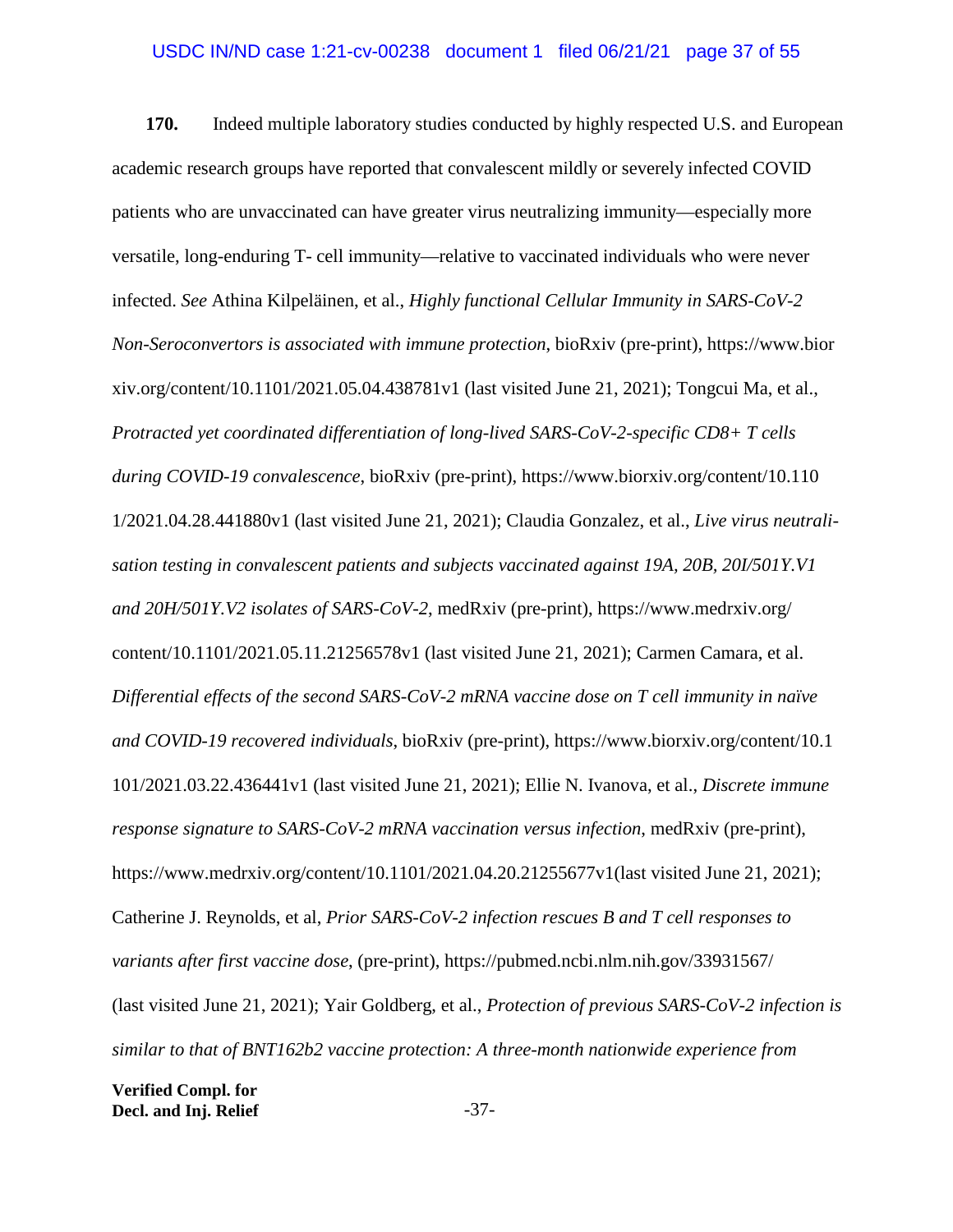**170.** Indeed multiple laboratory studies conducted by highly respected U.S. and European academic research groups have reported that convalescent mildly or severely infected COVID patients who are unvaccinated can have greater virus neutralizing immunity—especially more versatile, long-enduring T- cell immunity—relative to vaccinated individuals who were never infected. *See* Athina Kilpeläinen, et al., *Highly functional Cellular Immunity in SARS-CoV-2 Non-Seroconvertors is associated with immune protection*, bioRxiv (pre-print), https://www.biorxiv.org/content/10.1101/2021.05.04.438781v1 (last visited June 21, 2021); Tongcui Ma, et al., *Protracted yet coordinated differentiation of long-lived SARS-CoV-2-specific CD8+ T cells during COVID-19 convalescence*, bioRxiv (pre-print), https://www.biorxiv.org/content/10.1101/2021.04.28.441880v1 (last visited June 21, 2021); Claudia Gonzalez, et al., *Live virus neutralisation testing in convalescent patients and subjects vaccinated against 19A, 20B, 20I/501Y.V1 and 20H/501Y.V2 isolates of SARS-CoV-2*, medRxiv (pre-print), https://www.medrxiv.org/content/10.1101/2021.05.11.21256578v1 (last visited June 21, 2021); Carmen Camara, et al. *Differential effects of the second SARS-CoV-2 mRNA vaccine dose on T cell immunity in naïve and COVID-19 recovered individuals*, bioRxiv (pre-print), https://www.biorxiv.org/content/10.1101/2021.03.22.436441v1 (last visited June 21, 2021); Ellie N. Ivanova, et al., *Discrete immune response signature to SARS-CoV-2 mRNA vaccination versus infection*, medRxiv (pre-print), https://www.medrxiv.org/content/10.1101/2021.04.20.21255677v1(last visited June 21, 2021); Catherine J. Reynolds, et al, *Prior SARS-CoV-2 infection rescues B and T cell responses to variants after first vaccine dose*, (pre-print), https://pubmed.ncbi.nlm.nih.gov/33931567/ (last visited June 21, 2021); Yair Goldberg, et al., *Protection of previous SARS-CoV-2 infection is similar to that of BNT162b2 vaccine protection: A three-month nationwide experience from*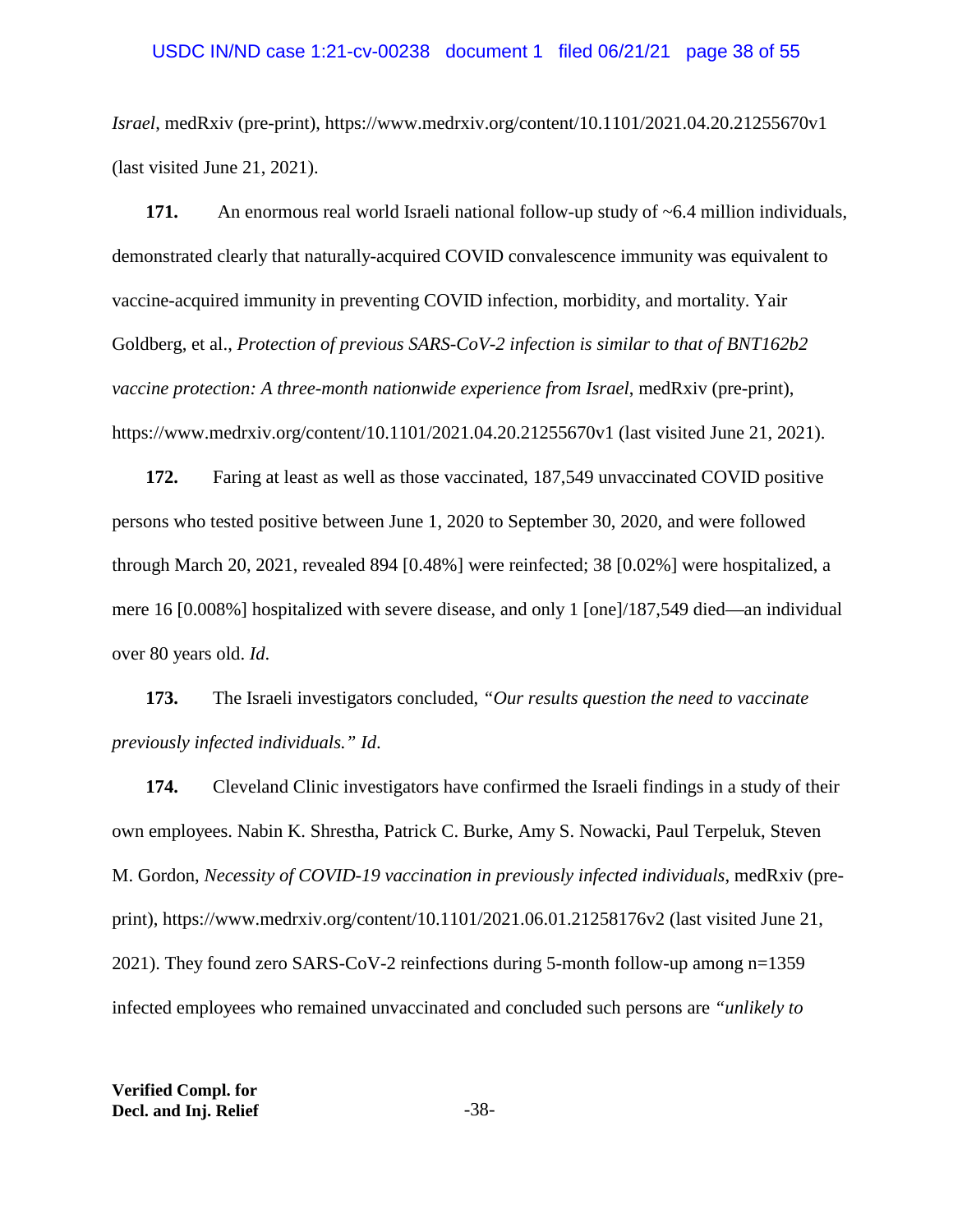*Israel*, medRxiv (pre-print), https://www.medrxiv.org/content/10.1101/2021.04.20.21255670v1 (last visited June 21, 2021).

**171.** An enormous real world Israeli national follow-up study of ~6.4 million individuals, demonstrated clearly that naturally-acquired COVID convalescence immunity was equivalent to vaccine-acquired immunity in preventing COVID infection, morbidity, and mortality. Yair Goldberg, et al., *Protection of previous SARS-CoV-2 infection is similar to that of BNT162b2 vaccine protection: A three-month nationwide experience from Israel*, medRxiv (pre-print), https://www.medrxiv.org/content/10.1101/2021.04.20.21255670v1 (last visited June 21, 2021).

**172.** Faring at least as well as those vaccinated, 187,549 unvaccinated COVID positive persons who tested positive between June 1, 2020 to September 30, 2020, and were followed through March 20, 2021, revealed 894 [0.48%] were reinfected; 38 [0.02%] were hospitalized, a mere 16 [0.008%] hospitalized with severe disease, and only 1 [one]/187,549 died—an individual over 80 years old. *Id*.

**173.** The Israeli investigators concluded, *"Our results question the need to vaccinate previously infected individuals." Id*.

**174.** Cleveland Clinic investigators have confirmed the Israeli findings in a study of their own employees. Nabin K. Shrestha, Patrick C. Burke, Amy S. Nowacki, Paul Terpeluk, Steven M. Gordon, *Necessity of COVID-19 vaccination in previously infected individuals*, medRxiv (pre-print), https://www.medrxiv.org/content/10.1101/2021.06.01.21258176v2 (last visited June 21, 2021). They found zero SARS-CoV-2 reinfections during 5-month follow-up among n=1359 infected employees who remained unvaccinated and concluded such persons are *"unlikely to*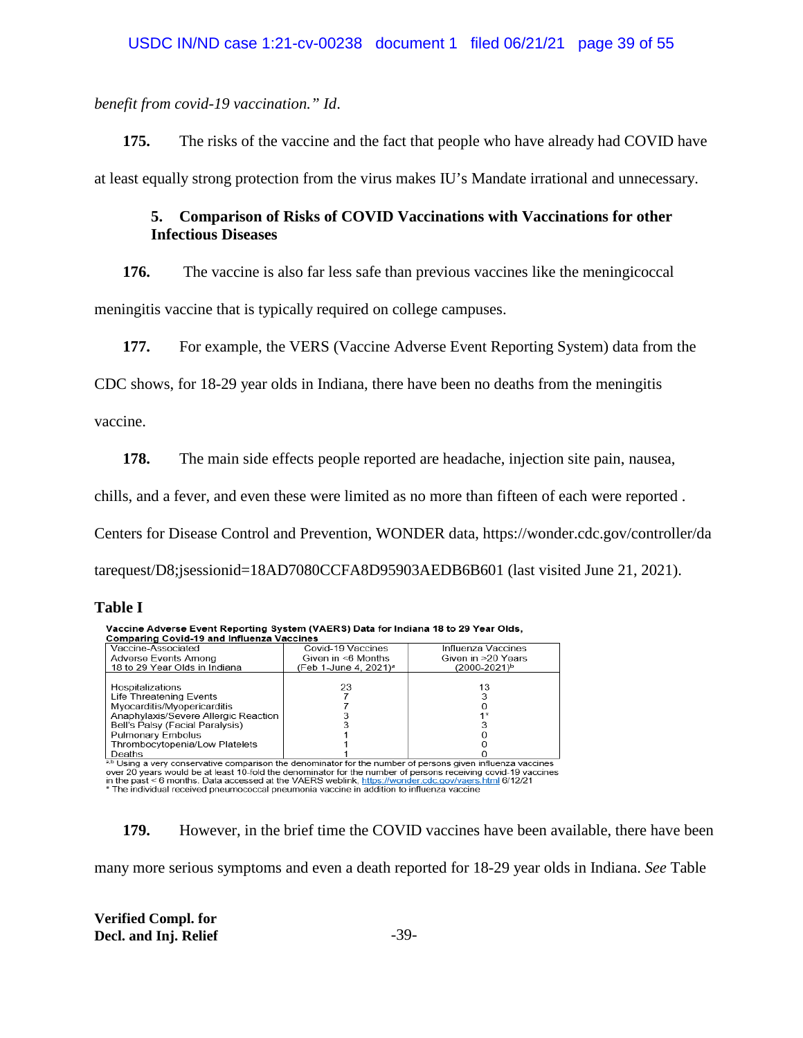*benefit from covid-19 vaccination." Id*.

**175.** The risks of the vaccine and the fact that people who have already had COVID have at least equally strong protection from the virus makes IU's Mandate irrational and unnecessary.

### 5. Comparison of Risks of COVID Vaccinations with Vaccinations for other Infectious Diseases

**176.** The vaccine is also far less safe than previous vaccines like the meningicoccal meningitis vaccine that is typically required on college campuses.

**177.** For example, the VERS (Vaccine Adverse Event Reporting System) data from the CDC shows, for 18-29 year olds in Indiana, there have been no deaths from the meningitis vaccine.

**178.** The main side effects people reported are headache, injection site pain, nausea, chills, and a fever, and even these were limited as no more than fifteen of each were reported . Centers for Disease Control and Prevention, WONDER data, https://wonder.cdc.gov/controller/datarequest/D8;jsessionid=18AD7080CCFA8D95903AEDB6B601 (last visited June 21, 2021).

**Table I**

**Vaccine Adverse Event Reporting System (VAERS) Data for Indiana 18 to 29 Year Olds, Comparing Covid-19 and Influenza Vaccines**

| Vaccine-Associated Adverse Events Among 18 to 29 Year Olds in Indiana | Covid-19 Vaccines Given in <6 Months (Feb 1-June 4, 2021)[a] | Influenza Vaccines Given in >20 Years (2000-2021)[b] |
|---|---|---|
| Hospitalizations | 23 | 13 |
| Life Threatening Events | 7 | 3 |
| Myocarditis/Myopericarditis | 7 | 0 |
| Anaphylaxis/Severe Allergic Reaction | 3 | 1* |
| Bell's Palsy (Facial Paralysis) | 3 | 3 |
| Pulmonary Embolus | 1 | 0 |
| Thrombocytopenia/Low Platelets | 1 | 0 |
| Deaths | 1 | 0 |

[a,b] Using a very conservative comparison the denominator for the number of persons given influenza vaccines over 20 years would be at least 10-fold the denominator for the number of persons receiving covid-19 vaccines in the past < 6 months. Data accessed at the VAERS weblink, https://wonder.cdc.gov/vaers.html 6/12/21
* The individual received pneumococcal pneumonia vaccine in addition to influenza vaccine

**179.** However, in the brief time the COVID vaccines have been available, there have been many more serious symptoms and even a death reported for 18-29 year olds in Indiana. *See* Table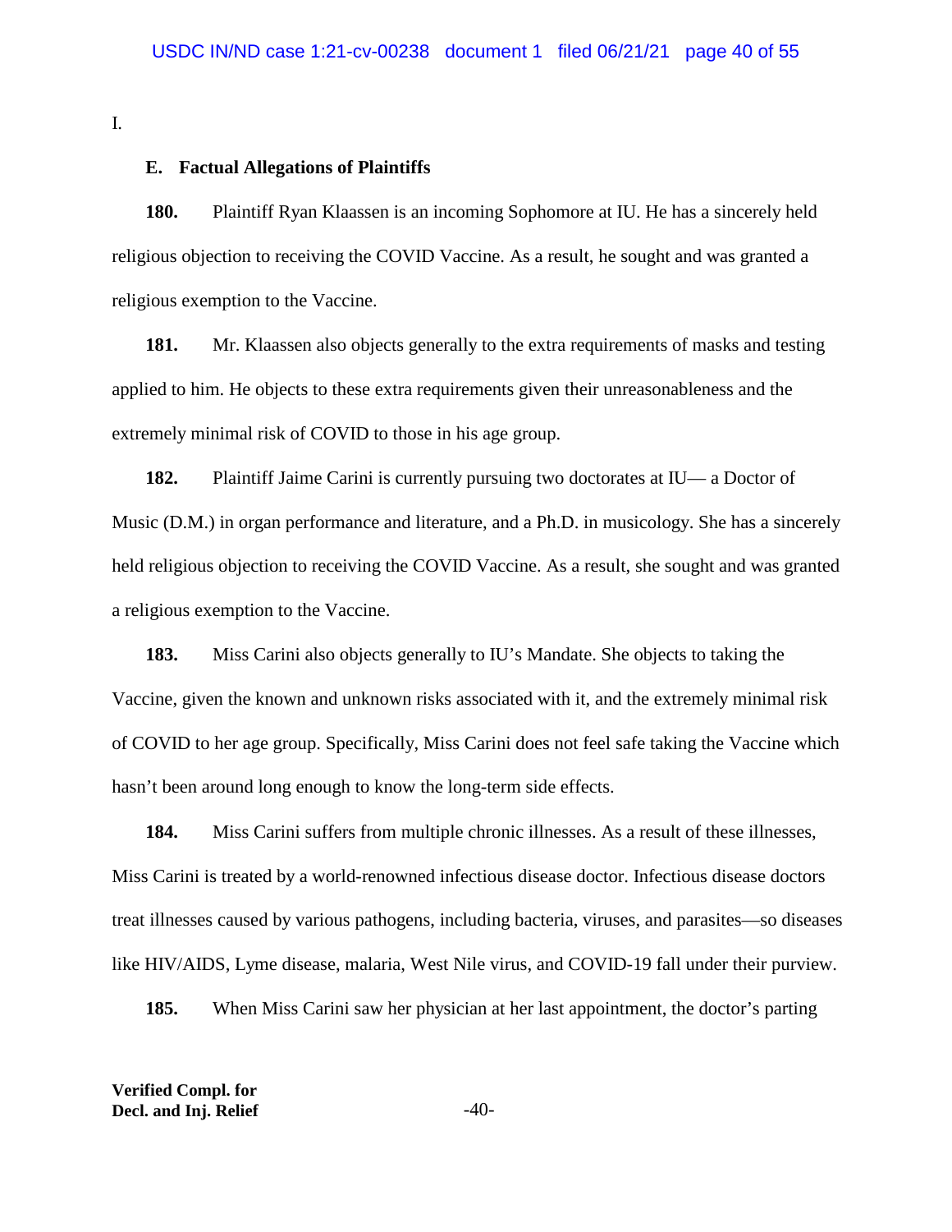I.

### E. Factual Allegations of Plaintiffs

**180.** Plaintiff Ryan Klaassen is an incoming Sophomore at IU. He has a sincerely held religious objection to receiving the COVID Vaccine. As a result, he sought and was granted a religious exemption to the Vaccine.

**181.** Mr. Klaassen also objects generally to the extra requirements of masks and testing applied to him. He objects to these extra requirements given their unreasonableness and the extremely minimal risk of COVID to those in his age group.

**182.** Plaintiff Jaime Carini is currently pursuing two doctorates at IU— a Doctor of Music (D.M.) in organ performance and literature, and a Ph.D. in musicology. She has a sincerely held religious objection to receiving the COVID Vaccine. As a result, she sought and was granted a religious exemption to the Vaccine.

**183.** Miss Carini also objects generally to IU's Mandate. She objects to taking the Vaccine, given the known and unknown risks associated with it, and the extremely minimal risk of COVID to her age group. Specifically, Miss Carini does not feel safe taking the Vaccine which hasn't been around long enough to know the long-term side effects.

**184.** Miss Carini suffers from multiple chronic illnesses. As a result of these illnesses, Miss Carini is treated by a world-renowned infectious disease doctor. Infectious disease doctors treat illnesses caused by various pathogens, including bacteria, viruses, and parasites—so diseases like HIV/AIDS, Lyme disease, malaria, West Nile virus, and COVID-19 fall under their purview.

**185.** When Miss Carini saw her physician at her last appointment, the doctor's parting

**Verified Compl. for**
**Decl. and Inj. Relief**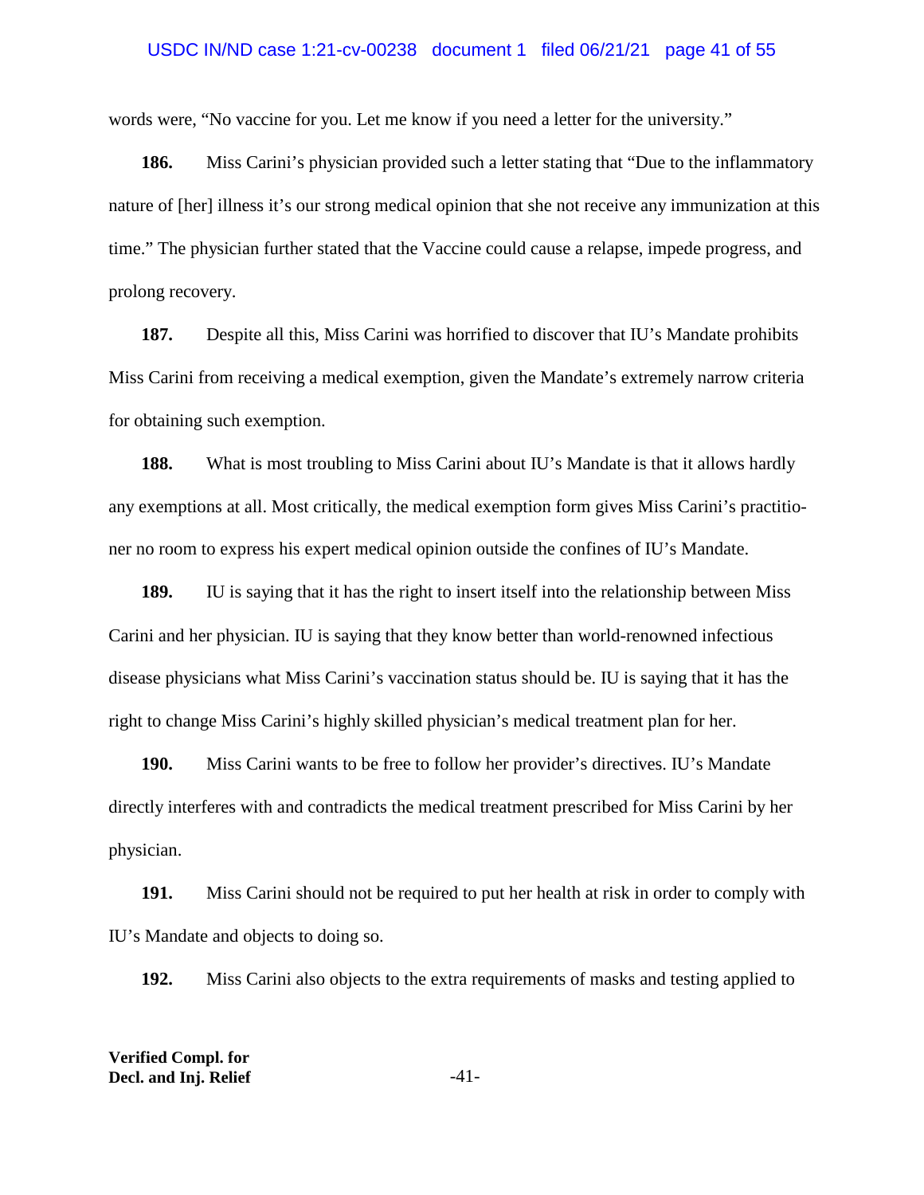words were, “No vaccine for you. Let me know if you need a letter for the university.”

**186.** Miss Carini’s physician provided such a letter stating that “Due to the inflammatory nature of [her] illness it’s our strong medical opinion that she not receive any immunization at this time.” The physician further stated that the Vaccine could cause a relapse, impede progress, and prolong recovery.

**187.** Despite all this, Miss Carini was horrified to discover that IU’s Mandate prohibits Miss Carini from receiving a medical exemption, given the Mandate’s extremely narrow criteria for obtaining such exemption.

**188.** What is most troubling to Miss Carini about IU’s Mandate is that it allows hardly any exemptions at all. Most critically, the medical exemption form gives Miss Carini’s practitioner no room to express his expert medical opinion outside the confines of IU’s Mandate.

**189.** IU is saying that it has the right to insert itself into the relationship between Miss Carini and her physician. IU is saying that they know better than world-renowned infectious disease physicians what Miss Carini’s vaccination status should be. IU is saying that it has the right to change Miss Carini’s highly skilled physician’s medical treatment plan for her.

**190.** Miss Carini wants to be free to follow her provider’s directives. IU’s Mandate directly interferes with and contradicts the medical treatment prescribed for Miss Carini by her physician.

**191.** Miss Carini should not be required to put her health at risk in order to comply with IU’s Mandate and objects to doing so.

**192.** Miss Carini also objects to the extra requirements of masks and testing applied to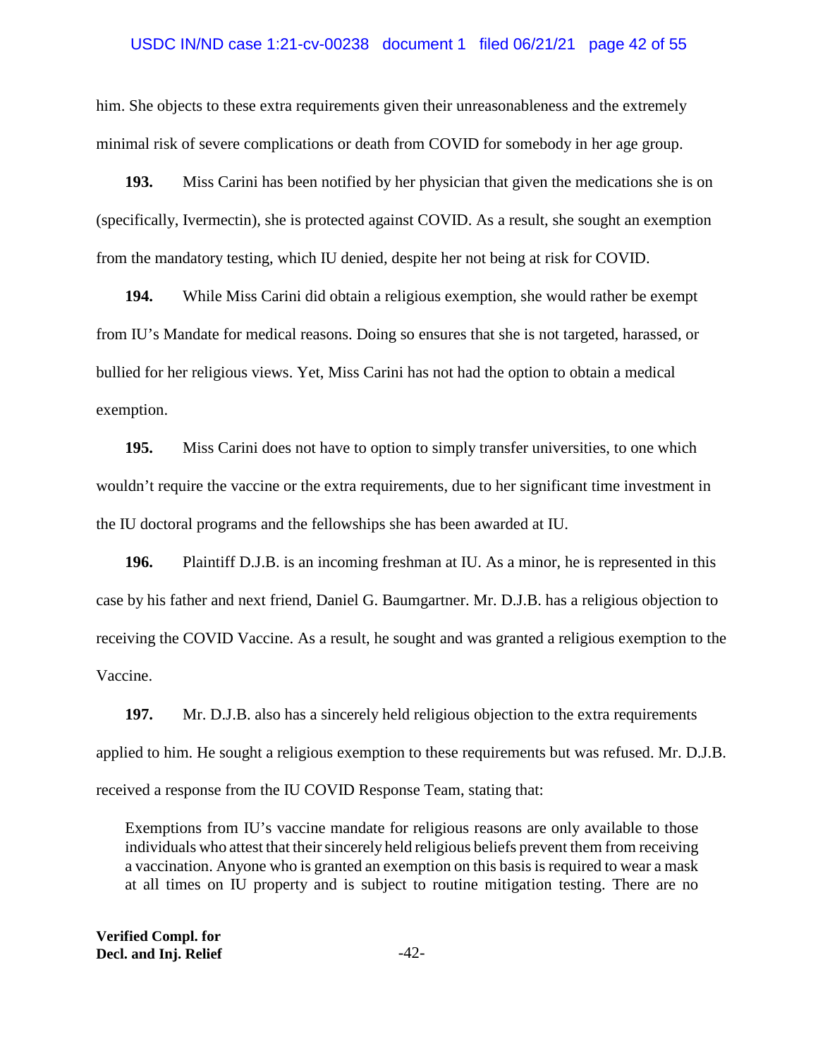him. She objects to these extra requirements given their unreasonableness and the extremely minimal risk of severe complications or death from COVID for somebody in her age group.

**193.** Miss Carini has been notified by her physician that given the medications she is on (specifically, Ivermectin), she is protected against COVID. As a result, she sought an exemption from the mandatory testing, which IU denied, despite her not being at risk for COVID.

**194.** While Miss Carini did obtain a religious exemption, she would rather be exempt from IU's Mandate for medical reasons. Doing so ensures that she is not targeted, harassed, or bullied for her religious views. Yet, Miss Carini has not had the option to obtain a medical exemption.

**195.** Miss Carini does not have to option to simply transfer universities, to one which wouldn't require the vaccine or the extra requirements, due to her significant time investment in the IU doctoral programs and the fellowships she has been awarded at IU.

**196.** Plaintiff D.J.B. is an incoming freshman at IU. As a minor, he is represented in this case by his father and next friend, Daniel G. Baumgartner. Mr. D.J.B. has a religious objection to receiving the COVID Vaccine. As a result, he sought and was granted a religious exemption to the Vaccine.

**197.** Mr. D.J.B. also has a sincerely held religious objection to the extra requirements applied to him. He sought a religious exemption to these requirements but was refused. Mr. D.J.B. received a response from the IU COVID Response Team, stating that:

> Exemptions from IU's vaccine mandate for religious reasons are only available to those individuals who attest that their sincerely held religious beliefs prevent them from receiving a vaccination. Anyone who is granted an exemption on this basis is required to wear a mask at all times on IU property and is subject to routine mitigation testing. There are no

**Verified Compl. for Decl. and Inj. Relief**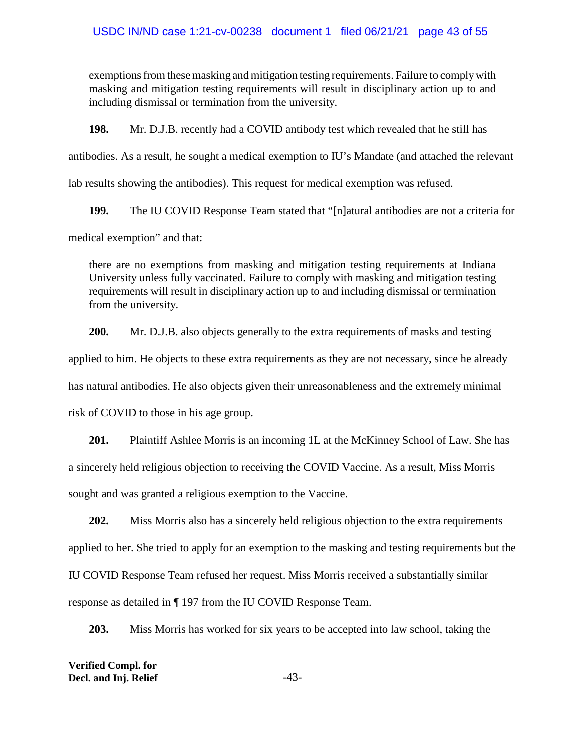> exemptions from these masking and mitigation testing requirements. Failure to comply with masking and mitigation testing requirements will result in disciplinary action up to and including dismissal or termination from the university.

**198.** Mr. D.J.B. recently had a COVID antibody test which revealed that he still has antibodies. As a result, he sought a medical exemption to IU's Mandate (and attached the relevant lab results showing the antibodies). This request for medical exemption was refused.

**199.** The IU COVID Response Team stated that "[n]atural antibodies are not a criteria for medical exemption" and that:

> there are no exemptions from masking and mitigation testing requirements at Indiana University unless fully vaccinated. Failure to comply with masking and mitigation testing requirements will result in disciplinary action up to and including dismissal or termination from the university.

**200.** Mr. D.J.B. also objects generally to the extra requirements of masks and testing applied to him. He objects to these extra requirements as they are not necessary, since he already has natural antibodies. He also objects given their unreasonableness and the extremely minimal risk of COVID to those in his age group.

**201.** Plaintiff Ashlee Morris is an incoming 1L at the McKinney School of Law. She has a sincerely held religious objection to receiving the COVID Vaccine. As a result, Miss Morris sought and was granted a religious exemption to the Vaccine.

**202.** Miss Morris also has a sincerely held religious objection to the extra requirements applied to her. She tried to apply for an exemption to the masking and testing requirements but the IU COVID Response Team refused her request. Miss Morris received a substantially similar response as detailed in ¶ 197 from the IU COVID Response Team.

**203.** Miss Morris has worked for six years to be accepted into law school, taking the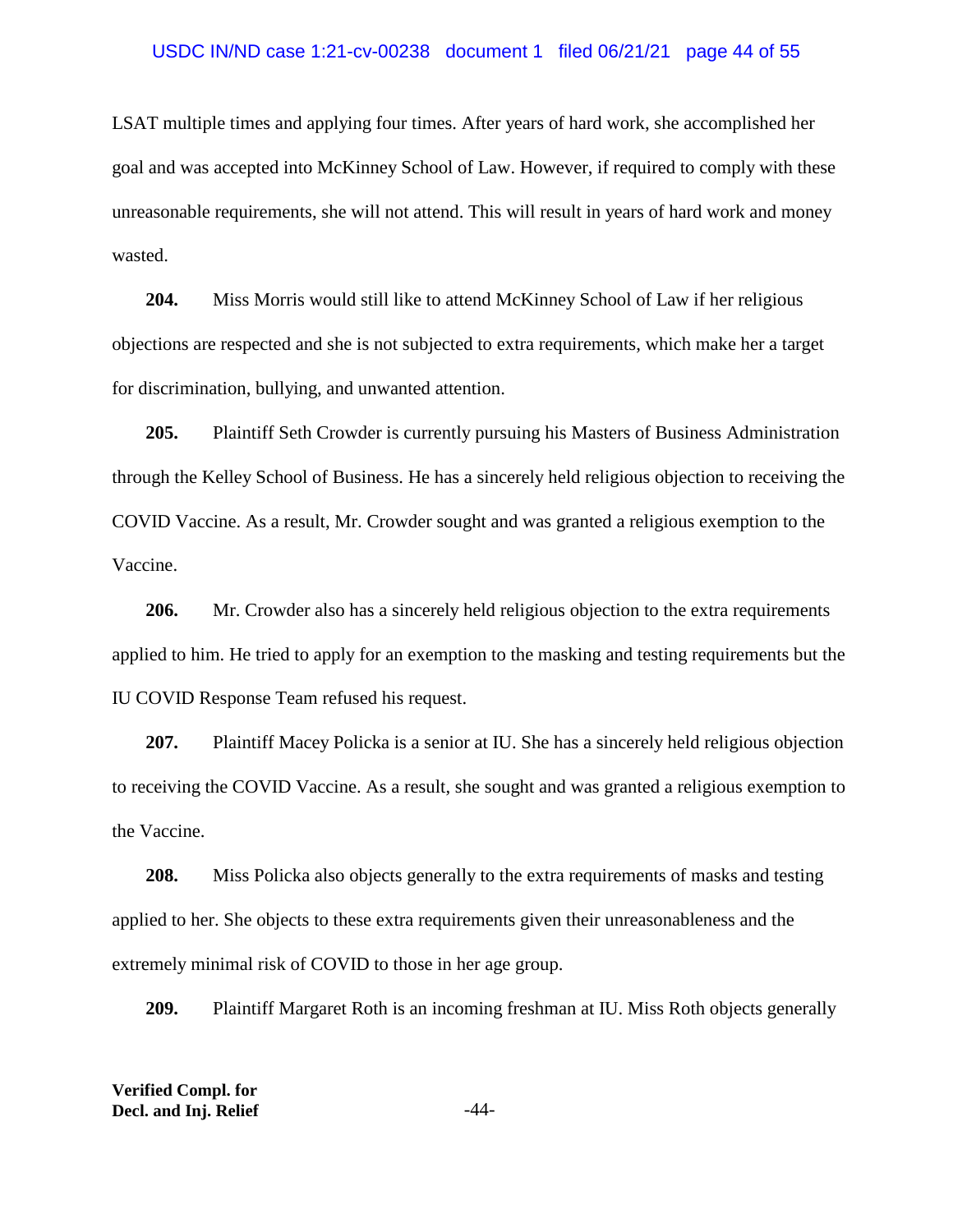LSAT multiple times and applying four times. After years of hard work, she accomplished her goal and was accepted into McKinney School of Law. However, if required to comply with these unreasonable requirements, she will not attend. This will result in years of hard work and money wasted.

**204.** Miss Morris would still like to attend McKinney School of Law if her religious objections are respected and she is not subjected to extra requirements, which make her a target for discrimination, bullying, and unwanted attention.

**205.** Plaintiff Seth Crowder is currently pursuing his Masters of Business Administration through the Kelley School of Business. He has a sincerely held religious objection to receiving the COVID Vaccine. As a result, Mr. Crowder sought and was granted a religious exemption to the Vaccine.

**206.** Mr. Crowder also has a sincerely held religious objection to the extra requirements applied to him. He tried to apply for an exemption to the masking and testing requirements but the IU COVID Response Team refused his request.

**207.** Plaintiff Macey Policka is a senior at IU. She has a sincerely held religious objection to receiving the COVID Vaccine. As a result, she sought and was granted a religious exemption to the Vaccine.

**208.** Miss Policka also objects generally to the extra requirements of masks and testing applied to her. She objects to these extra requirements given their unreasonableness and the extremely minimal risk of COVID to those in her age group.

**209.** Plaintiff Margaret Roth is an incoming freshman at IU. Miss Roth objects generally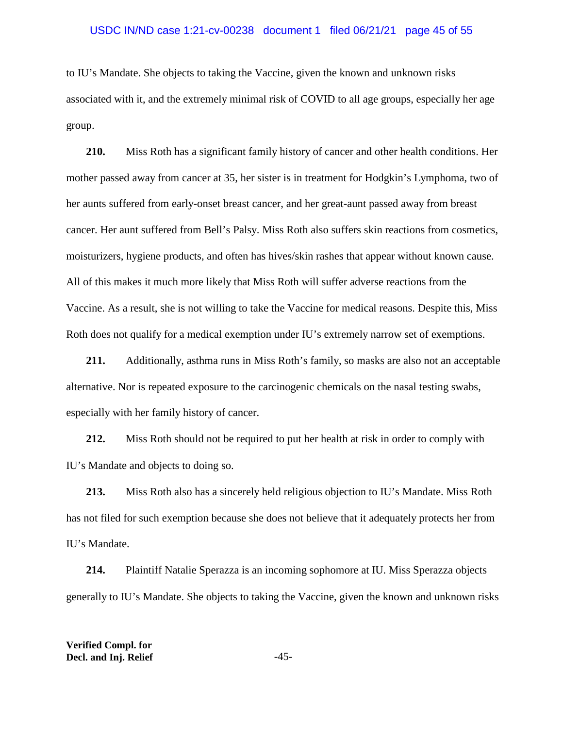to IU's Mandate. She objects to taking the Vaccine, given the known and unknown risks associated with it, and the extremely minimal risk of COVID to all age groups, especially her age group.

**210.** Miss Roth has a significant family history of cancer and other health conditions. Her mother passed away from cancer at 35, her sister is in treatment for Hodgkin's Lymphoma, two of her aunts suffered from early-onset breast cancer, and her great-aunt passed away from breast cancer. Her aunt suffered from Bell's Palsy. Miss Roth also suffers skin reactions from cosmetics, moisturizers, hygiene products, and often has hives/skin rashes that appear without known cause. All of this makes it much more likely that Miss Roth will suffer adverse reactions from the Vaccine. As a result, she is not willing to take the Vaccine for medical reasons. Despite this, Miss Roth does not qualify for a medical exemption under IU's extremely narrow set of exemptions.

**211.** Additionally, asthma runs in Miss Roth's family, so masks are also not an acceptable alternative. Nor is repeated exposure to the carcinogenic chemicals on the nasal testing swabs, especially with her family history of cancer.

**212.** Miss Roth should not be required to put her health at risk in order to comply with IU's Mandate and objects to doing so.

**213.** Miss Roth also has a sincerely held religious objection to IU's Mandate. Miss Roth has not filed for such exemption because she does not believe that it adequately protects her from IU's Mandate.

**214.** Plaintiff Natalie Sperazza is an incoming sophomore at IU. Miss Sperazza objects generally to IU's Mandate. She objects to taking the Vaccine, given the known and unknown risks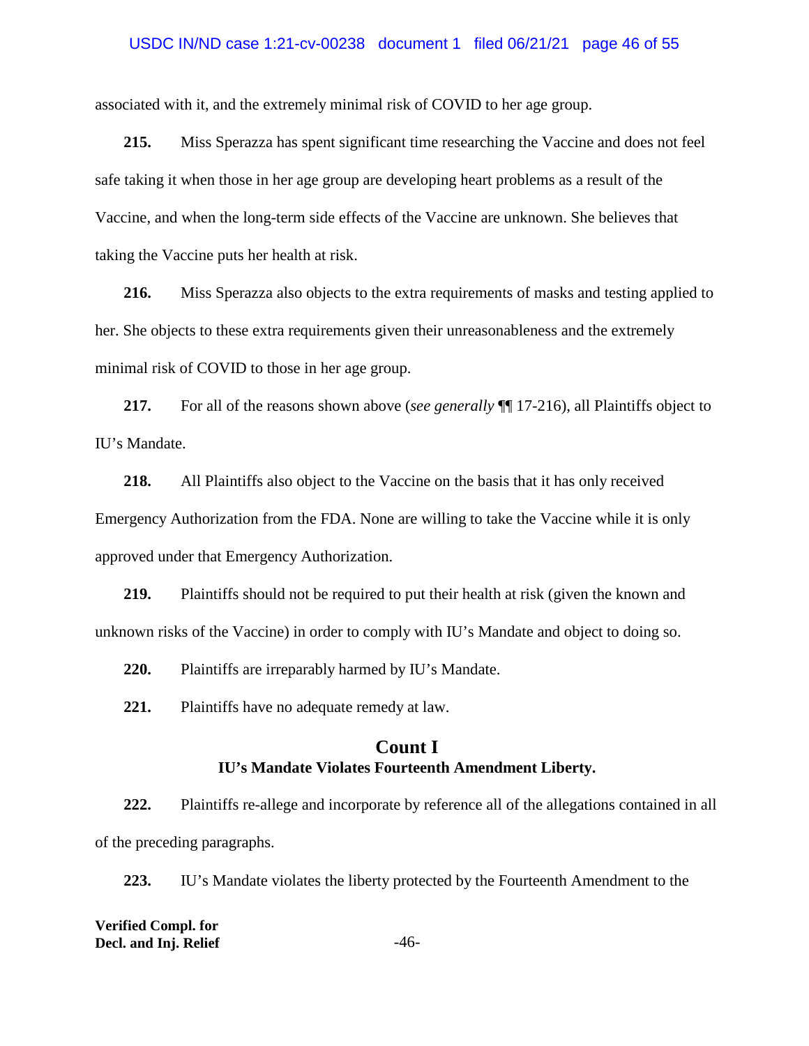associated with it, and the extremely minimal risk of COVID to her age group.

**215.** Miss Sperazza has spent significant time researching the Vaccine and does not feel safe taking it when those in her age group are developing heart problems as a result of the Vaccine, and when the long-term side effects of the Vaccine are unknown. She believes that taking the Vaccine puts her health at risk.

**216.** Miss Sperazza also objects to the extra requirements of masks and testing applied to her. She objects to these extra requirements given their unreasonableness and the extremely minimal risk of COVID to those in her age group.

**217.** For all of the reasons shown above (*see generally* ¶¶ 17-216), all Plaintiffs object to IU's Mandate.

**218.** All Plaintiffs also object to the Vaccine on the basis that it has only received Emergency Authorization from the FDA. None are willing to take the Vaccine while it is only approved under that Emergency Authorization.

**219.** Plaintiffs should not be required to put their health at risk (given the known and unknown risks of the Vaccine) in order to comply with IU's Mandate and object to doing so.

**220.** Plaintiffs are irreparably harmed by IU's Mandate.

**221.** Plaintiffs have no adequate remedy at law.

## Count I
### IU's Mandate Violates Fourteenth Amendment Liberty.

**222.** Plaintiffs re-allege and incorporate by reference all of the allegations contained in all of the preceding paragraphs.

**223.** IU's Mandate violates the liberty protected by the Fourteenth Amendment to the

**Verified Compl. for Decl. and Inj. Relief**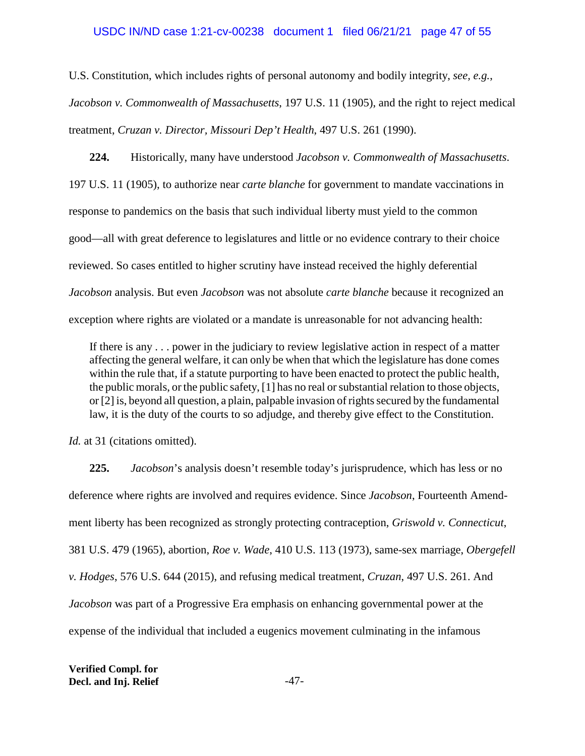U.S. Constitution, which includes rights of personal autonomy and bodily integrity, *see, e.g.*, *Jacobson v. Commonwealth of Massachusetts*, 197 U.S. 11 (1905), and the right to reject medical treatment, *Cruzan v. Director, Missouri Dep't Health*, 497 U.S. 261 (1990).

**224.** Historically, many have understood *Jacobson v. Commonwealth of Massachusetts*. 197 U.S. 11 (1905), to authorize near *carte blanche* for government to mandate vaccinations in response to pandemics on the basis that such individual liberty must yield to the common good—all with great deference to legislatures and little or no evidence contrary to their choice reviewed. So cases entitled to higher scrutiny have instead received the highly deferential *Jacobson* analysis. But even *Jacobson* was not absolute *carte blanche* because it recognized an exception where rights are violated or a mandate is unreasonable for not advancing health:

> If there is any . . . power in the judiciary to review legislative action in respect of a matter affecting the general welfare, it can only be when that which the legislature has done comes within the rule that, if a statute purporting to have been enacted to protect the public health, the public morals, or the public safety, [1] has no real or substantial relation to those objects, or [2] is, beyond all question, a plain, palpable invasion of rights secured by the fundamental law, it is the duty of the courts to so adjudge, and thereby give effect to the Constitution.

*Id.* at 31 (citations omitted).

**225.** *Jacobson*'s analysis doesn't resemble today's jurisprudence, which has less or no deference where rights are involved and requires evidence. Since *Jacobson*, Fourteenth Amendment liberty has been recognized as strongly protecting contraception, *Griswold v. Connecticut*, 381 U.S. 479 (1965), abortion, *Roe v. Wade*, 410 U.S. 113 (1973), same-sex marriage, *Obergefell v. Hodges*, 576 U.S. 644 (2015), and refusing medical treatment, *Cruzan*, 497 U.S. 261. And *Jacobson* was part of a Progressive Era emphasis on enhancing governmental power at the expense of the individual that included a eugenics movement culminating in the infamous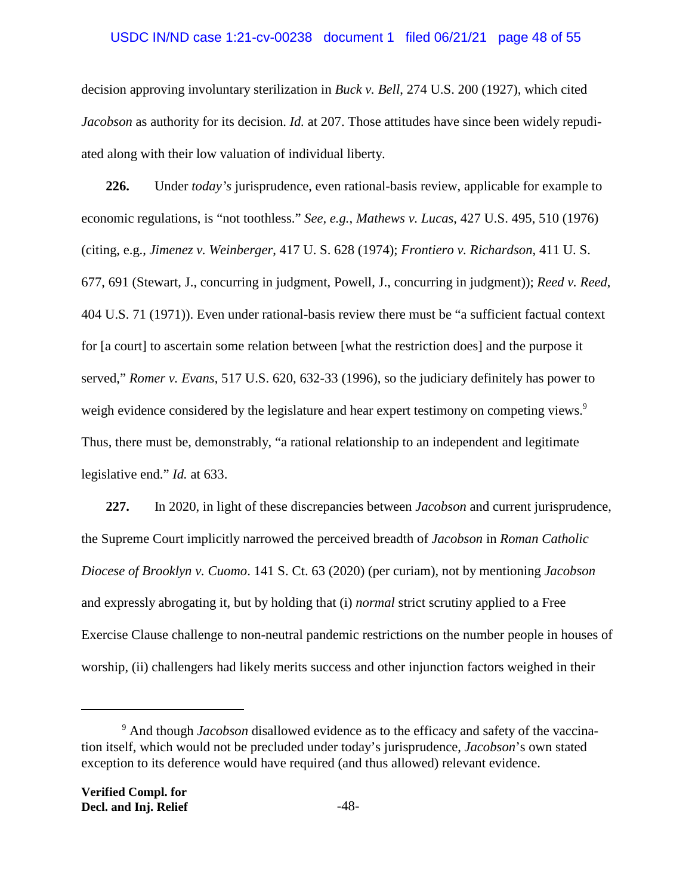decision approving involuntary sterilization in *Buck v. Bell*, 274 U.S. 200 (1927), which cited *Jacobson* as authority for its decision. *Id.* at 207. Those attitudes have since been widely repudiated along with their low valuation of individual liberty.

**226.** Under *today's* jurisprudence, even rational-basis review, applicable for example to economic regulations, is "not toothless." *See, e.g.*, *Mathews v. Lucas*, 427 U.S. 495, 510 (1976) (citing, e.g., *Jimenez v. Weinberger*, 417 U. S. 628 (1974); *Frontiero v. Richardson*, 411 U. S. 677, 691 (Stewart, J., concurring in judgment, Powell, J., concurring in judgment)); *Reed v. Reed*, 404 U.S. 71 (1971)). Even under rational-basis review there must be "a sufficient factual context for [a court] to ascertain some relation between [what the restriction does] and the purpose it served," *Romer v. Evans*, 517 U.S. 620, 632-33 (1996), so the judiciary definitely has power to weigh evidence considered by the legislature and hear expert testimony on competing views.[9] Thus, there must be, demonstrably, "a rational relationship to an independent and legitimate legislative end." *Id.* at 633.

**227.** In 2020, in light of these discrepancies between *Jacobson* and current jurisprudence, the Supreme Court implicitly narrowed the perceived breadth of *Jacobson* in *Roman Catholic Diocese of Brooklyn v. Cuomo*. 141 S. Ct. 63 (2020) (per curiam), not by mentioning *Jacobson* and expressly abrogating it, but by holding that (i) *normal* strict scrutiny applied to a Free Exercise Clause challenge to non-neutral pandemic restrictions on the number people in houses of worship, (ii) challengers had likely merits success and other injunction factors weighed in their

---

[9] And though *Jacobson* disallowed evidence as to the efficacy and safety of the vaccination itself, which would not be precluded under today's jurisprudence, *Jacobson*'s own stated exception to its deference would have required (and thus allowed) relevant evidence.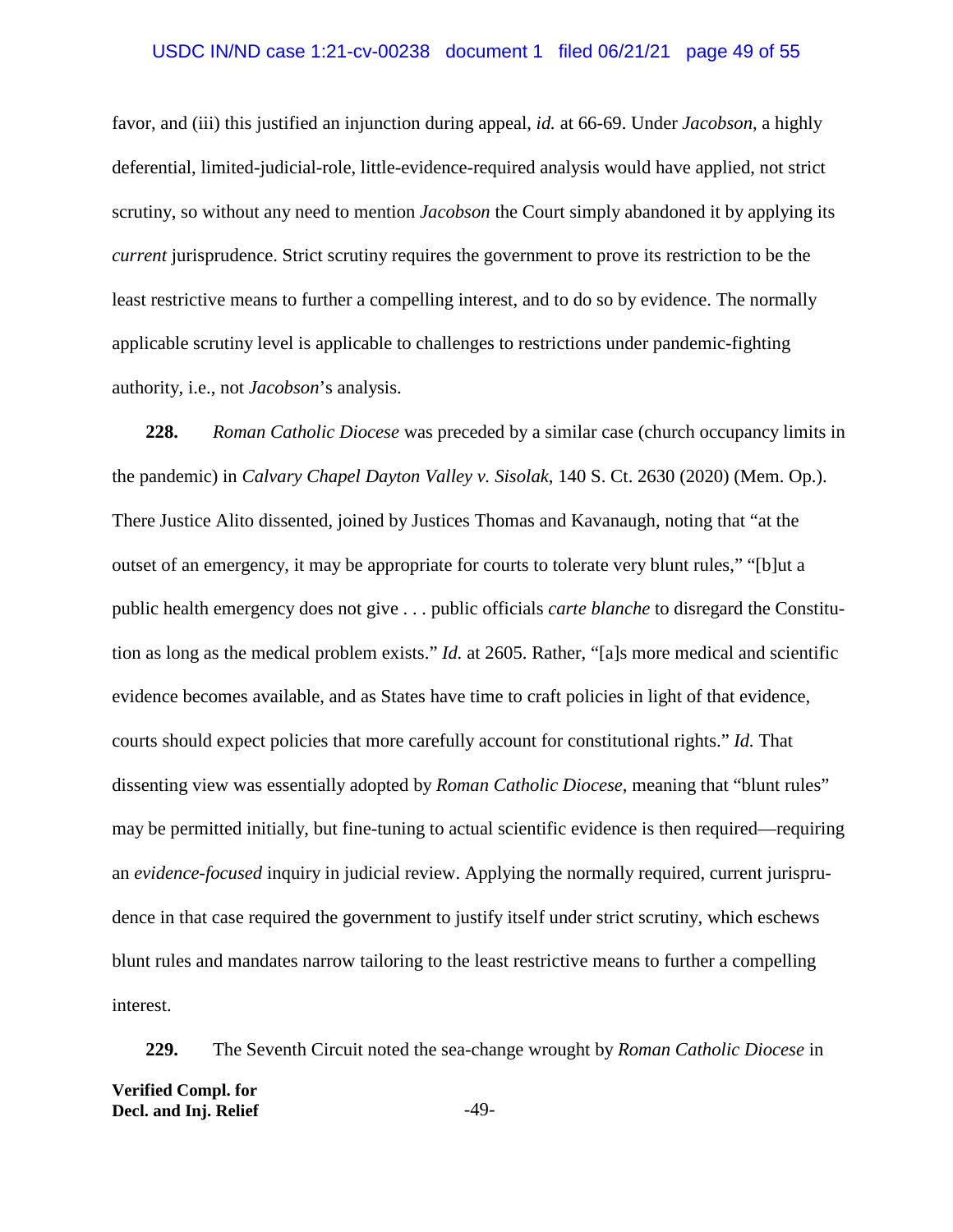favor, and (iii) this justified an injunction during appeal, *id.* at 66-69. Under *Jacobson*, a highly deferential, limited-judicial-role, little-evidence-required analysis would have applied, not strict scrutiny, so without any need to mention *Jacobson* the Court simply abandoned it by applying its *current* jurisprudence. Strict scrutiny requires the government to prove its restriction to be the least restrictive means to further a compelling interest, and to do so by evidence. The normally applicable scrutiny level is applicable to challenges to restrictions under pandemic-fighting authority, i.e., not *Jacobson*'s analysis.

**228.** *Roman Catholic Diocese* was preceded by a similar case (church occupancy limits in the pandemic) in *Calvary Chapel Dayton Valley v. Sisolak*, 140 S. Ct. 2630 (2020) (Mem. Op.). There Justice Alito dissented, joined by Justices Thomas and Kavanaugh, noting that "at the outset of an emergency, it may be appropriate for courts to tolerate very blunt rules," "[b]ut a public health emergency does not give . . . public officials *carte blanche* to disregard the Constitution as long as the medical problem exists." *Id.* at 2605. Rather, "[a]s more medical and scientific evidence becomes available, and as States have time to craft policies in light of that evidence, courts should expect policies that more carefully account for constitutional rights." *Id.* That dissenting view was essentially adopted by *Roman Catholic Diocese*, meaning that "blunt rules" may be permitted initially, but fine-tuning to actual scientific evidence is then required—requiring an *evidence-focused* inquiry in judicial review. Applying the normally required, current jurisprudence in that case required the government to justify itself under strict scrutiny, which eschews blunt rules and mandates narrow tailoring to the least restrictive means to further a compelling interest.

**229.** The Seventh Circuit noted the sea-change wrought by *Roman Catholic Diocese* in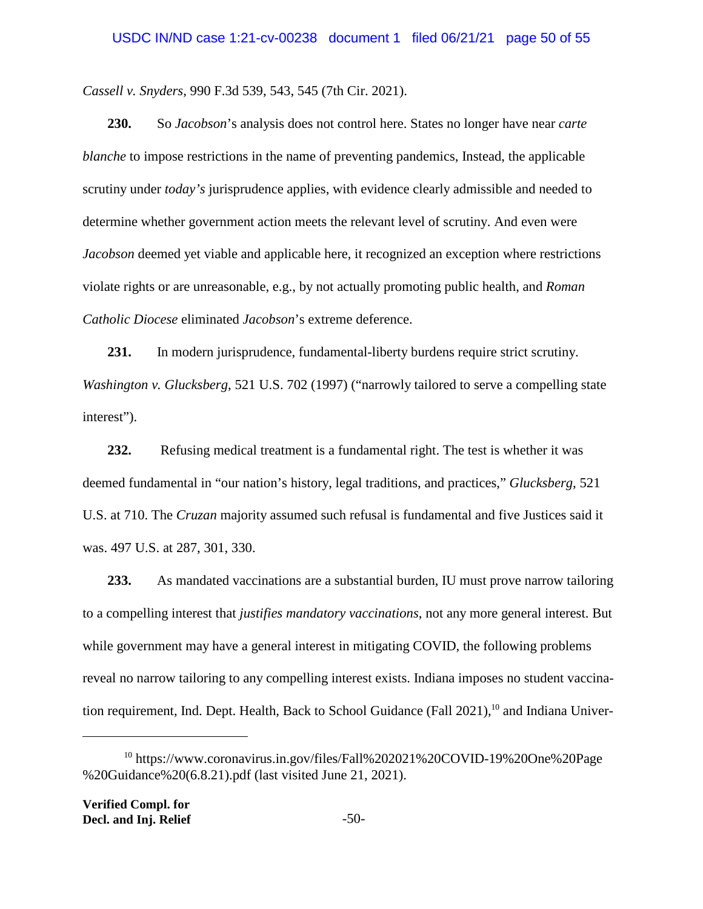*Cassell v. Snyders*, 990 F.3d 539, 543, 545 (7th Cir. 2021).

**230.** So *Jacobson*'s analysis does not control here. States no longer have near *carte blanche* to impose restrictions in the name of preventing pandemics, Instead, the applicable scrutiny under *today's* jurisprudence applies, with evidence clearly admissible and needed to determine whether government action meets the relevant level of scrutiny. And even were *Jacobson* deemed yet viable and applicable here, it recognized an exception where restrictions violate rights or are unreasonable, e.g., by not actually promoting public health, and *Roman Catholic Diocese* eliminated *Jacobson*'s extreme deference.

**231.** In modern jurisprudence, fundamental-liberty burdens require strict scrutiny. *Washington v. Glucksberg*, 521 U.S. 702 (1997) ("narrowly tailored to serve a compelling state interest").

**232.** Refusing medical treatment is a fundamental right. The test is whether it was deemed fundamental in "our nation's history, legal traditions, and practices," *Glucksberg*, 521 U.S. at 710. The *Cruzan* majority assumed such refusal is fundamental and five Justices said it was. 497 U.S. at 287, 301, 330.

**233.** As mandated vaccinations are a substantial burden, IU must prove narrow tailoring to a compelling interest that *justifies mandatory vaccinations*, not any more general interest. But while government may have a general interest in mitigating COVID, the following problems reveal no narrow tailoring to any compelling interest exists. Indiana imposes no student vaccination requirement, Ind. Dept. Health, Back to School Guidance (Fall 2021),[10] and Indiana Univer-

[10] https://www.coronavirus.in.gov/files/Fall%202021%20COVID-19%20One%20Page%20Guidance%20(6.8.21).pdf (last visited June 21, 2021).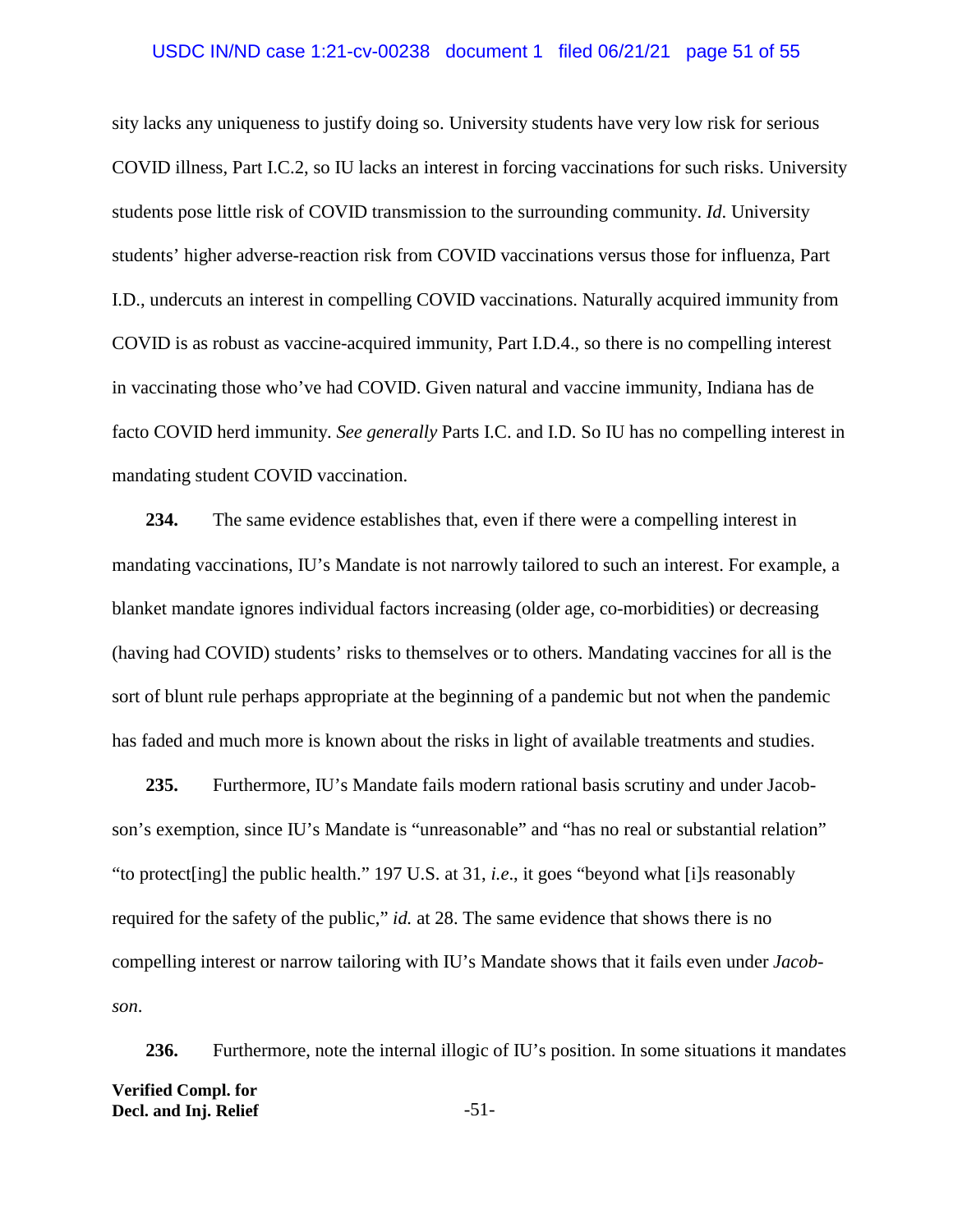sity lacks any uniqueness to justify doing so. University students have very low risk for serious COVID illness, Part I.C.2, so IU lacks an interest in forcing vaccinations for such risks. University students pose little risk of COVID transmission to the surrounding community. *Id*. University students' higher adverse-reaction risk from COVID vaccinations versus those for influenza, Part I.D., undercuts an interest in compelling COVID vaccinations. Naturally acquired immunity from COVID is as robust as vaccine-acquired immunity, Part I.D.4., so there is no compelling interest in vaccinating those who've had COVID. Given natural and vaccine immunity, Indiana has de facto COVID herd immunity. *See generally* Parts I.C. and I.D. So IU has no compelling interest in mandating student COVID vaccination.

**234.** The same evidence establishes that, even if there were a compelling interest in mandating vaccinations, IU's Mandate is not narrowly tailored to such an interest. For example, a blanket mandate ignores individual factors increasing (older age, co-morbidities) or decreasing (having had COVID) students' risks to themselves or to others. Mandating vaccines for all is the sort of blunt rule perhaps appropriate at the beginning of a pandemic but not when the pandemic has faded and much more is known about the risks in light of available treatments and studies.

**235.** Furthermore, IU's Mandate fails modern rational basis scrutiny and under Jacobson's exemption, since IU's Mandate is "unreasonable" and "has no real or substantial relation" "to protect[ing] the public health." 197 U.S. at 31, *i.e.*, it goes "beyond what [i]s reasonably required for the safety of the public," *id.* at 28. The same evidence that shows there is no compelling interest or narrow tailoring with IU's Mandate shows that it fails even under *Jacobson*.

**236.** Furthermore, note the internal illogic of IU's position. In some situations it mandates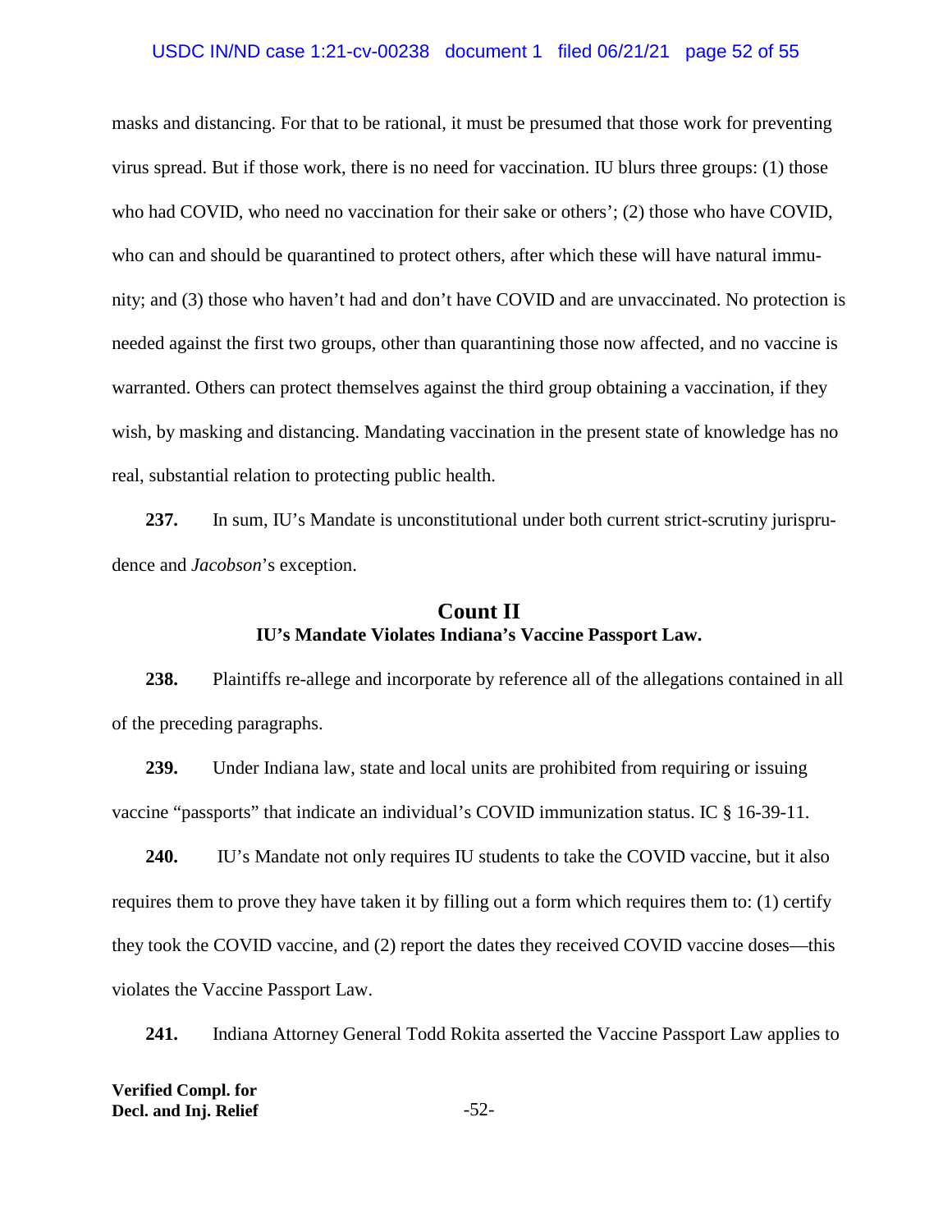masks and distancing. For that to be rational, it must be presumed that those work for preventing virus spread. But if those work, there is no need for vaccination. IU blurs three groups: (1) those who had COVID, who need no vaccination for their sake or others'; (2) those who have COVID, who can and should be quarantined to protect others, after which these will have natural immunity; and (3) those who haven't had and don't have COVID and are unvaccinated. No protection is needed against the first two groups, other than quarantining those now affected, and no vaccine is warranted. Others can protect themselves against the third group obtaining a vaccination, if they wish, by masking and distancing. Mandating vaccination in the present state of knowledge has no real, substantial relation to protecting public health.

**237.** In sum, IU's Mandate is unconstitutional under both current strict-scrutiny jurisprudence and *Jacobson*'s exception.

## Count II
### IU's Mandate Violates Indiana's Vaccine Passport Law.

**238.** Plaintiffs re-allege and incorporate by reference all of the allegations contained in all of the preceding paragraphs.

**239.** Under Indiana law, state and local units are prohibited from requiring or issuing vaccine "passports" that indicate an individual's COVID immunization status. IC § 16-39-11.

**240.** IU's Mandate not only requires IU students to take the COVID vaccine, but it also requires them to prove they have taken it by filling out a form which requires them to: (1) certify they took the COVID vaccine, and (2) report the dates they received COVID vaccine doses—this violates the Vaccine Passport Law.

**241.** Indiana Attorney General Todd Rokita asserted the Vaccine Passport Law applies to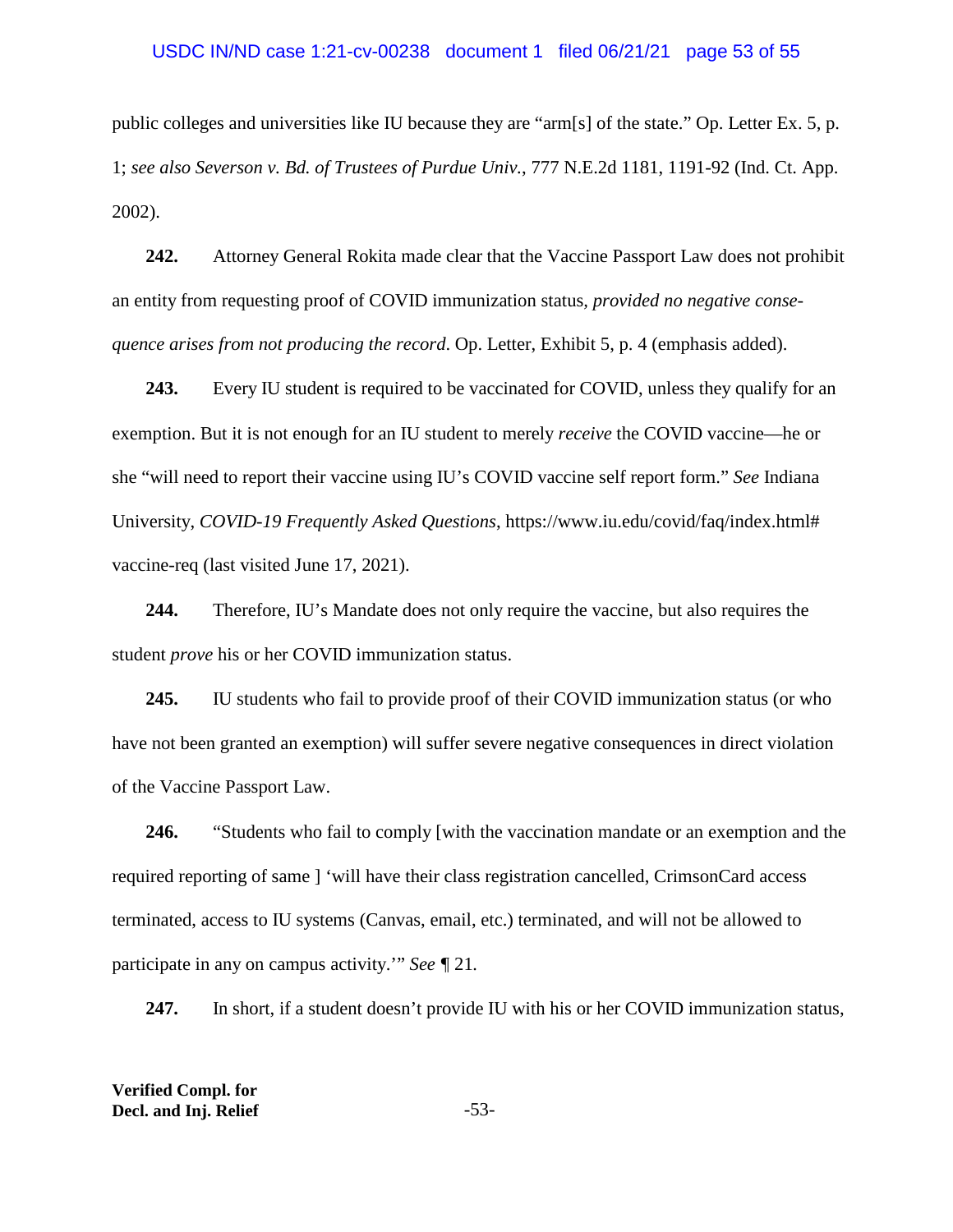public colleges and universities like IU because they are "arm[s] of the state." Op. Letter Ex. 5, p. 1; *see also Severson v. Bd. of Trustees of Purdue Univ.*, 777 N.E.2d 1181, 1191-92 (Ind. Ct. App. 2002).

**242.** Attorney General Rokita made clear that the Vaccine Passport Law does not prohibit an entity from requesting proof of COVID immunization status, *provided no negative consequence arises from not producing the record*. Op. Letter, Exhibit 5, p. 4 (emphasis added).

**243.** Every IU student is required to be vaccinated for COVID, unless they qualify for an exemption. But it is not enough for an IU student to merely *receive* the COVID vaccine—he or she "will need to report their vaccine using IU's COVID vaccine self report form." *See* Indiana University, *COVID-19 Frequently Asked Questions*, https://www.iu.edu/covid/faq/index.html#vaccine-req (last visited June 17, 2021).

**244.** Therefore, IU's Mandate does not only require the vaccine, but also requires the student *prove* his or her COVID immunization status.

**245.** IU students who fail to provide proof of their COVID immunization status (or who have not been granted an exemption) will suffer severe negative consequences in direct violation of the Vaccine Passport Law.

**246.** "Students who fail to comply [with the vaccination mandate or an exemption and the required reporting of same ] 'will have their class registration cancelled, CrimsonCard access terminated, access to IU systems (Canvas, email, etc.) terminated, and will not be allowed to participate in any on campus activity.'" *See* ¶ 21.

**247.** In short, if a student doesn't provide IU with his or her COVID immunization status,

**Verified Compl. for Decl. and Inj. Relief**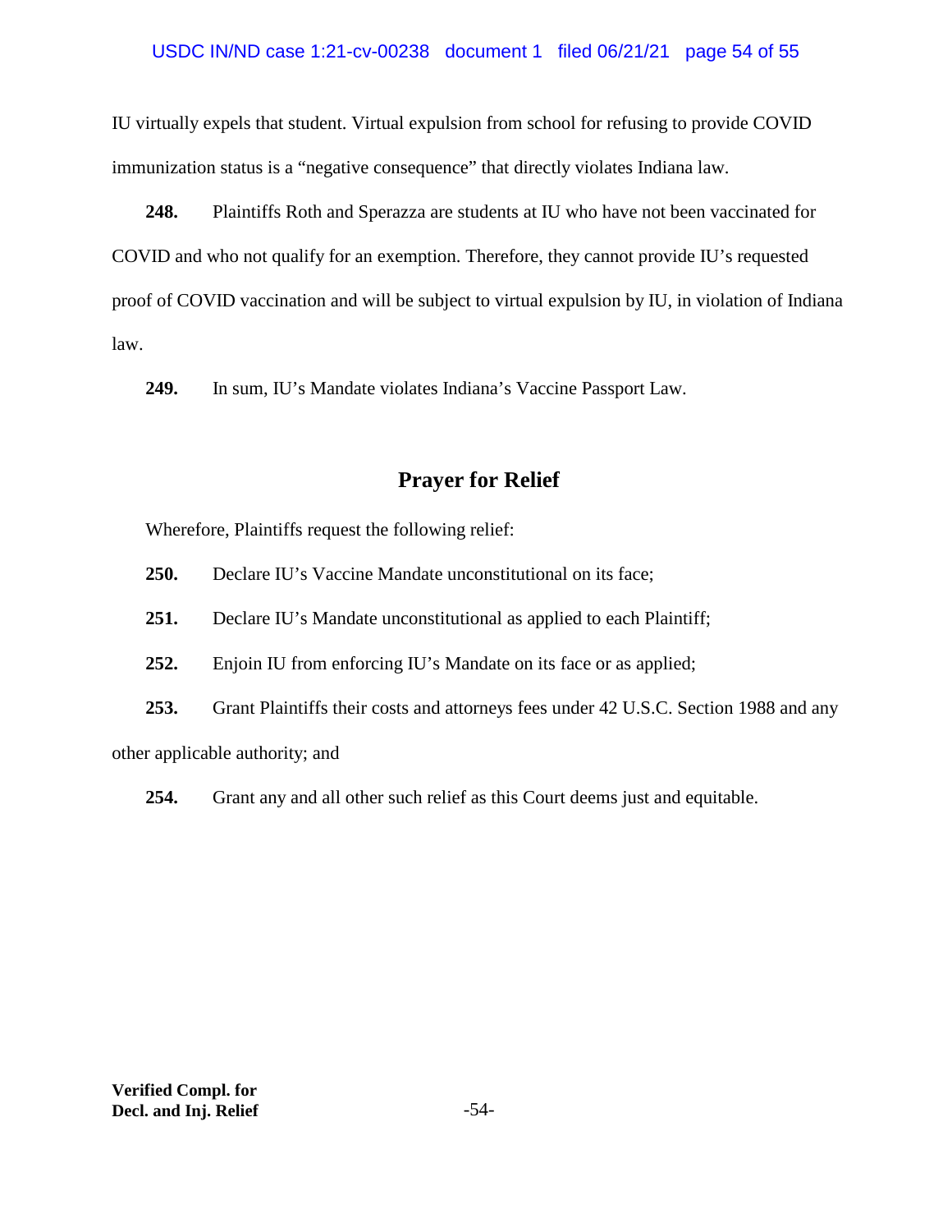IU virtually expels that student. Virtual expulsion from school for refusing to provide COVID immunization status is a "negative consequence" that directly violates Indiana law.

**248.** Plaintiffs Roth and Sperazza are students at IU who have not been vaccinated for COVID and who not qualify for an exemption. Therefore, they cannot provide IU's requested proof of COVID vaccination and will be subject to virtual expulsion by IU, in violation of Indiana law.

**249.** In sum, IU's Mandate violates Indiana's Vaccine Passport Law.

## Prayer for Relief

Wherefore, Plaintiffs request the following relief:

**250.** Declare IU's Vaccine Mandate unconstitutional on its face;

**251.** Declare IU's Mandate unconstitutional as applied to each Plaintiff;

**252.** Enjoin IU from enforcing IU's Mandate on its face or as applied;

**253.** Grant Plaintiffs their costs and attorneys fees under 42 U.S.C. Section 1988 and any other applicable authority; and

**254.** Grant any and all other such relief as this Court deems just and equitable.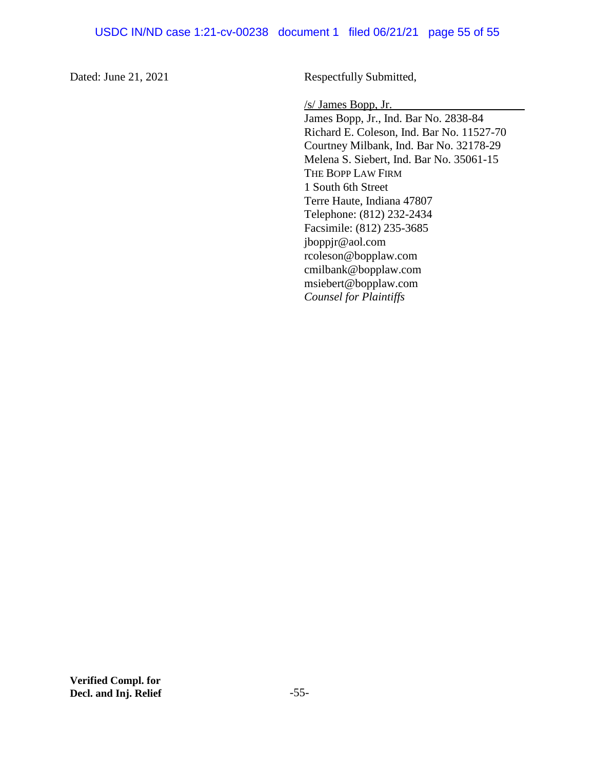Dated: June 21, 2021

Respectfully Submitted,

/s/ James Bopp, Jr.
James Bopp, Jr., Ind. Bar No. 2838-84
Richard E. Coleson, Ind. Bar No. 11527-70
Courtney Milbank, Ind. Bar No. 32178-29
Melena S. Siebert, Ind. Bar No. 35061-15
THE BOPP LAW FIRM
1 South 6th Street
Terre Haute, Indiana 47807
Telephone: (812) 232-2434
Facsimile: (812) 235-3685
jboppjr@aol.com
rcoleson@bopplaw.com
cmilbank@bopplaw.com
msiebert@bopplaw.com
*Counsel for Plaintiffs*